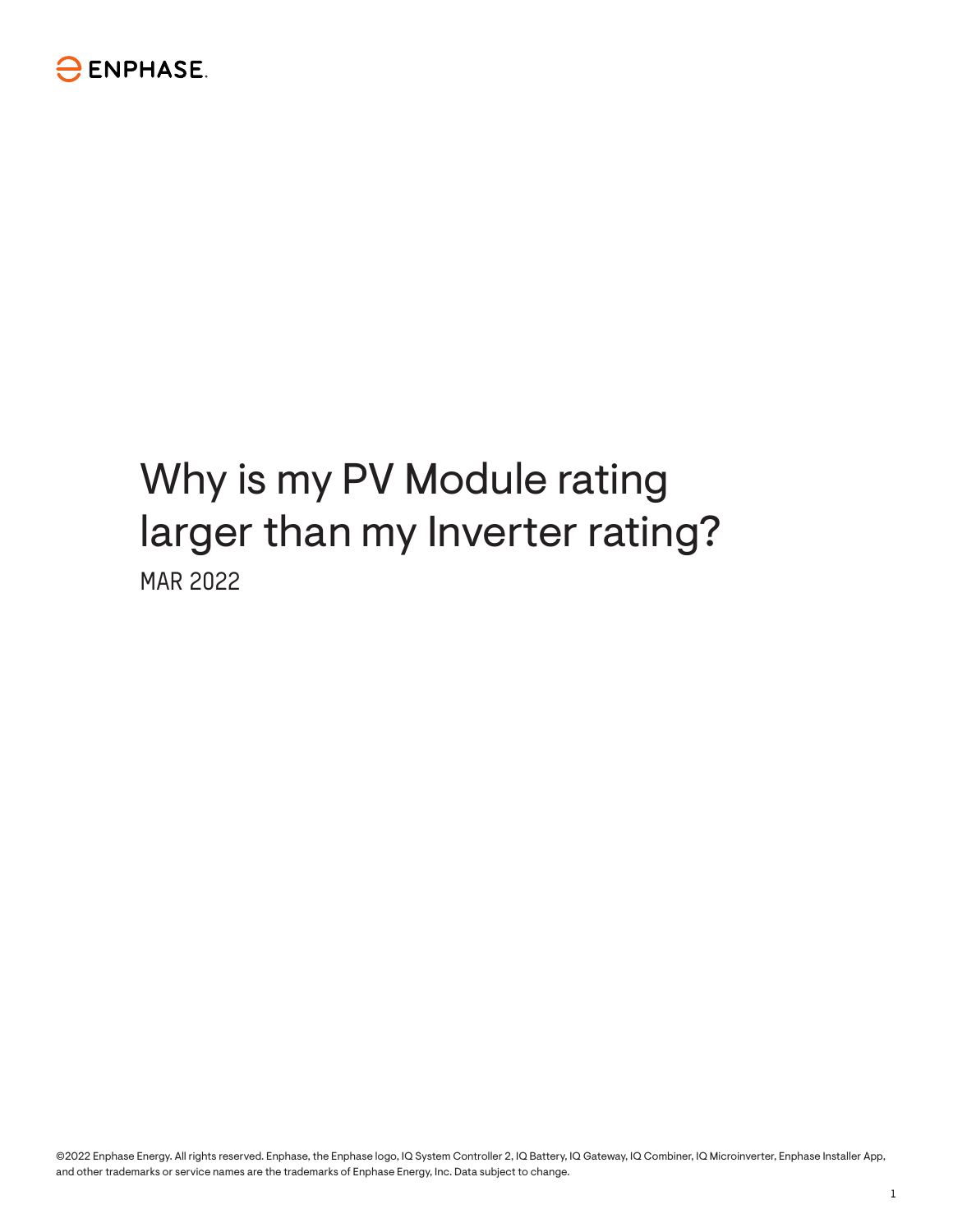ENPHASE.

# Why is my PV Module rating larger than my Inverter rating?

MAR 2022

©2022 Enphase Energy. All rights reserved. Enphase, the Enphase logo, IQ System Controller 2, IQ Battery, IQ Gateway, IQ Combiner, IQ Microinverter, Enphase Installer App, and other trademarks or service names are the trademarks of Enphase Energy, Inc. Data subject to change.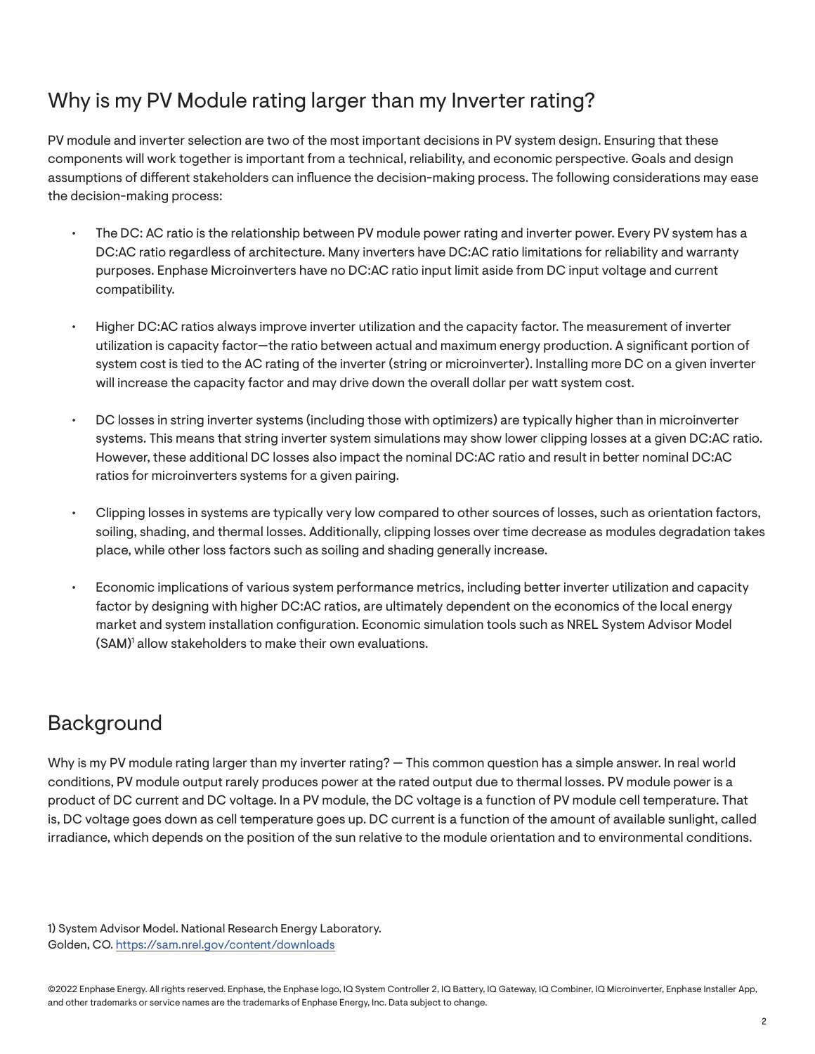## Why is my PV Module rating larger than my Inverter rating?

PV module and inverter selection are two of the most important decisions in PV system design. Ensuring that these components will work together is important from a technical, reliability, and economic perspective. Goals and design assumptions of different stakeholders can influence the decision-making process. The following considerations may ease the decision-making process:

- The DC: AC ratio is the relationship between PV module power rating and inverter power. Every PV system has a DC:AC ratio regardless of architecture. Many inverters have DC:AC ratio limitations for reliability and warranty purposes. Enphase Microinverters have no DC:AC ratio input limit aside from DC input voltage and current compatibility.

- Higher DC:AC ratios always improve inverter utilization and the capacity factor. The measurement of inverter utilization is capacity factor—the ratio between actual and maximum energy production. A significant portion of system cost is tied to the AC rating of the inverter (string or microinverter). Installing more DC on a given inverter will increase the capacity factor and may drive down the overall dollar per watt system cost.

- DC losses in string inverter systems (including those with optimizers) are typically higher than in microinverter systems. This means that string inverter system simulations may show lower clipping losses at a given DC:AC ratio. However, these additional DC losses also impact the nominal DC:AC ratio and result in better nominal DC:AC ratios for microinverters systems for a given pairing.

- Clipping losses in systems are typically very low compared to other sources of losses, such as orientation factors, soiling, shading, and thermal losses. Additionally, clipping losses over time decrease as modules degradation takes place, while other loss factors such as soiling and shading generally increase.

- Economic implications of various system performance metrics, including better inverter utilization and capacity factor by designing with higher DC:AC ratios, are ultimately dependent on the economics of the local energy market and system installation configuration. Economic simulation tools such as NREL System Advisor Model (SAM)[1] allow stakeholders to make their own evaluations.

## Background

Why is my PV module rating larger than my inverter rating? — This common question has a simple answer. In real world conditions, PV module output rarely produces power at the rated output due to thermal losses. PV module power is a product of DC current and DC voltage. In a PV module, the DC voltage is a function of PV module cell temperature. That is, DC voltage goes down as cell temperature goes up. DC current is a function of the amount of available sunlight, called irradiance, which depends on the position of the sun relative to the module orientation and to environmental conditions.

1) System Advisor Model. National Research Energy Laboratory. Golden, CO. https://sam.nrel.gov/content/downloads

©2022 Enphase Energy. All rights reserved. Enphase, the Enphase logo, IQ System Controller 2, IQ Battery, IQ Gateway, IQ Combiner, IQ Microinverter, Enphase Installer App, and other trademarks or service names are the trademarks of Enphase Energy, Inc. Data subject to change.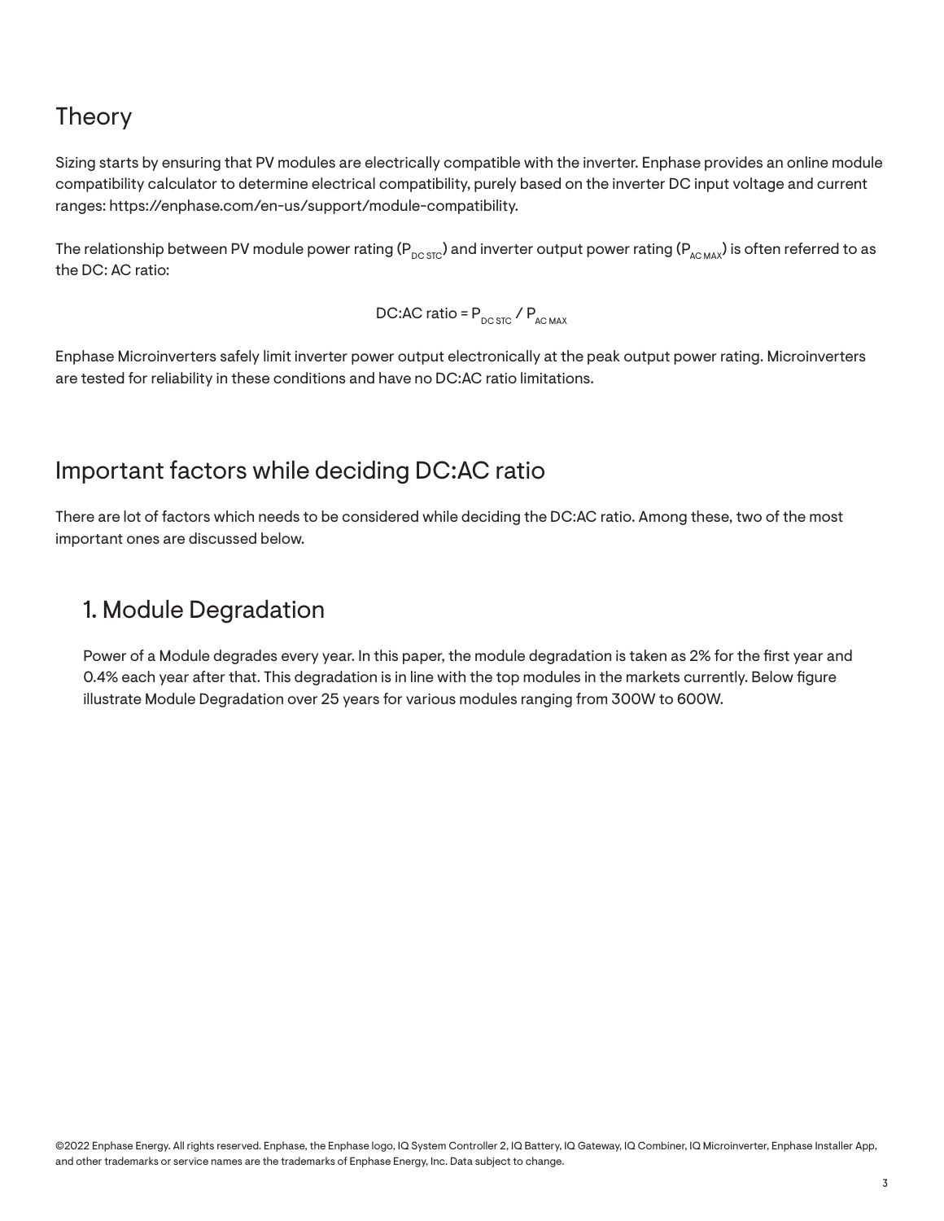## Theory

Sizing starts by ensuring that PV modules are electrically compatible with the inverter. Enphase provides an online module compatibility calculator to determine electrical compatibility, purely based on the inverter DC input voltage and current ranges: https://enphase.com/en-us/support/module-compatibility.

The relationship between PV module power rating ($P_{DC\ STC}$) and inverter output power rating ($P_{AC\ MAX}$) is often referred to as the DC: AC ratio:

$$\text{DC:AC ratio} = P_{DC\ STC} \ / \ P_{AC\ MAX}$$

Enphase Microinverters safely limit inverter power output electronically at the peak output power rating. Microinverters are tested for reliability in these conditions and have no DC:AC ratio limitations.

## Important factors while deciding DC:AC ratio

There are lot of factors which needs to be considered while deciding the DC:AC ratio. Among these, two of the most important ones are discussed below.

### 1. Module Degradation

Power of a Module degrades every year. In this paper, the module degradation is taken as 2% for the first year and 0.4% each year after that. This degradation is in line with the top modules in the markets currently. Below figure illustrate Module Degradation over 25 years for various modules ranging from 300W to 600W.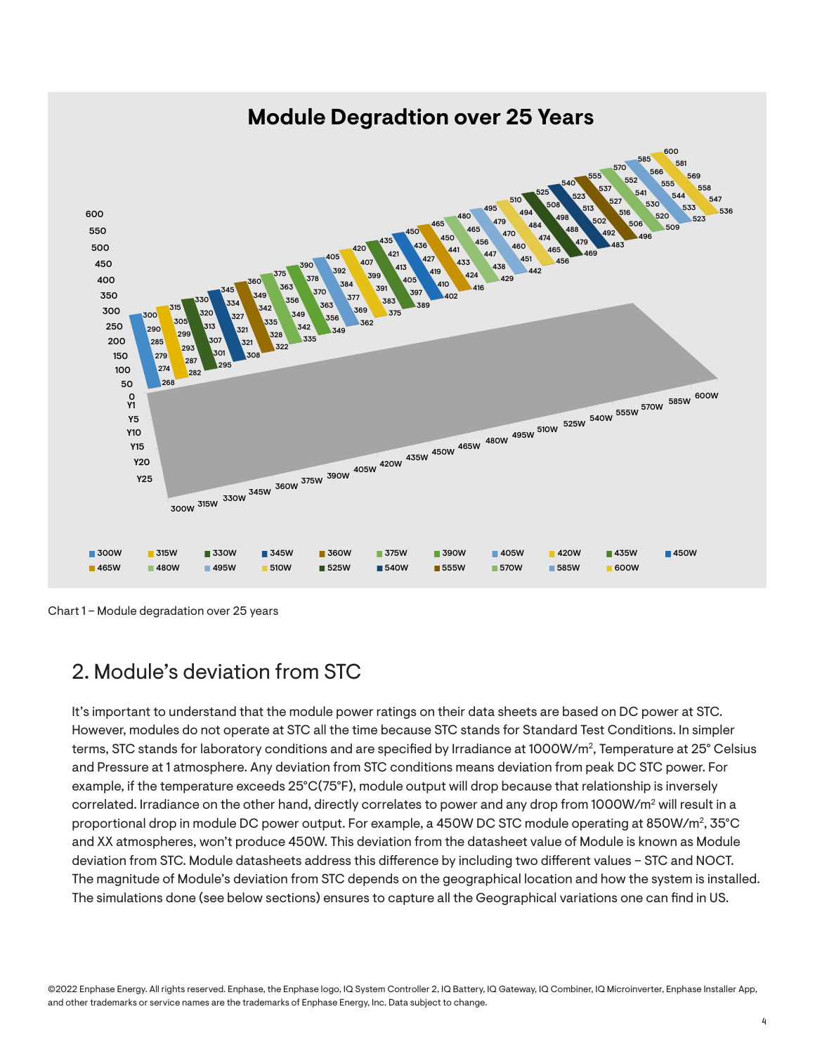**Module Degradtion over 25 Years**

600
550
500
450
400
350
300
250
200
150
100
50
0

Y1
Y5
Y10
Y15
Y20
Y25

300W 315W 330W 345W 360W 375W 390W 405W 420W 435W 450W 465W 480W 495W 510W 525W 540W 555W 570W 585W 600W

Legend: 300W, 315W, 330W, 345W, 360W, 375W, 390W, 405W, 420W, 435W, 450W, 465W, 480W, 495W, 510W, 525W, 540W, 555W, 570W, 585W, 600W

Chart 1 – Module degradation over 25 years

## 2. Module's deviation from STC

It's important to understand that the module power ratings on their data sheets are based on DC power at STC. However, modules do not operate at STC all the time because STC stands for Standard Test Conditions. In simpler terms, STC stands for laboratory conditions and are specified by Irradiance at 1000W/m$^2$, Temperature at 25° Celsius and Pressure at 1 atmosphere. Any deviation from STC conditions means deviation from peak DC STC power. For example, if the temperature exceeds 25°C(75°F), module output will drop because that relationship is inversely correlated. Irradiance on the other hand, directly correlates to power and any drop from 1000W/m$^2$ will result in a proportional drop in module DC power output. For example, a 450W DC STC module operating at 850W/m$^2$, 35°C and XX atmospheres, won't produce 450W. This deviation from the datasheet value of Module is known as Module deviation from STC. Module datasheets address this difference by including two different values – STC and NOCT. The magnitude of Module's deviation from STC depends on the geographical location and how the system is installed. The simulations done (see below sections) ensures to capture all the Geographical variations one can find in US.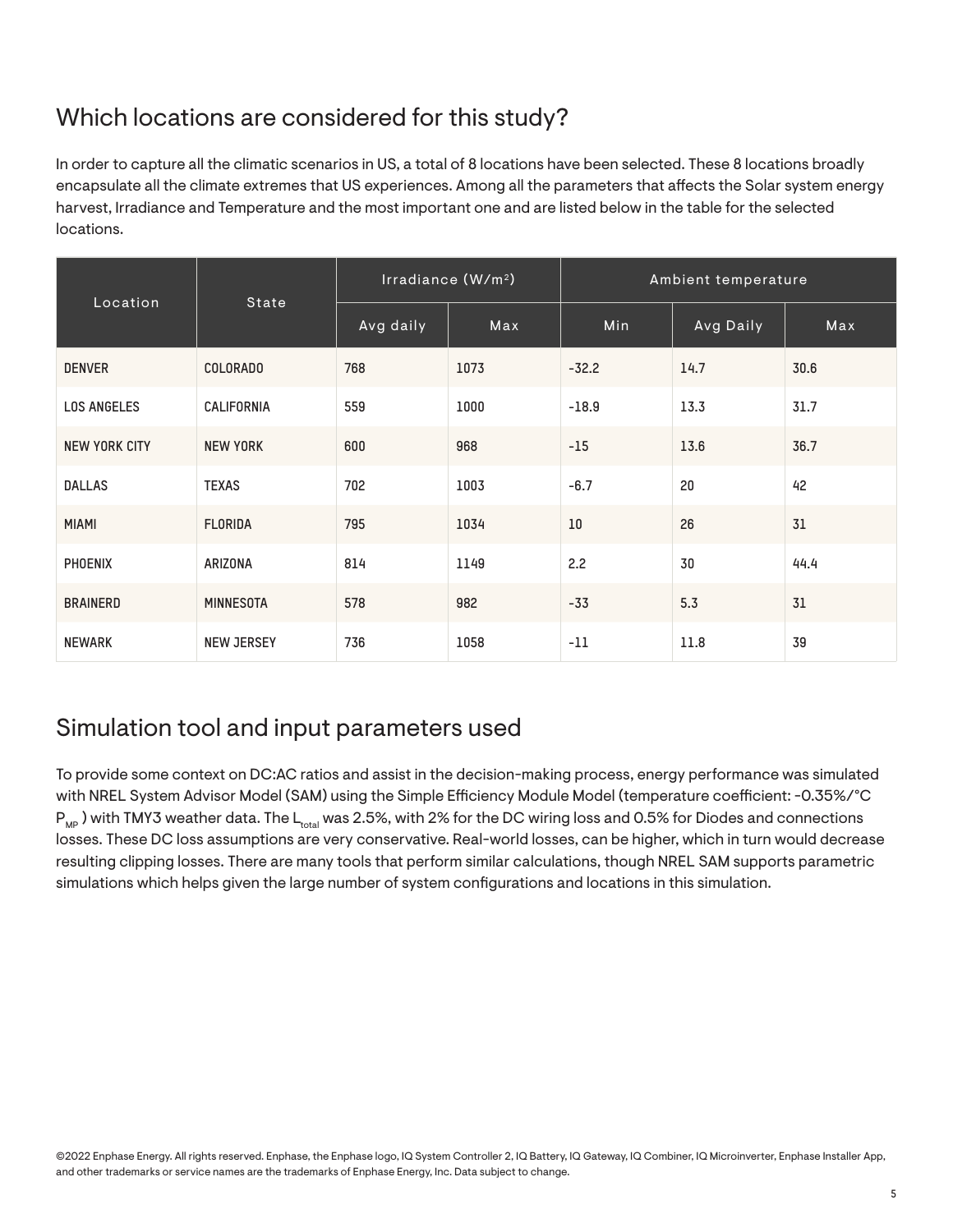## Which locations are considered for this study?

In order to capture all the climatic scenarios in US, a total of 8 locations have been selected. These 8 locations broadly encapsulate all the climate extremes that US experiences. Among all the parameters that affects the Solar system energy harvest, Irradiance and Temperature and the most important one and are listed below in the table for the selected locations.

| Location | State | Irradiance ($W/m^2$) | | Ambient temperature | | |
|---|---|---|---|---|---|---|
| | | Avg daily | Max | Min | Avg Daily | Max |
| DENVER | COLORADO | 768 | 1073 | -32.2 | 14.7 | 30.6 |
| LOS ANGELES | CALIFORNIA | 559 | 1000 | -18.9 | 13.3 | 31.7 |
| NEW YORK CITY | NEW YORK | 600 | 968 | -15 | 13.6 | 36.7 |
| DALLAS | TEXAS | 702 | 1003 | -6.7 | 20 | 42 |
| MIAMI | FLORIDA | 795 | 1034 | 10 | 26 | 31 |
| PHOENIX | ARIZONA | 814 | 1149 | 2.2 | 30 | 44.4 |
| BRAINERD | MINNESOTA | 578 | 982 | -33 | 5.3 | 31 |
| NEWARK | NEW JERSEY | 736 | 1058 | -11 | 11.8 | 39 |

## Simulation tool and input parameters used

To provide some context on DC:AC ratios and assist in the decision-making process, energy performance was simulated with NREL System Advisor Model (SAM) using the Simple Efficiency Module Model (temperature coefficient: -0.35%/°C $P_{MP}$ ) with TMY3 weather data. The $L_{total}$ was 2.5%, with 2% for the DC wiring loss and 0.5% for Diodes and connections losses. These DC loss assumptions are very conservative. Real-world losses, can be higher, which in turn would decrease resulting clipping losses. There are many tools that perform similar calculations, though NREL SAM supports parametric simulations which helps given the large number of system configurations and locations in this simulation.

©2022 Enphase Energy. All rights reserved. Enphase, the Enphase logo, IQ System Controller 2, IQ Battery, IQ Gateway, IQ Combiner, IQ Microinverter, Enphase Installer App, and other trademarks or service names are the trademarks of Enphase Energy, Inc. Data subject to change.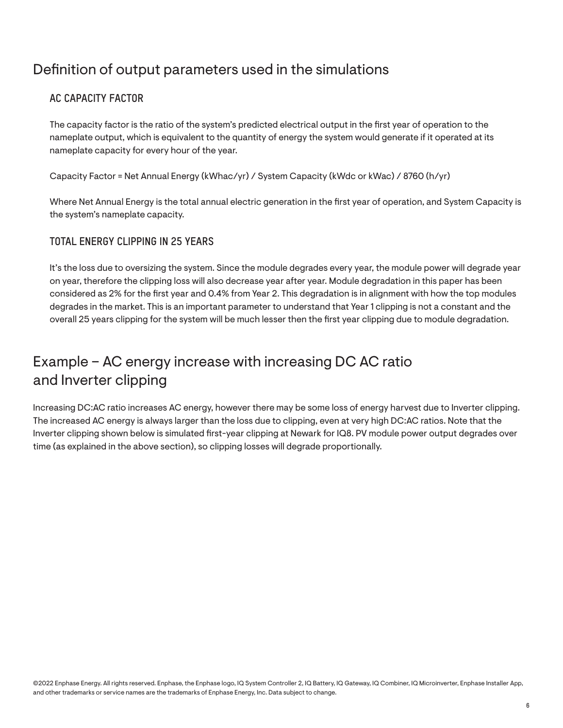## Definition of output parameters used in the simulations

### AC CAPACITY FACTOR

The capacity factor is the ratio of the system's predicted electrical output in the first year of operation to the nameplate output, which is equivalent to the quantity of energy the system would generate if it operated at its nameplate capacity for every hour of the year.

Capacity Factor = Net Annual Energy (kWhac/yr) / System Capacity (kWdc or kWac) / 8760 (h/yr)

Where Net Annual Energy is the total annual electric generation in the first year of operation, and System Capacity is the system's nameplate capacity.

### TOTAL ENERGY CLIPPING IN 25 YEARS

It's the loss due to oversizing the system. Since the module degrades every year, the module power will degrade year on year, therefore the clipping loss will also decrease year after year. Module degradation in this paper has been considered as 2% for the first year and 0.4% from Year 2. This degradation is in alignment with how the top modules degrades in the market. This is an important parameter to understand that Year 1 clipping is not a constant and the overall 25 years clipping for the system will be much lesser then the first year clipping due to module degradation.

## Example – AC energy increase with increasing DC AC ratio and Inverter clipping

Increasing DC:AC ratio increases AC energy, however there may be some loss of energy harvest due to Inverter clipping. The increased AC energy is always larger than the loss due to clipping, even at very high DC:AC ratios. Note that the Inverter clipping shown below is simulated first-year clipping at Newark for IQ8. PV module power output degrades over time (as explained in the above section), so clipping losses will degrade proportionally.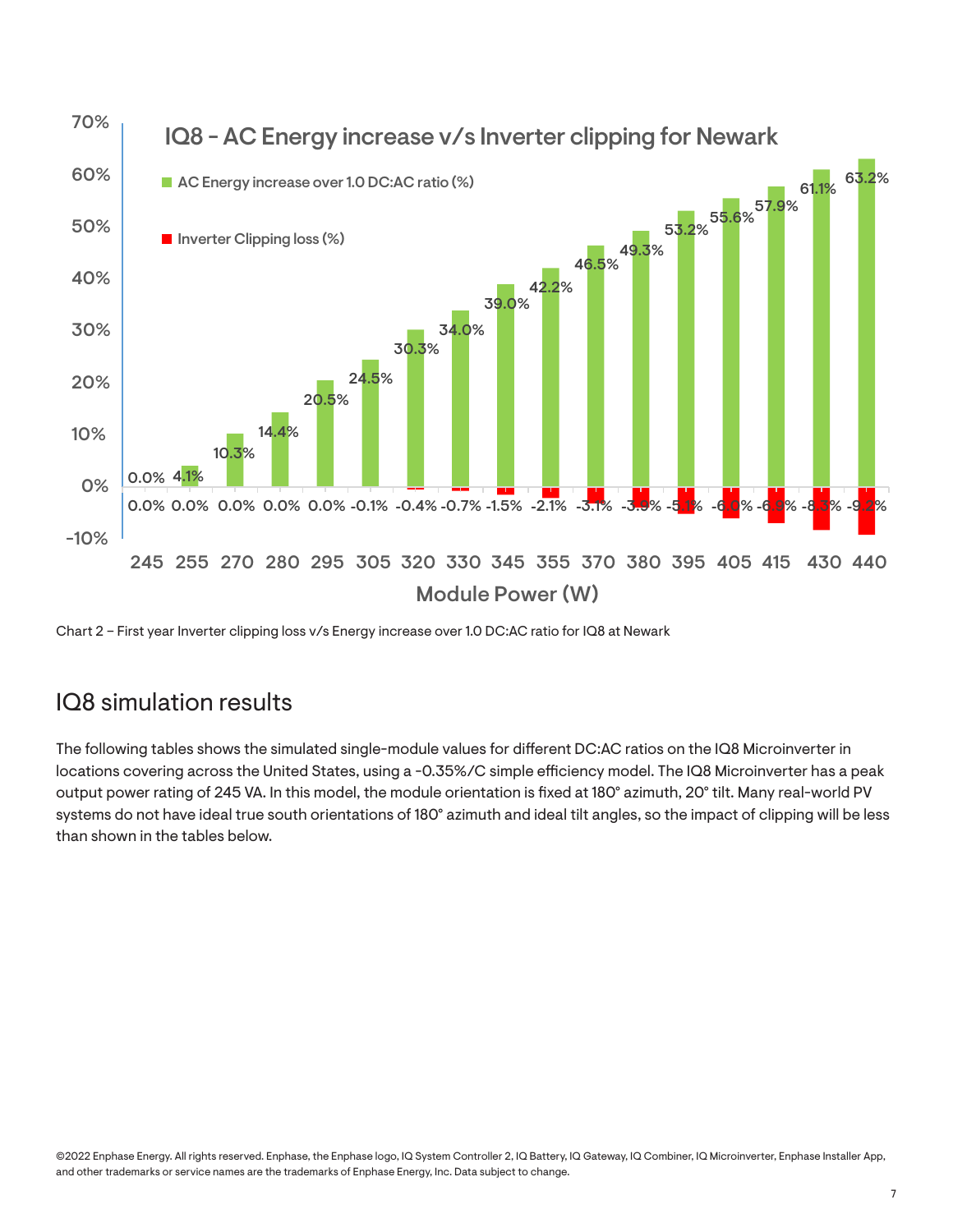IQ8 - AC Energy increase v/s Inverter clipping for Newark

AC Energy increase over 1.0 DC:AC ratio (%)

Inverter Clipping loss (%)

70%
60%
50%
40%
30%
20%
10%
0%
-10%

0.0% 4.1% 10.3% 14.4% 20.5% 24.5% 30.3% 34.0% 39.0% 42.2% 46.5% 49.3% 53.2% 55.6% 57.9% 61.1% 63.2%

0.0% 0.0% 0.0% 0.0% 0.0% -0.1% -0.4% -0.7% -1.5% -2.1% -3.1% -3.9% -5.1% -6.0% -6.9% -8.3% -9.2%

245 255 270 280 295 305 320 330 345 355 370 380 395 405 415 430 440

Module Power (W)

Chart 2 – First year Inverter clipping loss v/s Energy increase over 1.0 DC:AC ratio for IQ8 at Newark

## IQ8 simulation results

The following tables shows the simulated single-module values for different DC:AC ratios on the IQ8 Microinverter in locations covering across the United States, using a -0.35%/C simple efficiency model. The IQ8 Microinverter has a peak output power rating of 245 VA. In this model, the module orientation is fixed at 180° azimuth, 20° tilt. Many real-world PV systems do not have ideal true south orientations of 180° azimuth and ideal tilt angles, so the impact of clipping will be less than shown in the tables below.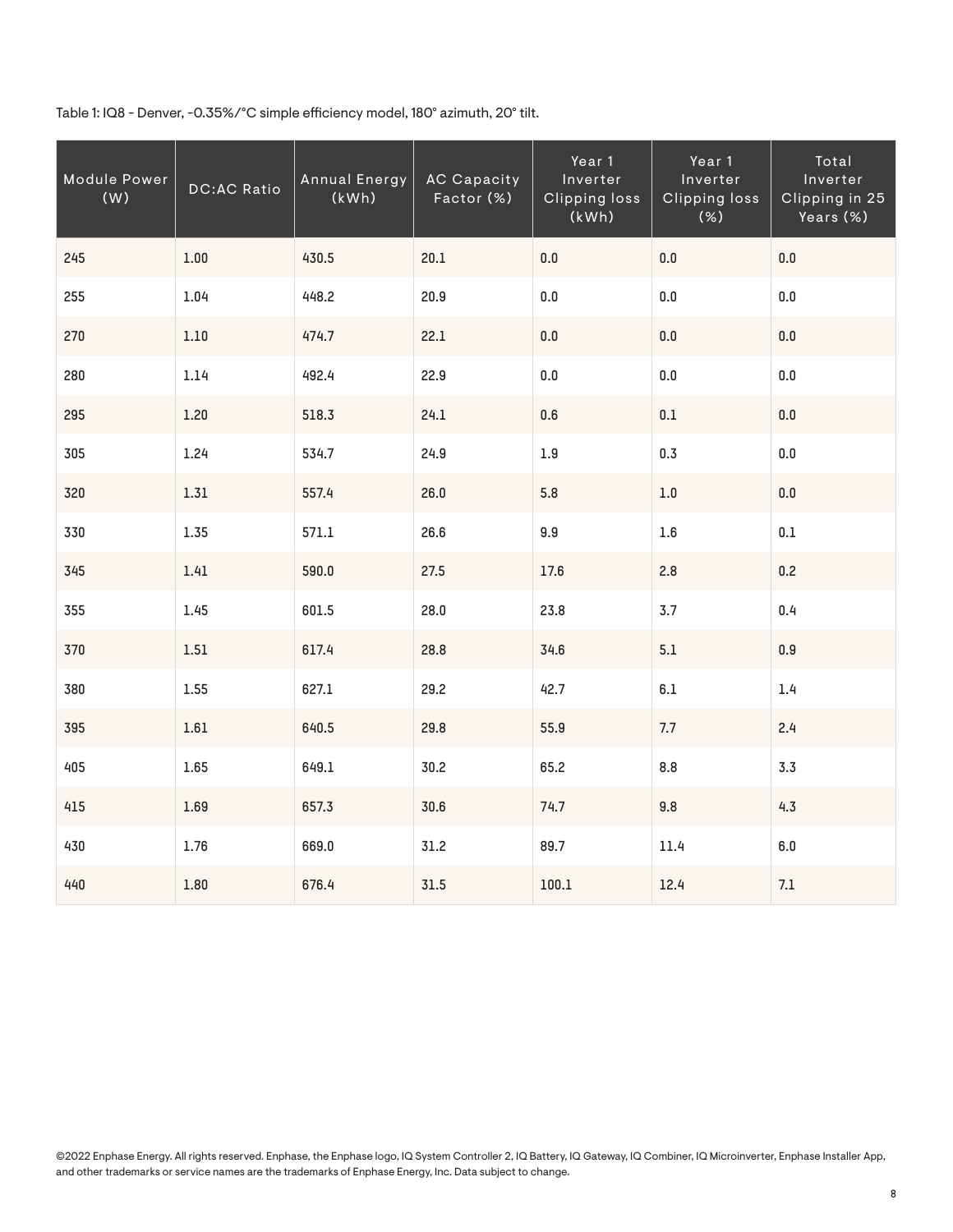Table 1: IQ8 - Denver, -0.35%/°C simple efficiency model, 180° azimuth, 20° tilt.

| Module Power (W) | DC:AC Ratio | Annual Energy (kWh) | AC Capacity Factor (%) | Year 1 Inverter Clipping loss (kWh) | Year 1 Inverter Clipping loss (%) | Total Inverter Clipping in 25 Years (%) |
|---|---|---|---|---|---|---|
| 245 | 1.00 | 430.5 | 20.1 | 0.0 | 0.0 | 0.0 |
| 255 | 1.04 | 448.2 | 20.9 | 0.0 | 0.0 | 0.0 |
| 270 | 1.10 | 474.7 | 22.1 | 0.0 | 0.0 | 0.0 |
| 280 | 1.14 | 492.4 | 22.9 | 0.0 | 0.0 | 0.0 |
| 295 | 1.20 | 518.3 | 24.1 | 0.6 | 0.1 | 0.0 |
| 305 | 1.24 | 534.7 | 24.9 | 1.9 | 0.3 | 0.0 |
| 320 | 1.31 | 557.4 | 26.0 | 5.8 | 1.0 | 0.0 |
| 330 | 1.35 | 571.1 | 26.6 | 9.9 | 1.6 | 0.1 |
| 345 | 1.41 | 590.0 | 27.5 | 17.6 | 2.8 | 0.2 |
| 355 | 1.45 | 601.5 | 28.0 | 23.8 | 3.7 | 0.4 |
| 370 | 1.51 | 617.4 | 28.8 | 34.6 | 5.1 | 0.9 |
| 380 | 1.55 | 627.1 | 29.2 | 42.7 | 6.1 | 1.4 |
| 395 | 1.61 | 640.5 | 29.8 | 55.9 | 7.7 | 2.4 |
| 405 | 1.65 | 649.1 | 30.2 | 65.2 | 8.8 | 3.3 |
| 415 | 1.69 | 657.3 | 30.6 | 74.7 | 9.8 | 4.3 |
| 430 | 1.76 | 669.0 | 31.2 | 89.7 | 11.4 | 6.0 |
| 440 | 1.80 | 676.4 | 31.5 | 100.1 | 12.4 | 7.1 |

©2022 Enphase Energy. All rights reserved. Enphase, the Enphase logo, IQ System Controller 2, IQ Battery, IQ Gateway, IQ Combiner, IQ Microinverter, Enphase Installer App, and other trademarks or service names are the trademarks of Enphase Energy, Inc. Data subject to change.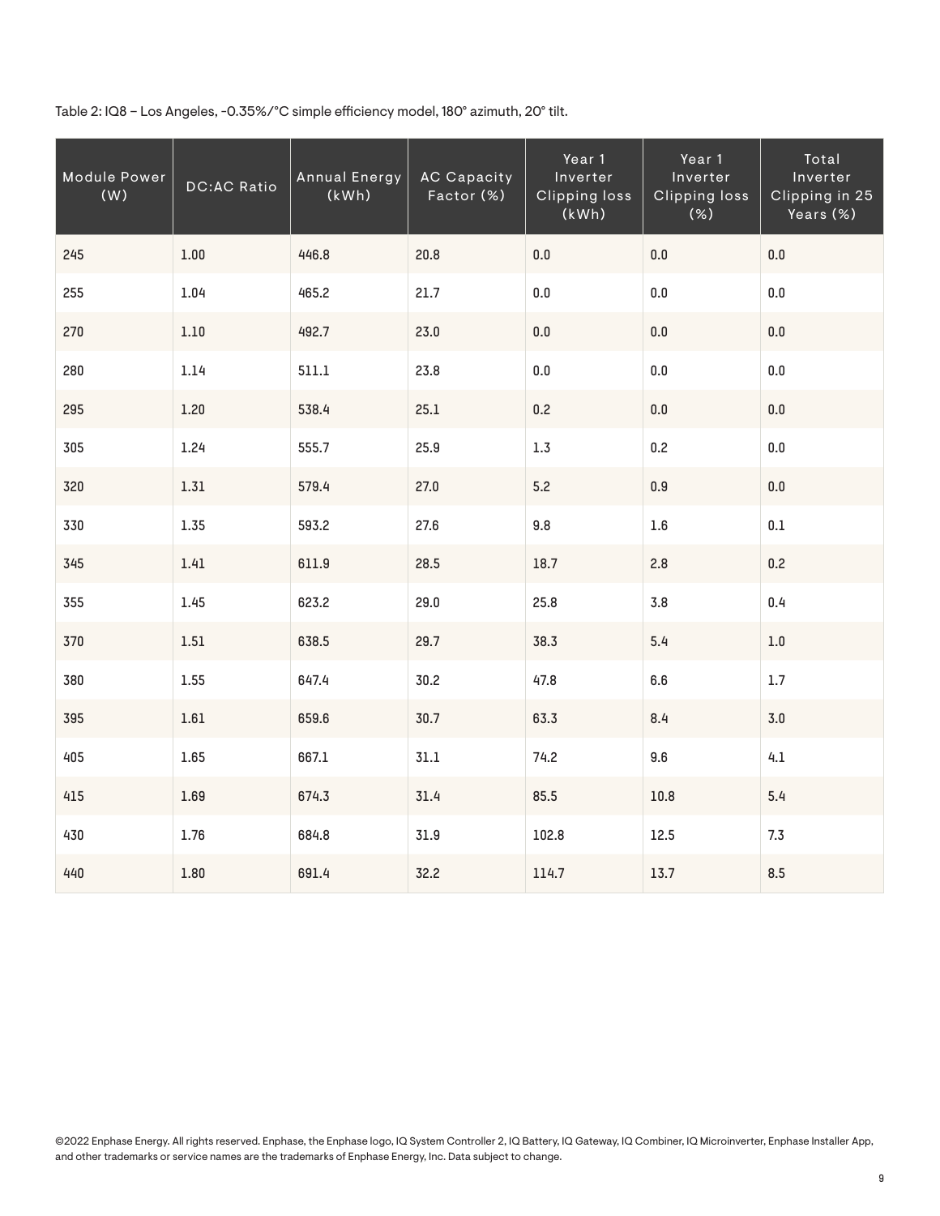Table 2: IQ8 – Los Angeles, -0.35%/°C simple efficiency model, 180° azimuth, 20° tilt.

| Module Power (W) | DC:AC Ratio | Annual Energy (kWh) | AC Capacity Factor (%) | Year 1 Inverter Clipping loss (kWh) | Year 1 Inverter Clipping loss (%) | Total Inverter Clipping in 25 Years (%) |
|---|---|---|---|---|---|---|
| 245 | 1.00 | 446.8 | 20.8 | 0.0 | 0.0 | 0.0 |
| 255 | 1.04 | 465.2 | 21.7 | 0.0 | 0.0 | 0.0 |
| 270 | 1.10 | 492.7 | 23.0 | 0.0 | 0.0 | 0.0 |
| 280 | 1.14 | 511.1 | 23.8 | 0.0 | 0.0 | 0.0 |
| 295 | 1.20 | 538.4 | 25.1 | 0.2 | 0.0 | 0.0 |
| 305 | 1.24 | 555.7 | 25.9 | 1.3 | 0.2 | 0.0 |
| 320 | 1.31 | 579.4 | 27.0 | 5.2 | 0.9 | 0.0 |
| 330 | 1.35 | 593.2 | 27.6 | 9.8 | 1.6 | 0.1 |
| 345 | 1.41 | 611.9 | 28.5 | 18.7 | 2.8 | 0.2 |
| 355 | 1.45 | 623.2 | 29.0 | 25.8 | 3.8 | 0.4 |
| 370 | 1.51 | 638.5 | 29.7 | 38.3 | 5.4 | 1.0 |
| 380 | 1.55 | 647.4 | 30.2 | 47.8 | 6.6 | 1.7 |
| 395 | 1.61 | 659.6 | 30.7 | 63.3 | 8.4 | 3.0 |
| 405 | 1.65 | 667.1 | 31.1 | 74.2 | 9.6 | 4.1 |
| 415 | 1.69 | 674.3 | 31.4 | 85.5 | 10.8 | 5.4 |
| 430 | 1.76 | 684.8 | 31.9 | 102.8 | 12.5 | 7.3 |
| 440 | 1.80 | 691.4 | 32.2 | 114.7 | 13.7 | 8.5 |

©2022 Enphase Energy. All rights reserved. Enphase, the Enphase logo, IQ System Controller 2, IQ Battery, IQ Gateway, IQ Combiner, IQ Microinverter, Enphase Installer App, and other trademarks or service names are the trademarks of Enphase Energy, Inc. Data subject to change.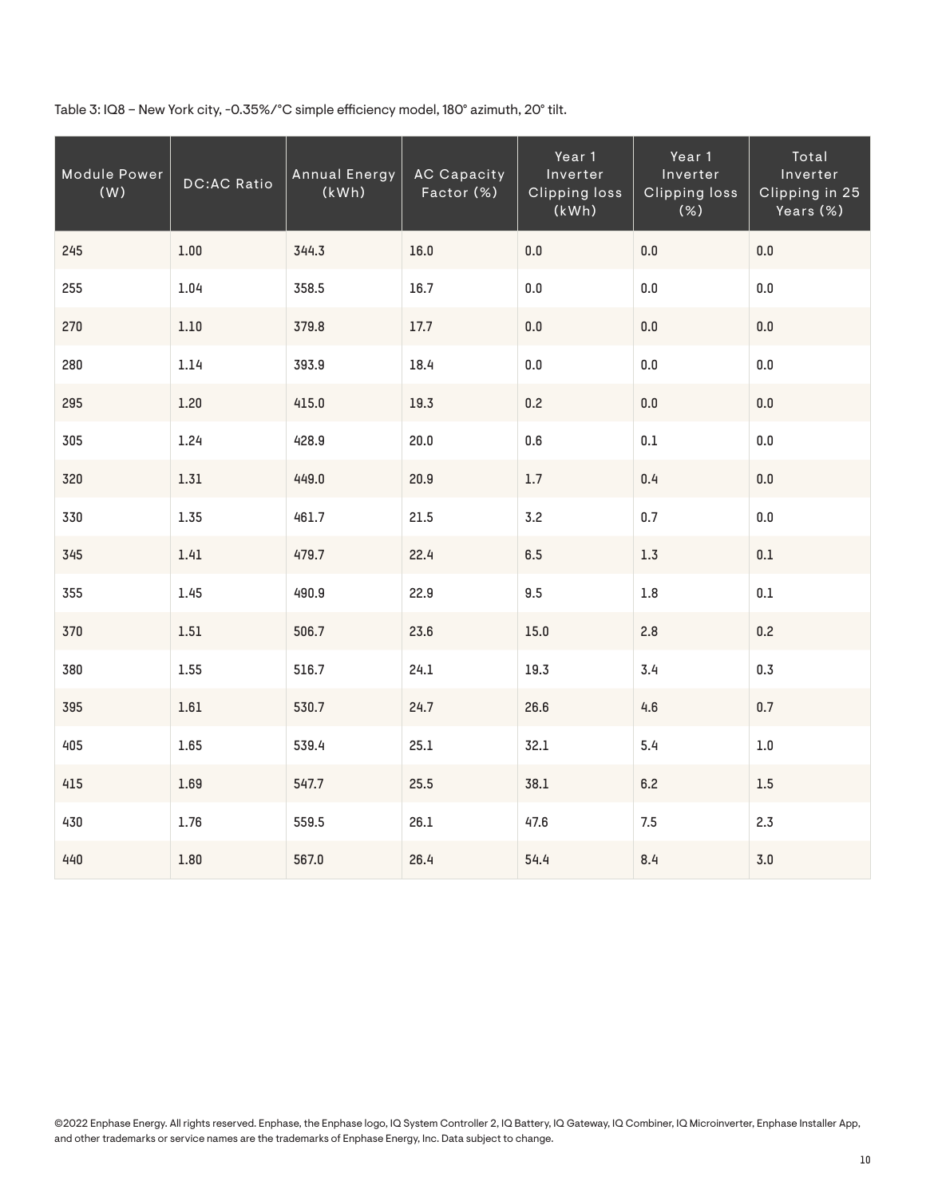Table 3: IQ8 – New York city, -0.35%/°C simple efficiency model, 180° azimuth, 20° tilt.

| Module Power (W) | DC:AC Ratio | Annual Energy (kWh) | AC Capacity Factor (%) | Year 1 Inverter Clipping loss (kWh) | Year 1 Inverter Clipping loss (%) | Total Inverter Clipping in 25 Years (%) |
|---|---|---|---|---|---|---|
| 245 | 1.00 | 344.3 | 16.0 | 0.0 | 0.0 | 0.0 |
| 255 | 1.04 | 358.5 | 16.7 | 0.0 | 0.0 | 0.0 |
| 270 | 1.10 | 379.8 | 17.7 | 0.0 | 0.0 | 0.0 |
| 280 | 1.14 | 393.9 | 18.4 | 0.0 | 0.0 | 0.0 |
| 295 | 1.20 | 415.0 | 19.3 | 0.2 | 0.0 | 0.0 |
| 305 | 1.24 | 428.9 | 20.0 | 0.6 | 0.1 | 0.0 |
| 320 | 1.31 | 449.0 | 20.9 | 1.7 | 0.4 | 0.0 |
| 330 | 1.35 | 461.7 | 21.5 | 3.2 | 0.7 | 0.0 |
| 345 | 1.41 | 479.7 | 22.4 | 6.5 | 1.3 | 0.1 |
| 355 | 1.45 | 490.9 | 22.9 | 9.5 | 1.8 | 0.1 |
| 370 | 1.51 | 506.7 | 23.6 | 15.0 | 2.8 | 0.2 |
| 380 | 1.55 | 516.7 | 24.1 | 19.3 | 3.4 | 0.3 |
| 395 | 1.61 | 530.7 | 24.7 | 26.6 | 4.6 | 0.7 |
| 405 | 1.65 | 539.4 | 25.1 | 32.1 | 5.4 | 1.0 |
| 415 | 1.69 | 547.7 | 25.5 | 38.1 | 6.2 | 1.5 |
| 430 | 1.76 | 559.5 | 26.1 | 47.6 | 7.5 | 2.3 |
| 440 | 1.80 | 567.0 | 26.4 | 54.4 | 8.4 | 3.0 |

©2022 Enphase Energy. All rights reserved. Enphase, the Enphase logo, IQ System Controller 2, IQ Battery, IQ Gateway, IQ Combiner, IQ Microinverter, Enphase Installer App, and other trademarks or service names are the trademarks of Enphase Energy, Inc. Data subject to change.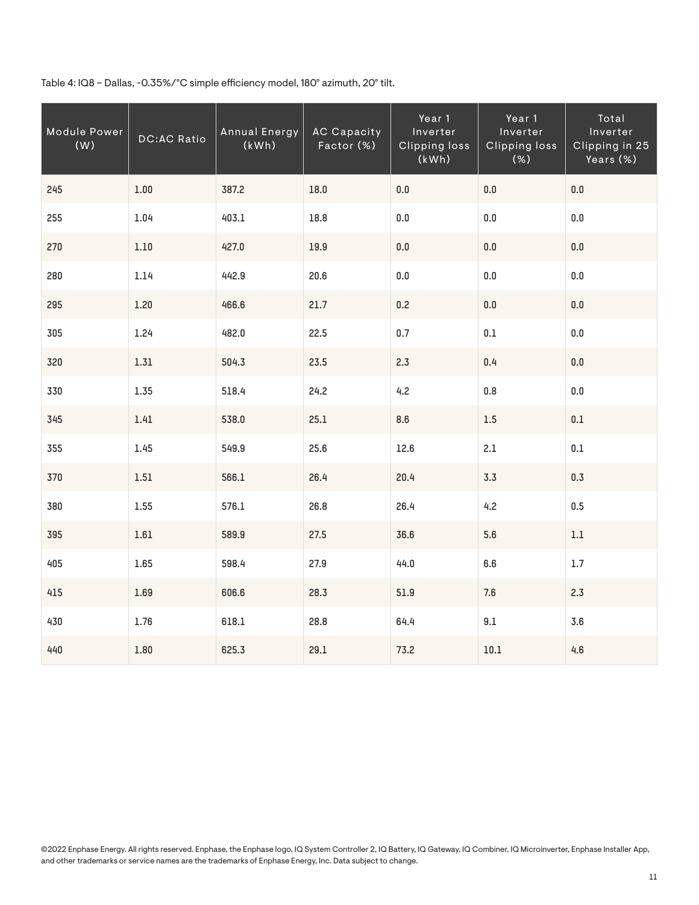Table 4: IQ8 – Dallas, -0.35%/°C simple efficiency model, 180° azimuth, 20° tilt.

| Module Power (W) | DC:AC Ratio | Annual Energy (kWh) | AC Capacity Factor (%) | Year 1 Inverter Clipping loss (kWh) | Year 1 Inverter Clipping loss (%) | Total Inverter Clipping in 25 Years (%) |
|---|---|---|---|---|---|---|
| 245 | 1.00 | 387.2 | 18.0 | 0.0 | 0.0 | 0.0 |
| 255 | 1.04 | 403.1 | 18.8 | 0.0 | 0.0 | 0.0 |
| 270 | 1.10 | 427.0 | 19.9 | 0.0 | 0.0 | 0.0 |
| 280 | 1.14 | 442.9 | 20.6 | 0.0 | 0.0 | 0.0 |
| 295 | 1.20 | 466.6 | 21.7 | 0.2 | 0.0 | 0.0 |
| 305 | 1.24 | 482.0 | 22.5 | 0.7 | 0.1 | 0.0 |
| 320 | 1.31 | 504.3 | 23.5 | 2.3 | 0.4 | 0.0 |
| 330 | 1.35 | 518.4 | 24.2 | 4.2 | 0.8 | 0.0 |
| 345 | 1.41 | 538.0 | 25.1 | 8.6 | 1.5 | 0.1 |
| 355 | 1.45 | 549.9 | 25.6 | 12.6 | 2.1 | 0.1 |
| 370 | 1.51 | 566.1 | 26.4 | 20.4 | 3.3 | 0.3 |
| 380 | 1.55 | 576.1 | 26.8 | 26.4 | 4.2 | 0.5 |
| 395 | 1.61 | 589.9 | 27.5 | 36.6 | 5.6 | 1.1 |
| 405 | 1.65 | 598.4 | 27.9 | 44.0 | 6.6 | 1.7 |
| 415 | 1.69 | 606.6 | 28.3 | 51.9 | 7.6 | 2.3 |
| 430 | 1.76 | 618.1 | 28.8 | 64.4 | 9.1 | 3.6 |
| 440 | 1.80 | 625.3 | 29.1 | 73.2 | 10.1 | 4.6 |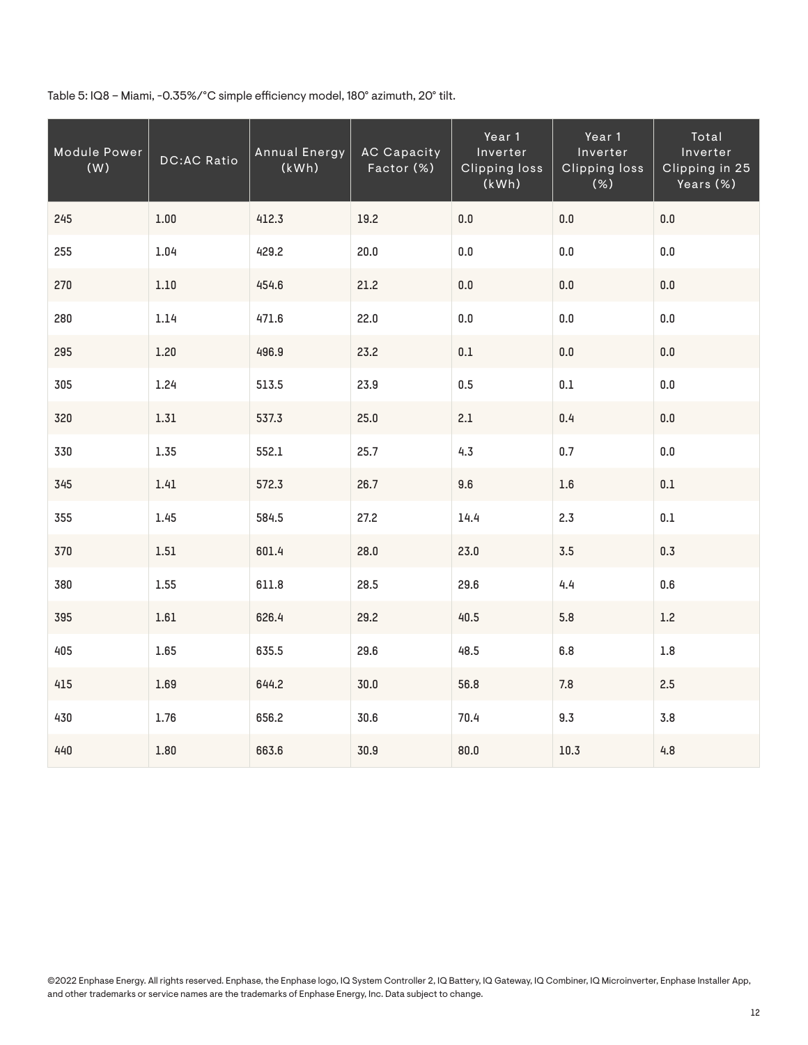Table 5: IQ8 – Miami, -0.35%/°C simple efficiency model, 180° azimuth, 20° tilt.

| Module Power (W) | DC:AC Ratio | Annual Energy (kWh) | AC Capacity Factor (%) | Year 1 Inverter Clipping loss (kWh) | Year 1 Inverter Clipping loss (%) | Total Inverter Clipping in 25 Years (%) |
|---|---|---|---|---|---|---|
| 245 | 1.00 | 412.3 | 19.2 | 0.0 | 0.0 | 0.0 |
| 255 | 1.04 | 429.2 | 20.0 | 0.0 | 0.0 | 0.0 |
| 270 | 1.10 | 454.6 | 21.2 | 0.0 | 0.0 | 0.0 |
| 280 | 1.14 | 471.6 | 22.0 | 0.0 | 0.0 | 0.0 |
| 295 | 1.20 | 496.9 | 23.2 | 0.1 | 0.0 | 0.0 |
| 305 | 1.24 | 513.5 | 23.9 | 0.5 | 0.1 | 0.0 |
| 320 | 1.31 | 537.3 | 25.0 | 2.1 | 0.4 | 0.0 |
| 330 | 1.35 | 552.1 | 25.7 | 4.3 | 0.7 | 0.0 |
| 345 | 1.41 | 572.3 | 26.7 | 9.6 | 1.6 | 0.1 |
| 355 | 1.45 | 584.5 | 27.2 | 14.4 | 2.3 | 0.1 |
| 370 | 1.51 | 601.4 | 28.0 | 23.0 | 3.5 | 0.3 |
| 380 | 1.55 | 611.8 | 28.5 | 29.6 | 4.4 | 0.6 |
| 395 | 1.61 | 626.4 | 29.2 | 40.5 | 5.8 | 1.2 |
| 405 | 1.65 | 635.5 | 29.6 | 48.5 | 6.8 | 1.8 |
| 415 | 1.69 | 644.2 | 30.0 | 56.8 | 7.8 | 2.5 |
| 430 | 1.76 | 656.2 | 30.6 | 70.4 | 9.3 | 3.8 |
| 440 | 1.80 | 663.6 | 30.9 | 80.0 | 10.3 | 4.8 |

©2022 Enphase Energy. All rights reserved. Enphase, the Enphase logo, IQ System Controller 2, IQ Battery, IQ Gateway, IQ Combiner, IQ Microinverter, Enphase Installer App, and other trademarks or service names are the trademarks of Enphase Energy, Inc. Data subject to change.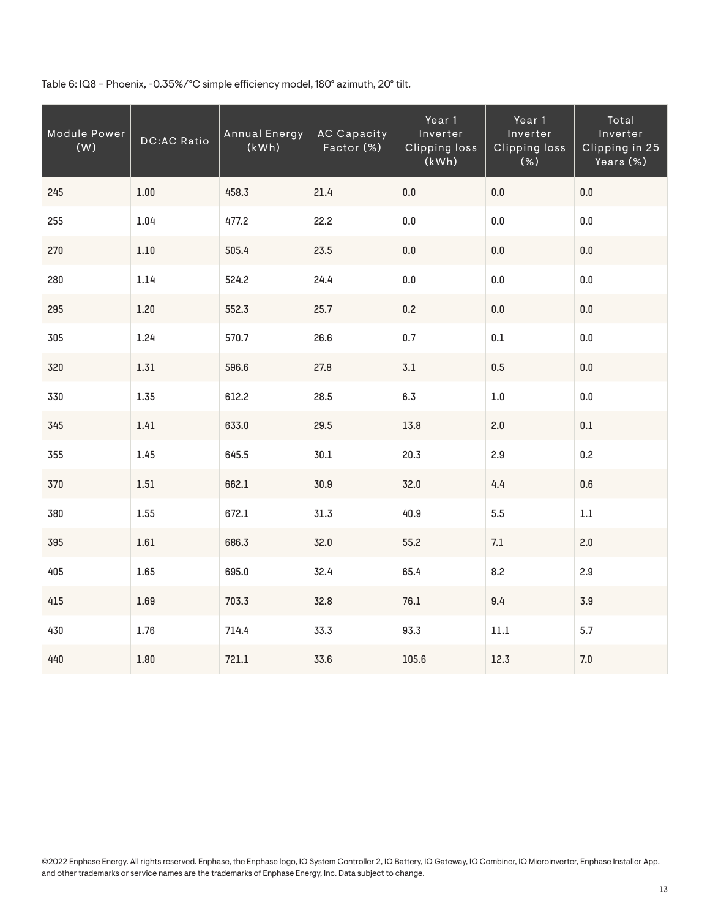Table 6: IQ8 – Phoenix, -0.35%/°C simple efficiency model, 180° azimuth, 20° tilt.

| Module Power (W) | DC:AC Ratio | Annual Energy (kWh) | AC Capacity Factor (%) | Year 1 Inverter Clipping loss (kWh) | Year 1 Inverter Clipping loss (%) | Total Inverter Clipping in 25 Years (%) |
|---|---|---|---|---|---|---|
| 245 | 1.00 | 458.3 | 21.4 | 0.0 | 0.0 | 0.0 |
| 255 | 1.04 | 477.2 | 22.2 | 0.0 | 0.0 | 0.0 |
| 270 | 1.10 | 505.4 | 23.5 | 0.0 | 0.0 | 0.0 |
| 280 | 1.14 | 524.2 | 24.4 | 0.0 | 0.0 | 0.0 |
| 295 | 1.20 | 552.3 | 25.7 | 0.2 | 0.0 | 0.0 |
| 305 | 1.24 | 570.7 | 26.6 | 0.7 | 0.1 | 0.0 |
| 320 | 1.31 | 596.6 | 27.8 | 3.1 | 0.5 | 0.0 |
| 330 | 1.35 | 612.2 | 28.5 | 6.3 | 1.0 | 0.0 |
| 345 | 1.41 | 633.0 | 29.5 | 13.8 | 2.0 | 0.1 |
| 355 | 1.45 | 645.5 | 30.1 | 20.3 | 2.9 | 0.2 |
| 370 | 1.51 | 662.1 | 30.9 | 32.0 | 4.4 | 0.6 |
| 380 | 1.55 | 672.1 | 31.3 | 40.9 | 5.5 | 1.1 |
| 395 | 1.61 | 686.3 | 32.0 | 55.2 | 7.1 | 2.0 |
| 405 | 1.65 | 695.0 | 32.4 | 65.4 | 8.2 | 2.9 |
| 415 | 1.69 | 703.3 | 32.8 | 76.1 | 9.4 | 3.9 |
| 430 | 1.76 | 714.4 | 33.3 | 93.3 | 11.1 | 5.7 |
| 440 | 1.80 | 721.1 | 33.6 | 105.6 | 12.3 | 7.0 |

©2022 Enphase Energy. All rights reserved. Enphase, the Enphase logo, IQ System Controller 2, IQ Battery, IQ Gateway, IQ Combiner, IQ Microinverter, Enphase Installer App, and other trademarks or service names are the trademarks of Enphase Energy, Inc. Data subject to change.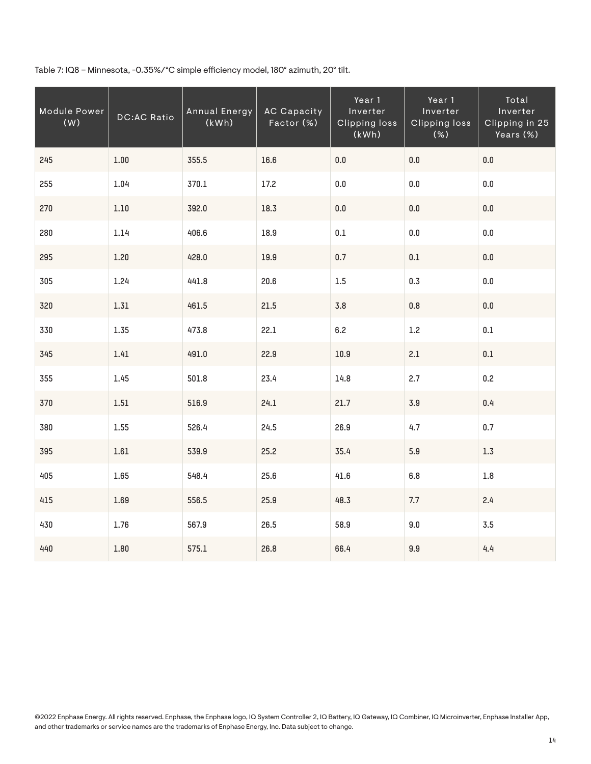Table 7: IQ8 – Minnesota, -0.35%/°C simple efficiency model, 180° azimuth, 20° tilt.

| Module Power (W) | DC:AC Ratio | Annual Energy (kWh) | AC Capacity Factor (%) | Year 1 Inverter Clipping loss (kWh) | Year 1 Inverter Clipping loss (%) | Total Inverter Clipping in 25 Years (%) |
|---|---|---|---|---|---|---|
| 245 | 1.00 | 355.5 | 16.6 | 0.0 | 0.0 | 0.0 |
| 255 | 1.04 | 370.1 | 17.2 | 0.0 | 0.0 | 0.0 |
| 270 | 1.10 | 392.0 | 18.3 | 0.0 | 0.0 | 0.0 |
| 280 | 1.14 | 406.6 | 18.9 | 0.1 | 0.0 | 0.0 |
| 295 | 1.20 | 428.0 | 19.9 | 0.7 | 0.1 | 0.0 |
| 305 | 1.24 | 441.8 | 20.6 | 1.5 | 0.3 | 0.0 |
| 320 | 1.31 | 461.5 | 21.5 | 3.8 | 0.8 | 0.0 |
| 330 | 1.35 | 473.8 | 22.1 | 6.2 | 1.2 | 0.1 |
| 345 | 1.41 | 491.0 | 22.9 | 10.9 | 2.1 | 0.1 |
| 355 | 1.45 | 501.8 | 23.4 | 14.8 | 2.7 | 0.2 |
| 370 | 1.51 | 516.9 | 24.1 | 21.7 | 3.9 | 0.4 |
| 380 | 1.55 | 526.4 | 24.5 | 26.9 | 4.7 | 0.7 |
| 395 | 1.61 | 539.9 | 25.2 | 35.4 | 5.9 | 1.3 |
| 405 | 1.65 | 548.4 | 25.6 | 41.6 | 6.8 | 1.8 |
| 415 | 1.69 | 556.5 | 25.9 | 48.3 | 7.7 | 2.4 |
| 430 | 1.76 | 567.9 | 26.5 | 58.9 | 9.0 | 3.5 |
| 440 | 1.80 | 575.1 | 26.8 | 66.4 | 9.9 | 4.4 |

©2022 Enphase Energy. All rights reserved. Enphase, the Enphase logo, IQ System Controller 2, IQ Battery, IQ Gateway, IQ Combiner, IQ Microinverter, Enphase Installer App, and other trademarks or service names are the trademarks of Enphase Energy, Inc. Data subject to change.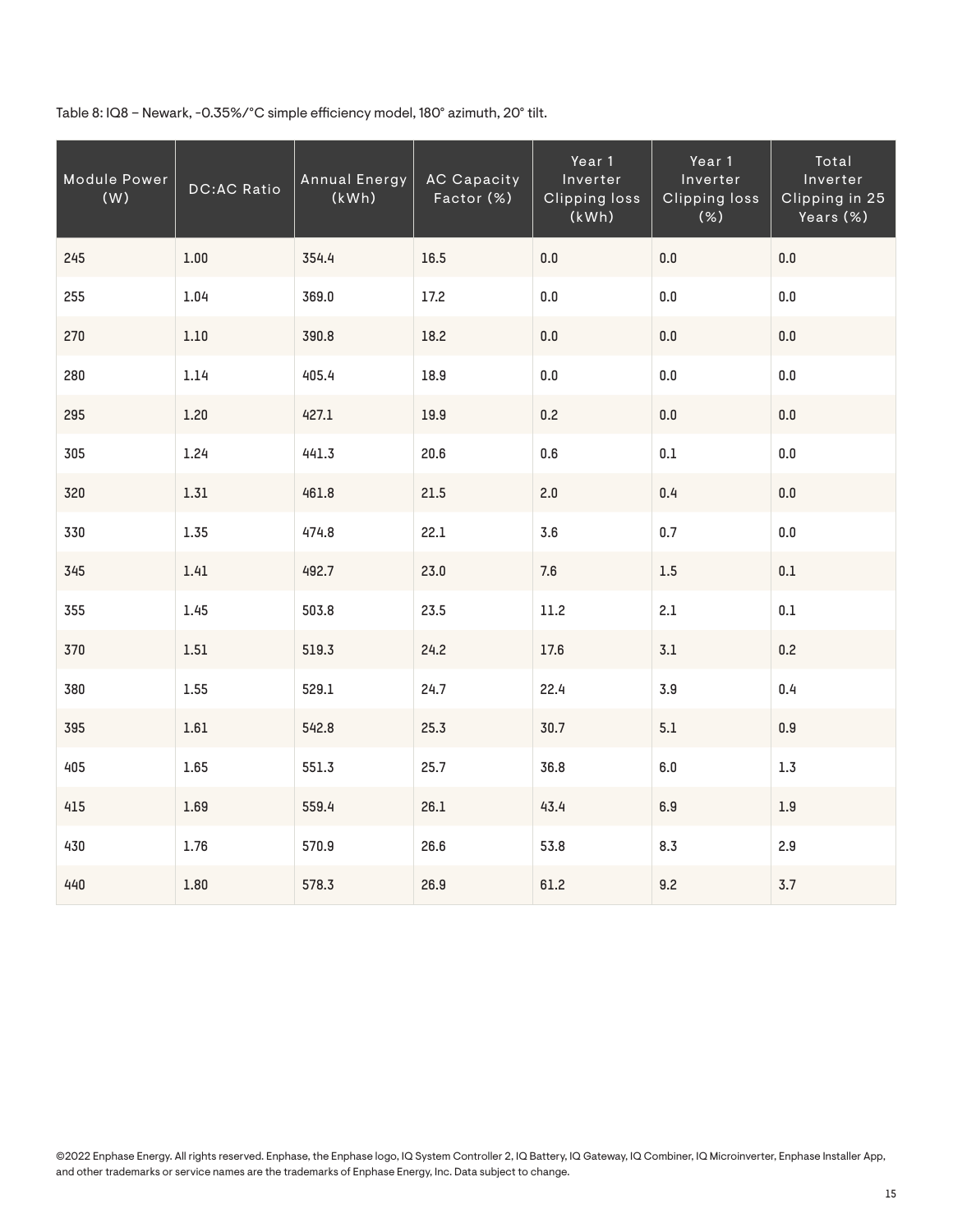Table 8: IQ8 – Newark, -0.35%/°C simple efficiency model, 180° azimuth, 20° tilt.

| Module Power (W) | DC:AC Ratio | Annual Energy (kWh) | AC Capacity Factor (%) | Year 1 Inverter Clipping loss (kWh) | Year 1 Inverter Clipping loss (%) | Total Inverter Clipping in 25 Years (%) |
|---|---|---|---|---|---|---|
| 245 | 1.00 | 354.4 | 16.5 | 0.0 | 0.0 | 0.0 |
| 255 | 1.04 | 369.0 | 17.2 | 0.0 | 0.0 | 0.0 |
| 270 | 1.10 | 390.8 | 18.2 | 0.0 | 0.0 | 0.0 |
| 280 | 1.14 | 405.4 | 18.9 | 0.0 | 0.0 | 0.0 |
| 295 | 1.20 | 427.1 | 19.9 | 0.2 | 0.0 | 0.0 |
| 305 | 1.24 | 441.3 | 20.6 | 0.6 | 0.1 | 0.0 |
| 320 | 1.31 | 461.8 | 21.5 | 2.0 | 0.4 | 0.0 |
| 330 | 1.35 | 474.8 | 22.1 | 3.6 | 0.7 | 0.0 |
| 345 | 1.41 | 492.7 | 23.0 | 7.6 | 1.5 | 0.1 |
| 355 | 1.45 | 503.8 | 23.5 | 11.2 | 2.1 | 0.1 |
| 370 | 1.51 | 519.3 | 24.2 | 17.6 | 3.1 | 0.2 |
| 380 | 1.55 | 529.1 | 24.7 | 22.4 | 3.9 | 0.4 |
| 395 | 1.61 | 542.8 | 25.3 | 30.7 | 5.1 | 0.9 |
| 405 | 1.65 | 551.3 | 25.7 | 36.8 | 6.0 | 1.3 |
| 415 | 1.69 | 559.4 | 26.1 | 43.4 | 6.9 | 1.9 |
| 430 | 1.76 | 570.9 | 26.6 | 53.8 | 8.3 | 2.9 |
| 440 | 1.80 | 578.3 | 26.9 | 61.2 | 9.2 | 3.7 |

©2022 Enphase Energy. All rights reserved. Enphase, the Enphase logo, IQ System Controller 2, IQ Battery, IQ Gateway, IQ Combiner, IQ Microinverter, Enphase Installer App, and other trademarks or service names are the trademarks of Enphase Energy, Inc. Data subject to change.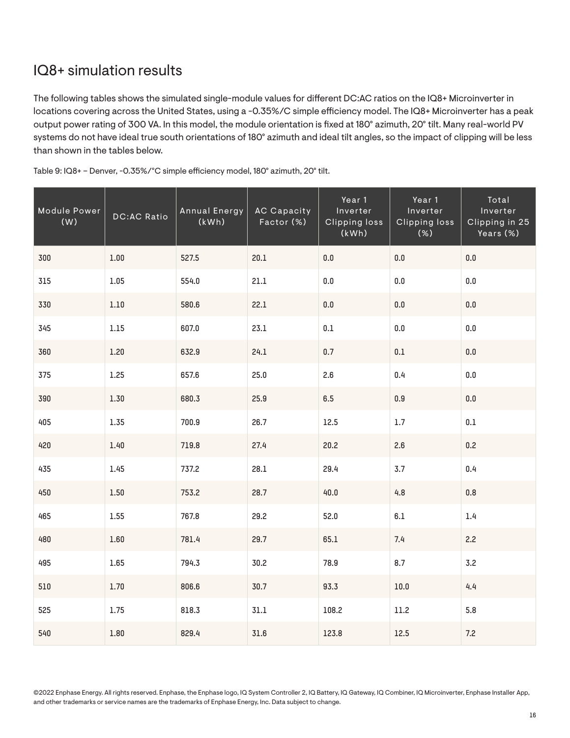## IQ8+ simulation results

The following tables shows the simulated single-module values for different DC:AC ratios on the IQ8+ Microinverter in locations covering across the United States, using a -0.35%/C simple efficiency model. The IQ8+ Microinverter has a peak output power rating of 300 VA. In this model, the module orientation is fixed at 180° azimuth, 20° tilt. Many real-world PV systems do not have ideal true south orientations of 180° azimuth and ideal tilt angles, so the impact of clipping will be less than shown in the tables below.

Table 9: IQ8+ – Denver, -0.35%/°C simple efficiency model, 180° azimuth, 20° tilt.

| Module Power (W) | DC:AC Ratio | Annual Energy (kWh) | AC Capacity Factor (%) | Year 1 Inverter Clipping loss (kWh) | Year 1 Inverter Clipping loss (%) | Total Inverter Clipping in 25 Years (%) |
|---|---|---|---|---|---|---|
| 300 | 1.00 | 527.5 | 20.1 | 0.0 | 0.0 | 0.0 |
| 315 | 1.05 | 554.0 | 21.1 | 0.0 | 0.0 | 0.0 |
| 330 | 1.10 | 580.6 | 22.1 | 0.0 | 0.0 | 0.0 |
| 345 | 1.15 | 607.0 | 23.1 | 0.1 | 0.0 | 0.0 |
| 360 | 1.20 | 632.9 | 24.1 | 0.7 | 0.1 | 0.0 |
| 375 | 1.25 | 657.6 | 25.0 | 2.6 | 0.4 | 0.0 |
| 390 | 1.30 | 680.3 | 25.9 | 6.5 | 0.9 | 0.0 |
| 405 | 1.35 | 700.9 | 26.7 | 12.5 | 1.7 | 0.1 |
| 420 | 1.40 | 719.8 | 27.4 | 20.2 | 2.6 | 0.2 |
| 435 | 1.45 | 737.2 | 28.1 | 29.4 | 3.7 | 0.4 |
| 450 | 1.50 | 753.2 | 28.7 | 40.0 | 4.8 | 0.8 |
| 465 | 1.55 | 767.8 | 29.2 | 52.0 | 6.1 | 1.4 |
| 480 | 1.60 | 781.4 | 29.7 | 65.1 | 7.4 | 2.2 |
| 495 | 1.65 | 794.3 | 30.2 | 78.9 | 8.7 | 3.2 |
| 510 | 1.70 | 806.6 | 30.7 | 93.3 | 10.0 | 4.4 |
| 525 | 1.75 | 818.3 | 31.1 | 108.2 | 11.2 | 5.8 |
| 540 | 1.80 | 829.4 | 31.6 | 123.8 | 12.5 | 7.2 |

©2022 Enphase Energy. All rights reserved. Enphase, the Enphase logo, IQ System Controller 2, IQ Battery, IQ Gateway, IQ Combiner, IQ Microinverter, Enphase Installer App, and other trademarks or service names are the trademarks of Enphase Energy, Inc. Data subject to change.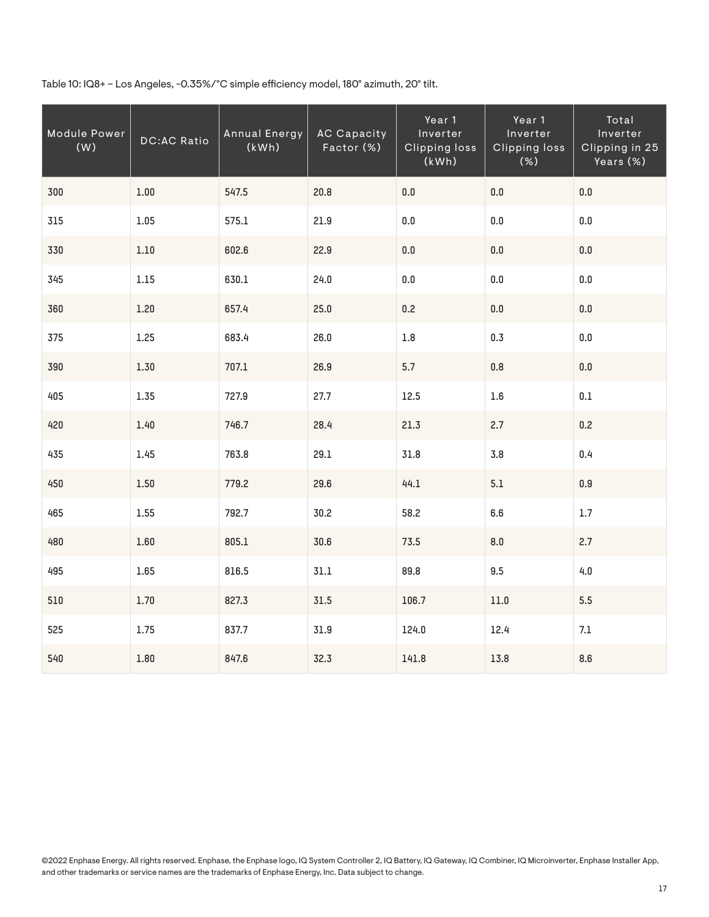Table 10: IQ8+ – Los Angeles, -0.35%/°C simple efficiency model, 180° azimuth, 20° tilt.

| Module Power (W) | DC:AC Ratio | Annual Energy (kWh) | AC Capacity Factor (%) | Year 1 Inverter Clipping loss (kWh) | Year 1 Inverter Clipping loss (%) | Total Inverter Clipping in 25 Years (%) |
|---|---|---|---|---|---|---|
| 300 | 1.00 | 547.5 | 20.8 | 0.0 | 0.0 | 0.0 |
| 315 | 1.05 | 575.1 | 21.9 | 0.0 | 0.0 | 0.0 |
| 330 | 1.10 | 602.6 | 22.9 | 0.0 | 0.0 | 0.0 |
| 345 | 1.15 | 630.1 | 24.0 | 0.0 | 0.0 | 0.0 |
| 360 | 1.20 | 657.4 | 25.0 | 0.2 | 0.0 | 0.0 |
| 375 | 1.25 | 683.4 | 26.0 | 1.8 | 0.3 | 0.0 |
| 390 | 1.30 | 707.1 | 26.9 | 5.7 | 0.8 | 0.0 |
| 405 | 1.35 | 727.9 | 27.7 | 12.5 | 1.6 | 0.1 |
| 420 | 1.40 | 746.7 | 28.4 | 21.3 | 2.7 | 0.2 |
| 435 | 1.45 | 763.8 | 29.1 | 31.8 | 3.8 | 0.4 |
| 450 | 1.50 | 779.2 | 29.6 | 44.1 | 5.1 | 0.9 |
| 465 | 1.55 | 792.7 | 30.2 | 58.2 | 6.6 | 1.7 |
| 480 | 1.60 | 805.1 | 30.6 | 73.5 | 8.0 | 2.7 |
| 495 | 1.65 | 816.5 | 31.1 | 89.8 | 9.5 | 4.0 |
| 510 | 1.70 | 827.3 | 31.5 | 106.7 | 11.0 | 5.5 |
| 525 | 1.75 | 837.7 | 31.9 | 124.0 | 12.4 | 7.1 |
| 540 | 1.80 | 847.6 | 32.3 | 141.8 | 13.8 | 8.6 |

©2022 Enphase Energy. All rights reserved. Enphase, the Enphase logo, IQ System Controller 2, IQ Battery, IQ Gateway, IQ Combiner, IQ Microinverter, Enphase Installer App, and other trademarks or service names are the trademarks of Enphase Energy, Inc. Data subject to change.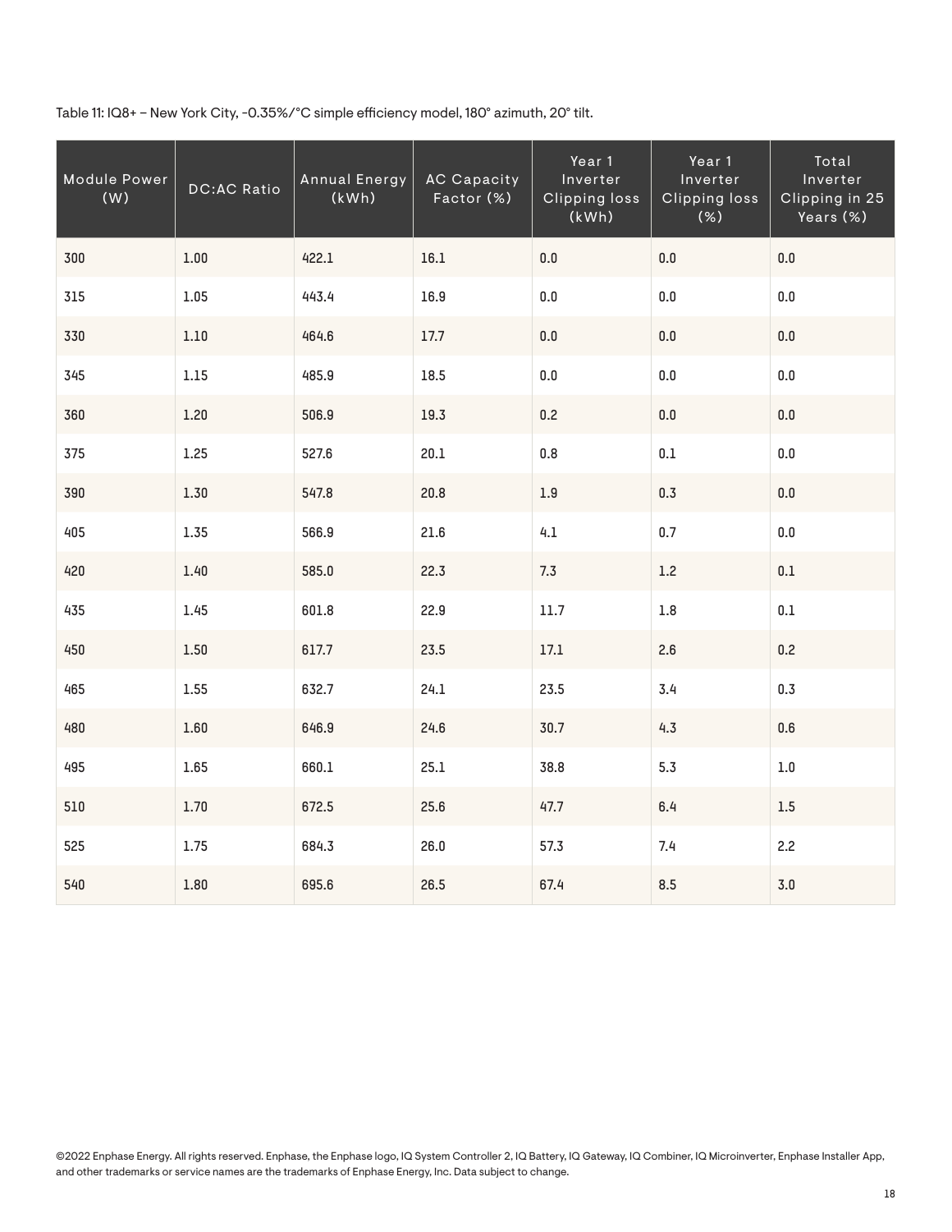Table 11: IQ8+ – New York City, -0.35%/°C simple efficiency model, 180° azimuth, 20° tilt.

| Module Power (W) | DC:AC Ratio | Annual Energy (kWh) | AC Capacity Factor (%) | Year 1 Inverter Clipping loss (kWh) | Year 1 Inverter Clipping loss (%) | Total Inverter Clipping in 25 Years (%) |
|---|---|---|---|---|---|---|
| 300 | 1.00 | 422.1 | 16.1 | 0.0 | 0.0 | 0.0 |
| 315 | 1.05 | 443.4 | 16.9 | 0.0 | 0.0 | 0.0 |
| 330 | 1.10 | 464.6 | 17.7 | 0.0 | 0.0 | 0.0 |
| 345 | 1.15 | 485.9 | 18.5 | 0.0 | 0.0 | 0.0 |
| 360 | 1.20 | 506.9 | 19.3 | 0.2 | 0.0 | 0.0 |
| 375 | 1.25 | 527.6 | 20.1 | 0.8 | 0.1 | 0.0 |
| 390 | 1.30 | 547.8 | 20.8 | 1.9 | 0.3 | 0.0 |
| 405 | 1.35 | 566.9 | 21.6 | 4.1 | 0.7 | 0.0 |
| 420 | 1.40 | 585.0 | 22.3 | 7.3 | 1.2 | 0.1 |
| 435 | 1.45 | 601.8 | 22.9 | 11.7 | 1.8 | 0.1 |
| 450 | 1.50 | 617.7 | 23.5 | 17.1 | 2.6 | 0.2 |
| 465 | 1.55 | 632.7 | 24.1 | 23.5 | 3.4 | 0.3 |
| 480 | 1.60 | 646.9 | 24.6 | 30.7 | 4.3 | 0.6 |
| 495 | 1.65 | 660.1 | 25.1 | 38.8 | 5.3 | 1.0 |
| 510 | 1.70 | 672.5 | 25.6 | 47.7 | 6.4 | 1.5 |
| 525 | 1.75 | 684.3 | 26.0 | 57.3 | 7.4 | 2.2 |
| 540 | 1.80 | 695.6 | 26.5 | 67.4 | 8.5 | 3.0 |

©2022 Enphase Energy. All rights reserved. Enphase, the Enphase logo, IQ System Controller 2, IQ Battery, IQ Gateway, IQ Combiner, IQ Microinverter, Enphase Installer App, and other trademarks or service names are the trademarks of Enphase Energy, Inc. Data subject to change.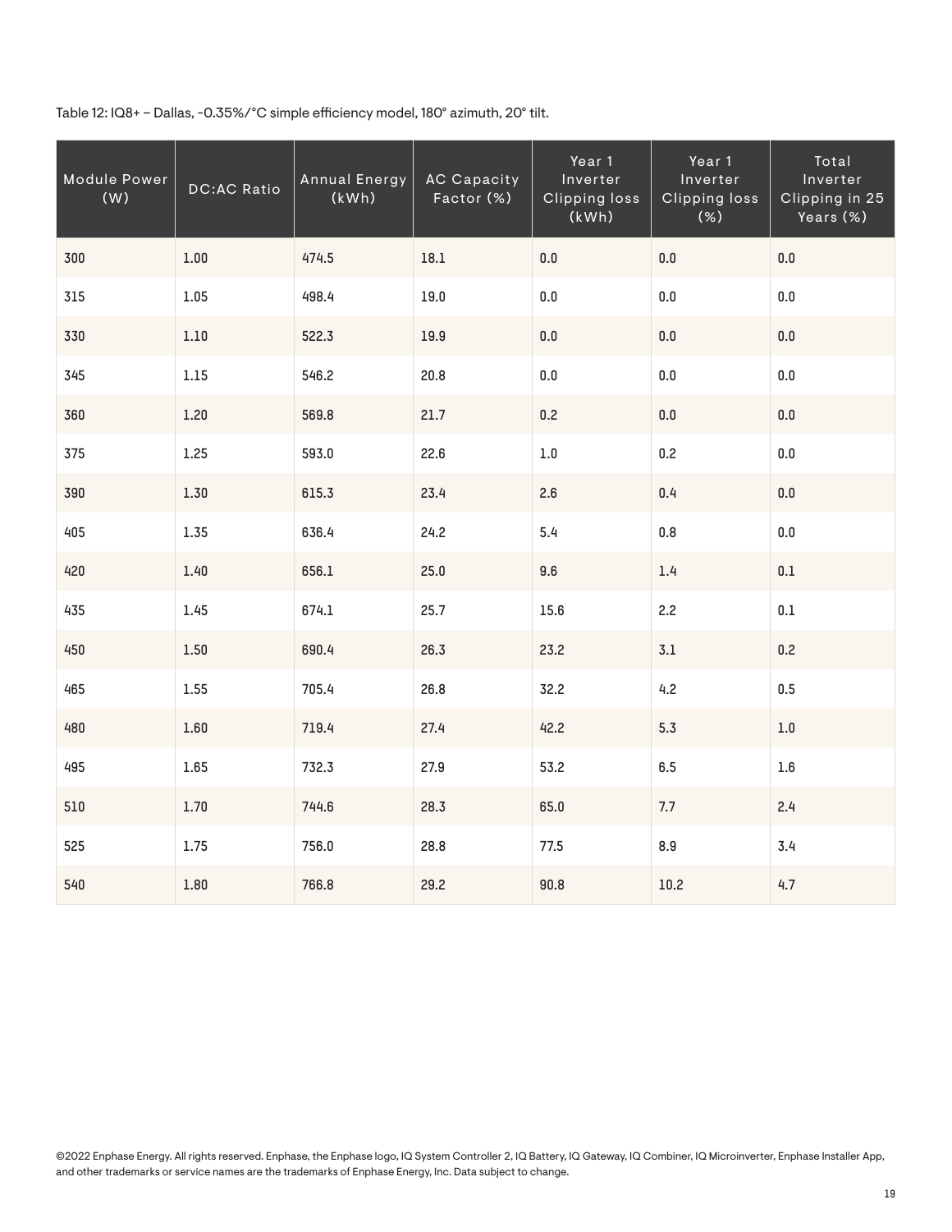Table 12: IQ8+ – Dallas, -0.35%/°C simple efficiency model, 180° azimuth, 20° tilt.

| Module Power (W) | DC:AC Ratio | Annual Energy (kWh) | AC Capacity Factor (%) | Year 1 Inverter Clipping loss (kWh) | Year 1 Inverter Clipping loss (%) | Total Inverter Clipping in 25 Years (%) |
|---|---|---|---|---|---|---|
| 300 | 1.00 | 474.5 | 18.1 | 0.0 | 0.0 | 0.0 |
| 315 | 1.05 | 498.4 | 19.0 | 0.0 | 0.0 | 0.0 |
| 330 | 1.10 | 522.3 | 19.9 | 0.0 | 0.0 | 0.0 |
| 345 | 1.15 | 546.2 | 20.8 | 0.0 | 0.0 | 0.0 |
| 360 | 1.20 | 569.8 | 21.7 | 0.2 | 0.0 | 0.0 |
| 375 | 1.25 | 593.0 | 22.6 | 1.0 | 0.2 | 0.0 |
| 390 | 1.30 | 615.3 | 23.4 | 2.6 | 0.4 | 0.0 |
| 405 | 1.35 | 636.4 | 24.2 | 5.4 | 0.8 | 0.0 |
| 420 | 1.40 | 656.1 | 25.0 | 9.6 | 1.4 | 0.1 |
| 435 | 1.45 | 674.1 | 25.7 | 15.6 | 2.2 | 0.1 |
| 450 | 1.50 | 690.4 | 26.3 | 23.2 | 3.1 | 0.2 |
| 465 | 1.55 | 705.4 | 26.8 | 32.2 | 4.2 | 0.5 |
| 480 | 1.60 | 719.4 | 27.4 | 42.2 | 5.3 | 1.0 |
| 495 | 1.65 | 732.3 | 27.9 | 53.2 | 6.5 | 1.6 |
| 510 | 1.70 | 744.6 | 28.3 | 65.0 | 7.7 | 2.4 |
| 525 | 1.75 | 756.0 | 28.8 | 77.5 | 8.9 | 3.4 |
| 540 | 1.80 | 766.8 | 29.2 | 90.8 | 10.2 | 4.7 |

©2022 Enphase Energy. All rights reserved. Enphase, the Enphase logo, IQ System Controller 2, IQ Battery, IQ Gateway, IQ Combiner, IQ Microinverter, Enphase Installer App, and other trademarks or service names are the trademarks of Enphase Energy, Inc. Data subject to change.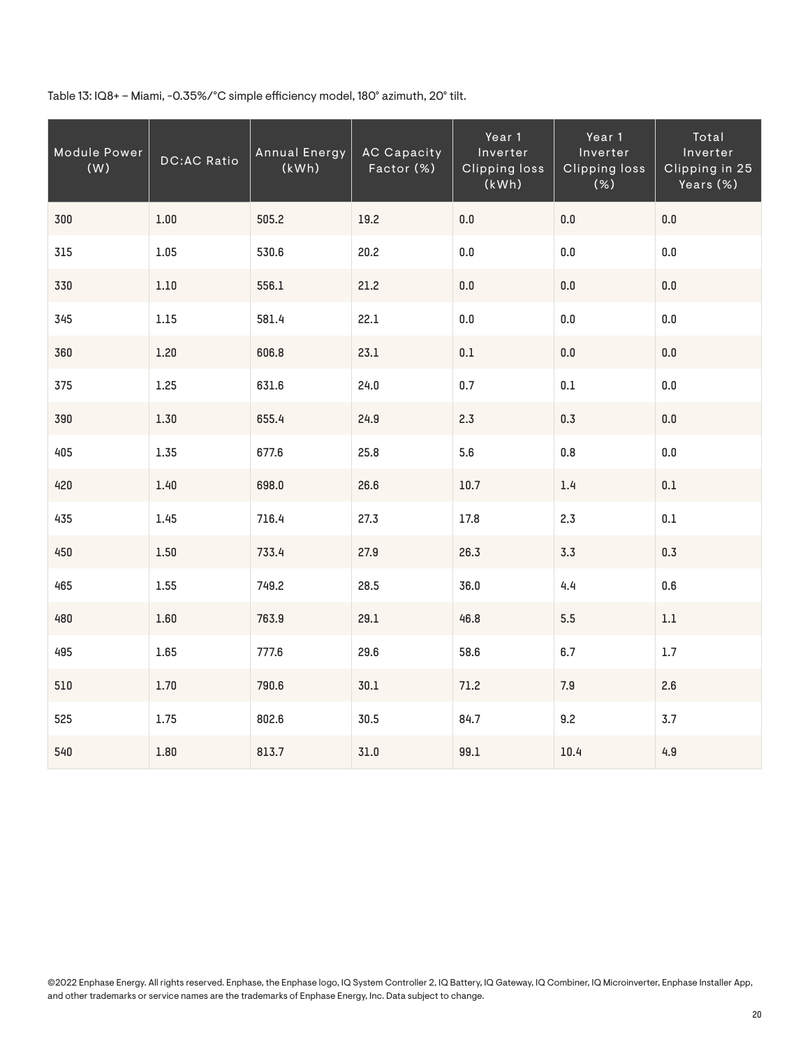Table 13: IQ8+ – Miami, -0.35%/°C simple efficiency model, 180° azimuth, 20° tilt.

| Module Power (W) | DC:AC Ratio | Annual Energy (kWh) | AC Capacity Factor (%) | Year 1 Inverter Clipping loss (kWh) | Year 1 Inverter Clipping loss (%) | Total Inverter Clipping in 25 Years (%) |
|---|---|---|---|---|---|---|
| 300 | 1.00 | 505.2 | 19.2 | 0.0 | 0.0 | 0.0 |
| 315 | 1.05 | 530.6 | 20.2 | 0.0 | 0.0 | 0.0 |
| 330 | 1.10 | 556.1 | 21.2 | 0.0 | 0.0 | 0.0 |
| 345 | 1.15 | 581.4 | 22.1 | 0.0 | 0.0 | 0.0 |
| 360 | 1.20 | 606.8 | 23.1 | 0.1 | 0.0 | 0.0 |
| 375 | 1.25 | 631.6 | 24.0 | 0.7 | 0.1 | 0.0 |
| 390 | 1.30 | 655.4 | 24.9 | 2.3 | 0.3 | 0.0 |
| 405 | 1.35 | 677.6 | 25.8 | 5.6 | 0.8 | 0.0 |
| 420 | 1.40 | 698.0 | 26.6 | 10.7 | 1.4 | 0.1 |
| 435 | 1.45 | 716.4 | 27.3 | 17.8 | 2.3 | 0.1 |
| 450 | 1.50 | 733.4 | 27.9 | 26.3 | 3.3 | 0.3 |
| 465 | 1.55 | 749.2 | 28.5 | 36.0 | 4.4 | 0.6 |
| 480 | 1.60 | 763.9 | 29.1 | 46.8 | 5.5 | 1.1 |
| 495 | 1.65 | 777.6 | 29.6 | 58.6 | 6.7 | 1.7 |
| 510 | 1.70 | 790.6 | 30.1 | 71.2 | 7.9 | 2.6 |
| 525 | 1.75 | 802.6 | 30.5 | 84.7 | 9.2 | 3.7 |
| 540 | 1.80 | 813.7 | 31.0 | 99.1 | 10.4 | 4.9 |

©2022 Enphase Energy. All rights reserved. Enphase, the Enphase logo, IQ System Controller 2, IQ Battery, IQ Gateway, IQ Combiner, IQ Microinverter, Enphase Installer App, and other trademarks or service names are the trademarks of Enphase Energy, Inc. Data subject to change.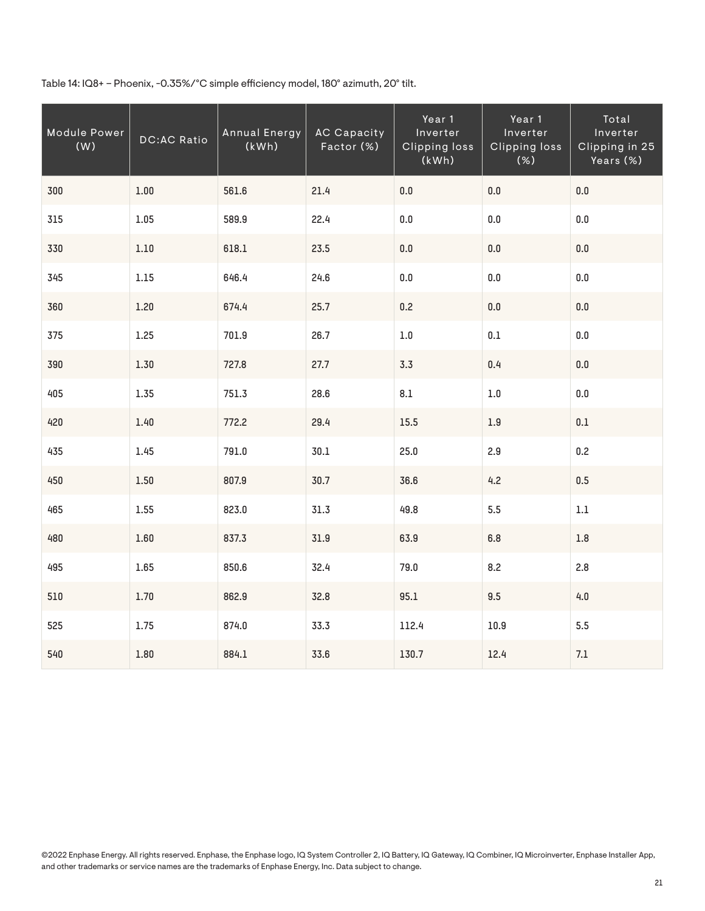Table 14: IQ8+ – Phoenix, -0.35%/°C simple efficiency model, 180° azimuth, 20° tilt.

| Module Power (W) | DC:AC Ratio | Annual Energy (kWh) | AC Capacity Factor (%) | Year 1 Inverter Clipping loss (kWh) | Year 1 Inverter Clipping loss (%) | Total Inverter Clipping in 25 Years (%) |
|---|---|---|---|---|---|---|
| 300 | 1.00 | 561.6 | 21.4 | 0.0 | 0.0 | 0.0 |
| 315 | 1.05 | 589.9 | 22.4 | 0.0 | 0.0 | 0.0 |
| 330 | 1.10 | 618.1 | 23.5 | 0.0 | 0.0 | 0.0 |
| 345 | 1.15 | 646.4 | 24.6 | 0.0 | 0.0 | 0.0 |
| 360 | 1.20 | 674.4 | 25.7 | 0.2 | 0.0 | 0.0 |
| 375 | 1.25 | 701.9 | 26.7 | 1.0 | 0.1 | 0.0 |
| 390 | 1.30 | 727.8 | 27.7 | 3.3 | 0.4 | 0.0 |
| 405 | 1.35 | 751.3 | 28.6 | 8.1 | 1.0 | 0.0 |
| 420 | 1.40 | 772.2 | 29.4 | 15.5 | 1.9 | 0.1 |
| 435 | 1.45 | 791.0 | 30.1 | 25.0 | 2.9 | 0.2 |
| 450 | 1.50 | 807.9 | 30.7 | 36.6 | 4.2 | 0.5 |
| 465 | 1.55 | 823.0 | 31.3 | 49.8 | 5.5 | 1.1 |
| 480 | 1.60 | 837.3 | 31.9 | 63.9 | 6.8 | 1.8 |
| 495 | 1.65 | 850.6 | 32.4 | 79.0 | 8.2 | 2.8 |
| 510 | 1.70 | 862.9 | 32.8 | 95.1 | 9.5 | 4.0 |
| 525 | 1.75 | 874.0 | 33.3 | 112.4 | 10.9 | 5.5 |
| 540 | 1.80 | 884.1 | 33.6 | 130.7 | 12.4 | 7.1 |

©2022 Enphase Energy. All rights reserved. Enphase, the Enphase logo, IQ System Controller 2, IQ Battery, IQ Gateway, IQ Combiner, IQ Microinverter, Enphase Installer App, and other trademarks or service names are the trademarks of Enphase Energy, Inc. Data subject to change.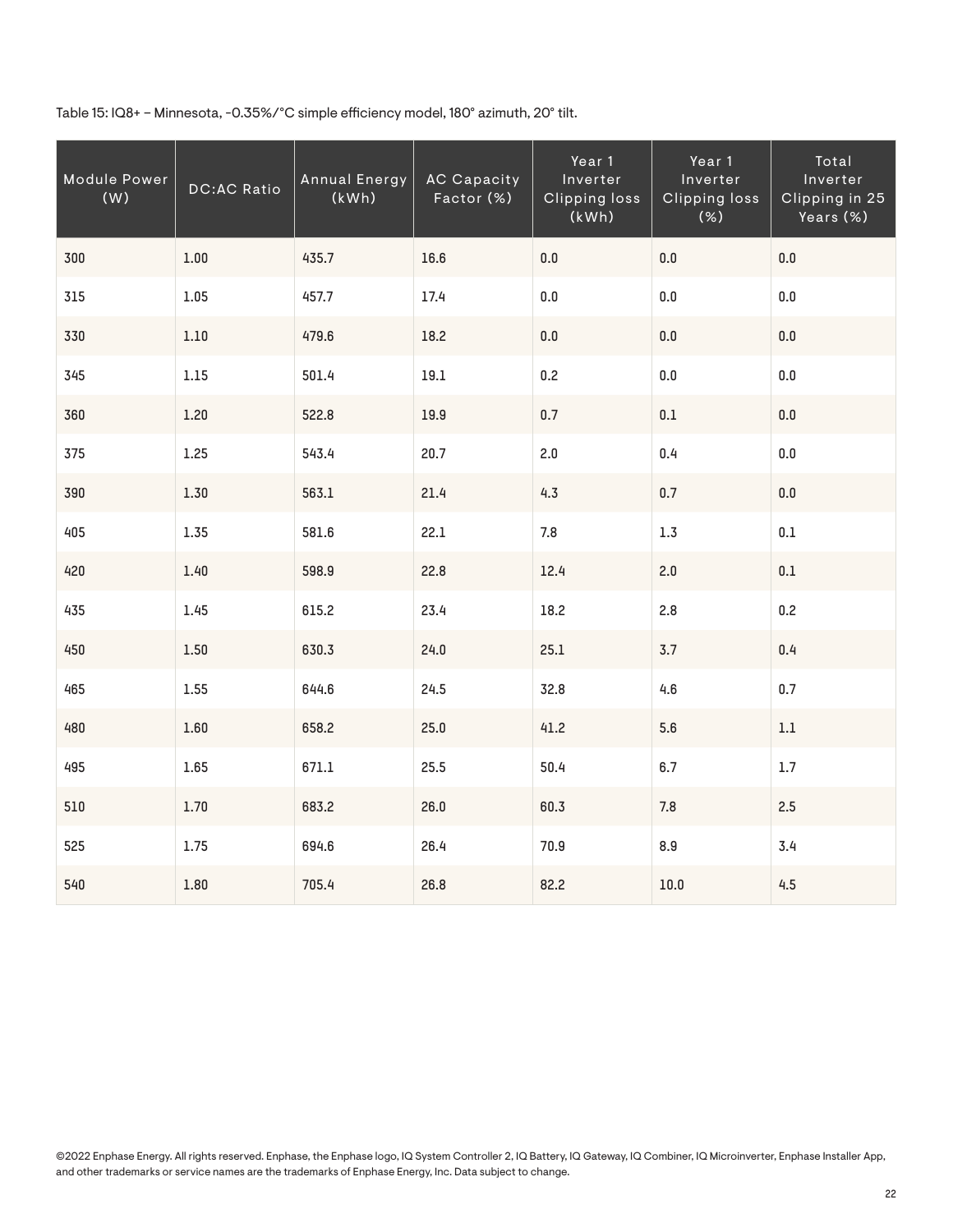Table 15: IQ8+ – Minnesota, -0.35%/°C simple efficiency model, 180° azimuth, 20° tilt.

| Module Power (W) | DC:AC Ratio | Annual Energy (kWh) | AC Capacity Factor (%) | Year 1 Inverter Clipping loss (kWh) | Year 1 Inverter Clipping loss (%) | Total Inverter Clipping in 25 Years (%) |
|---|---|---|---|---|---|---|
| 300 | 1.00 | 435.7 | 16.6 | 0.0 | 0.0 | 0.0 |
| 315 | 1.05 | 457.7 | 17.4 | 0.0 | 0.0 | 0.0 |
| 330 | 1.10 | 479.6 | 18.2 | 0.0 | 0.0 | 0.0 |
| 345 | 1.15 | 501.4 | 19.1 | 0.2 | 0.0 | 0.0 |
| 360 | 1.20 | 522.8 | 19.9 | 0.7 | 0.1 | 0.0 |
| 375 | 1.25 | 543.4 | 20.7 | 2.0 | 0.4 | 0.0 |
| 390 | 1.30 | 563.1 | 21.4 | 4.3 | 0.7 | 0.0 |
| 405 | 1.35 | 581.6 | 22.1 | 7.8 | 1.3 | 0.1 |
| 420 | 1.40 | 598.9 | 22.8 | 12.4 | 2.0 | 0.1 |
| 435 | 1.45 | 615.2 | 23.4 | 18.2 | 2.8 | 0.2 |
| 450 | 1.50 | 630.3 | 24.0 | 25.1 | 3.7 | 0.4 |
| 465 | 1.55 | 644.6 | 24.5 | 32.8 | 4.6 | 0.7 |
| 480 | 1.60 | 658.2 | 25.0 | 41.2 | 5.6 | 1.1 |
| 495 | 1.65 | 671.1 | 25.5 | 50.4 | 6.7 | 1.7 |
| 510 | 1.70 | 683.2 | 26.0 | 60.3 | 7.8 | 2.5 |
| 525 | 1.75 | 694.6 | 26.4 | 70.9 | 8.9 | 3.4 |
| 540 | 1.80 | 705.4 | 26.8 | 82.2 | 10.0 | 4.5 |

©2022 Enphase Energy. All rights reserved. Enphase, the Enphase logo, IQ System Controller 2, IQ Battery, IQ Gateway, IQ Combiner, IQ Microinverter, Enphase Installer App, and other trademarks or service names are the trademarks of Enphase Energy, Inc. Data subject to change.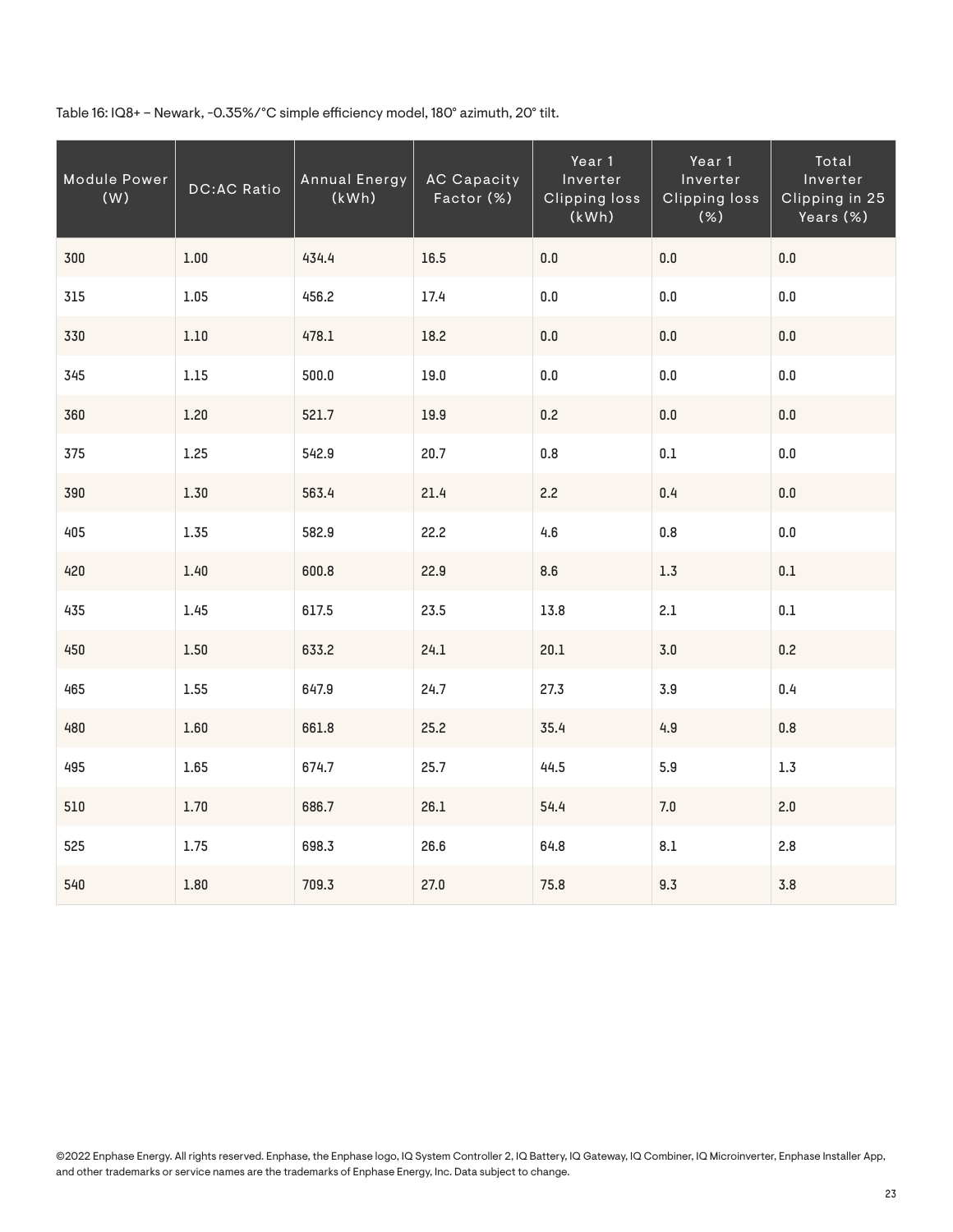Table 16: IQ8+ – Newark, -0.35%/°C simple efficiency model, 180° azimuth, 20° tilt.

| Module Power (W) | DC:AC Ratio | Annual Energy (kWh) | AC Capacity Factor (%) | Year 1 Inverter Clipping loss (kWh) | Year 1 Inverter Clipping loss (%) | Total Inverter Clipping in 25 Years (%) |
|---|---|---|---|---|---|---|
| 300 | 1.00 | 434.4 | 16.5 | 0.0 | 0.0 | 0.0 |
| 315 | 1.05 | 456.2 | 17.4 | 0.0 | 0.0 | 0.0 |
| 330 | 1.10 | 478.1 | 18.2 | 0.0 | 0.0 | 0.0 |
| 345 | 1.15 | 500.0 | 19.0 | 0.0 | 0.0 | 0.0 |
| 360 | 1.20 | 521.7 | 19.9 | 0.2 | 0.0 | 0.0 |
| 375 | 1.25 | 542.9 | 20.7 | 0.8 | 0.1 | 0.0 |
| 390 | 1.30 | 563.4 | 21.4 | 2.2 | 0.4 | 0.0 |
| 405 | 1.35 | 582.9 | 22.2 | 4.6 | 0.8 | 0.0 |
| 420 | 1.40 | 600.8 | 22.9 | 8.6 | 1.3 | 0.1 |
| 435 | 1.45 | 617.5 | 23.5 | 13.8 | 2.1 | 0.1 |
| 450 | 1.50 | 633.2 | 24.1 | 20.1 | 3.0 | 0.2 |
| 465 | 1.55 | 647.9 | 24.7 | 27.3 | 3.9 | 0.4 |
| 480 | 1.60 | 661.8 | 25.2 | 35.4 | 4.9 | 0.8 |
| 495 | 1.65 | 674.7 | 25.7 | 44.5 | 5.9 | 1.3 |
| 510 | 1.70 | 686.7 | 26.1 | 54.4 | 7.0 | 2.0 |
| 525 | 1.75 | 698.3 | 26.6 | 64.8 | 8.1 | 2.8 |
| 540 | 1.80 | 709.3 | 27.0 | 75.8 | 9.3 | 3.8 |

©2022 Enphase Energy. All rights reserved. Enphase, the Enphase logo, IQ System Controller 2, IQ Battery, IQ Gateway, IQ Combiner, IQ Microinverter, Enphase Installer App, and other trademarks or service names are the trademarks of Enphase Energy, Inc. Data subject to change.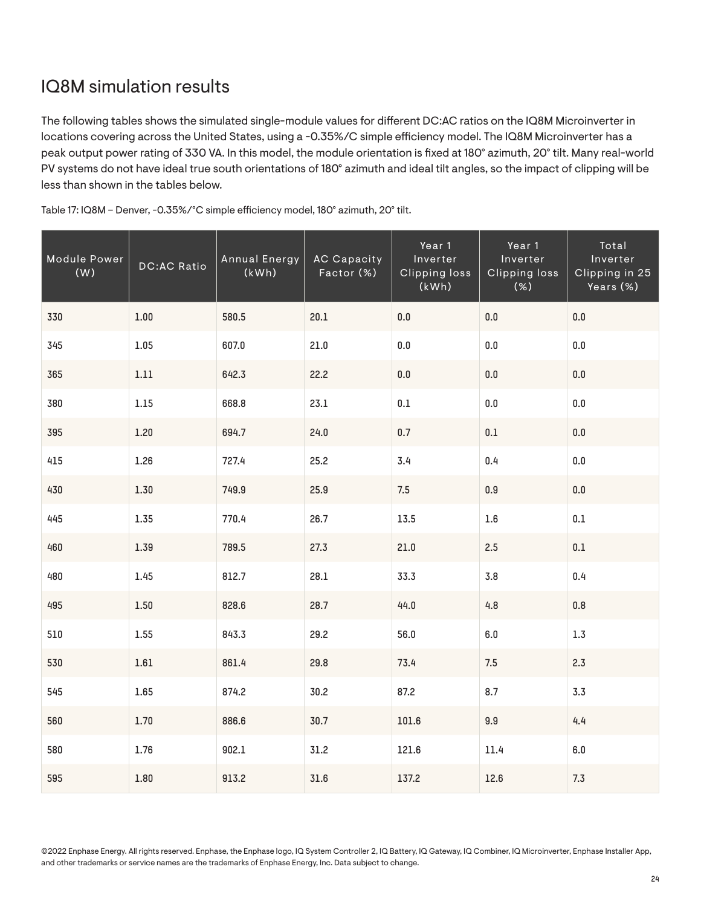## IQ8M simulation results

The following tables shows the simulated single-module values for different DC:AC ratios on the IQ8M Microinverter in locations covering across the United States, using a -0.35%/C simple efficiency model. The IQ8M Microinverter has a peak output power rating of 330 VA. In this model, the module orientation is fixed at 180° azimuth, 20° tilt. Many real-world PV systems do not have ideal true south orientations of 180° azimuth and ideal tilt angles, so the impact of clipping will be less than shown in the tables below.

Table 17: IQ8M – Denver, -0.35%/°C simple efficiency model, 180° azimuth, 20° tilt.

| Module Power (W) | DC:AC Ratio | Annual Energy (kWh) | AC Capacity Factor (%) | Year 1 Inverter Clipping loss (kWh) | Year 1 Inverter Clipping loss (%) | Total Inverter Clipping in 25 Years (%) |
|---|---|---|---|---|---|---|
| 330 | 1.00 | 580.5 | 20.1 | 0.0 | 0.0 | 0.0 |
| 345 | 1.05 | 607.0 | 21.0 | 0.0 | 0.0 | 0.0 |
| 365 | 1.11 | 642.3 | 22.2 | 0.0 | 0.0 | 0.0 |
| 380 | 1.15 | 668.8 | 23.1 | 0.1 | 0.0 | 0.0 |
| 395 | 1.20 | 694.7 | 24.0 | 0.7 | 0.1 | 0.0 |
| 415 | 1.26 | 727.4 | 25.2 | 3.4 | 0.4 | 0.0 |
| 430 | 1.30 | 749.9 | 25.9 | 7.5 | 0.9 | 0.0 |
| 445 | 1.35 | 770.4 | 26.7 | 13.5 | 1.6 | 0.1 |
| 460 | 1.39 | 789.5 | 27.3 | 21.0 | 2.5 | 0.1 |
| 480 | 1.45 | 812.7 | 28.1 | 33.3 | 3.8 | 0.4 |
| 495 | 1.50 | 828.6 | 28.7 | 44.0 | 4.8 | 0.8 |
| 510 | 1.55 | 843.3 | 29.2 | 56.0 | 6.0 | 1.3 |
| 530 | 1.61 | 861.4 | 29.8 | 73.4 | 7.5 | 2.3 |
| 545 | 1.65 | 874.2 | 30.2 | 87.2 | 8.7 | 3.3 |
| 560 | 1.70 | 886.6 | 30.7 | 101.6 | 9.9 | 4.4 |
| 580 | 1.76 | 902.1 | 31.2 | 121.6 | 11.4 | 6.0 |
| 595 | 1.80 | 913.2 | 31.6 | 137.2 | 12.6 | 7.3 |

©2022 Enphase Energy. All rights reserved. Enphase, the Enphase logo, IQ System Controller 2, IQ Battery, IQ Gateway, IQ Combiner, IQ Microinverter, Enphase Installer App, and other trademarks or service names are the trademarks of Enphase Energy, Inc. Data subject to change.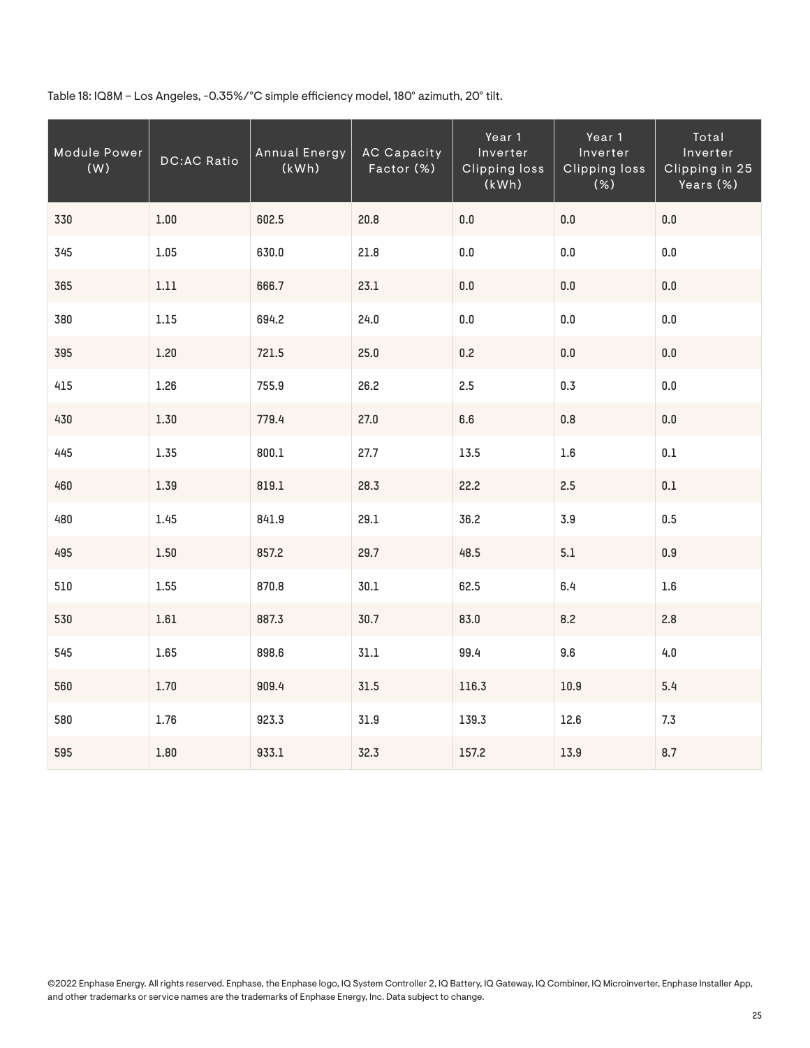Table 18: IQ8M – Los Angeles, -0.35%/°C simple efficiency model, 180° azimuth, 20° tilt.

| Module Power (W) | DC:AC Ratio | Annual Energy (kWh) | AC Capacity Factor (%) | Year 1 Inverter Clipping loss (kWh) | Year 1 Inverter Clipping loss (%) | Total Inverter Clipping in 25 Years (%) |
|---|---|---|---|---|---|---|
| 330 | 1.00 | 602.5 | 20.8 | 0.0 | 0.0 | 0.0 |
| 345 | 1.05 | 630.0 | 21.8 | 0.0 | 0.0 | 0.0 |
| 365 | 1.11 | 666.7 | 23.1 | 0.0 | 0.0 | 0.0 |
| 380 | 1.15 | 694.2 | 24.0 | 0.0 | 0.0 | 0.0 |
| 395 | 1.20 | 721.5 | 25.0 | 0.2 | 0.0 | 0.0 |
| 415 | 1.26 | 755.9 | 26.2 | 2.5 | 0.3 | 0.0 |
| 430 | 1.30 | 779.4 | 27.0 | 6.6 | 0.8 | 0.0 |
| 445 | 1.35 | 800.1 | 27.7 | 13.5 | 1.6 | 0.1 |
| 460 | 1.39 | 819.1 | 28.3 | 22.2 | 2.5 | 0.1 |
| 480 | 1.45 | 841.9 | 29.1 | 36.2 | 3.9 | 0.5 |
| 495 | 1.50 | 857.2 | 29.7 | 48.5 | 5.1 | 0.9 |
| 510 | 1.55 | 870.8 | 30.1 | 62.5 | 6.4 | 1.6 |
| 530 | 1.61 | 887.3 | 30.7 | 83.0 | 8.2 | 2.8 |
| 545 | 1.65 | 898.6 | 31.1 | 99.4 | 9.6 | 4.0 |
| 560 | 1.70 | 909.4 | 31.5 | 116.3 | 10.9 | 5.4 |
| 580 | 1.76 | 923.3 | 31.9 | 139.3 | 12.6 | 7.3 |
| 595 | 1.80 | 933.1 | 32.3 | 157.2 | 13.9 | 8.7 |

©2022 Enphase Energy. All rights reserved. Enphase, the Enphase logo, IQ System Controller 2, IQ Battery, IQ Gateway, IQ Combiner, IQ Microinverter, Enphase Installer App, and other trademarks or service names are the trademarks of Enphase Energy, Inc. Data subject to change.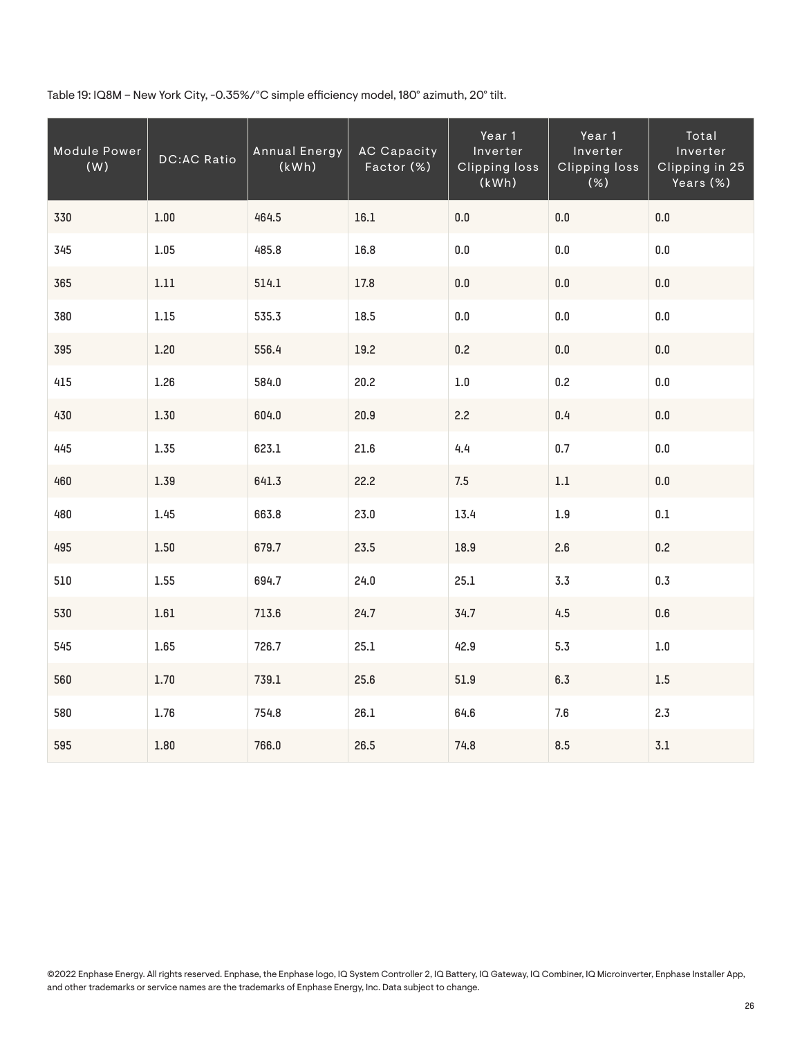Table 19: IQ8M – New York City, -0.35%/°C simple efficiency model, 180° azimuth, 20° tilt.

| Module Power (W) | DC:AC Ratio | Annual Energy (kWh) | AC Capacity Factor (%) | Year 1 Inverter Clipping loss (kWh) | Year 1 Inverter Clipping loss (%) | Total Inverter Clipping in 25 Years (%) |
|---|---|---|---|---|---|---|
| 330 | 1.00 | 464.5 | 16.1 | 0.0 | 0.0 | 0.0 |
| 345 | 1.05 | 485.8 | 16.8 | 0.0 | 0.0 | 0.0 |
| 365 | 1.11 | 514.1 | 17.8 | 0.0 | 0.0 | 0.0 |
| 380 | 1.15 | 535.3 | 18.5 | 0.0 | 0.0 | 0.0 |
| 395 | 1.20 | 556.4 | 19.2 | 0.2 | 0.0 | 0.0 |
| 415 | 1.26 | 584.0 | 20.2 | 1.0 | 0.2 | 0.0 |
| 430 | 1.30 | 604.0 | 20.9 | 2.2 | 0.4 | 0.0 |
| 445 | 1.35 | 623.1 | 21.6 | 4.4 | 0.7 | 0.0 |
| 460 | 1.39 | 641.3 | 22.2 | 7.5 | 1.1 | 0.0 |
| 480 | 1.45 | 663.8 | 23.0 | 13.4 | 1.9 | 0.1 |
| 495 | 1.50 | 679.7 | 23.5 | 18.9 | 2.6 | 0.2 |
| 510 | 1.55 | 694.7 | 24.0 | 25.1 | 3.3 | 0.3 |
| 530 | 1.61 | 713.6 | 24.7 | 34.7 | 4.5 | 0.6 |
| 545 | 1.65 | 726.7 | 25.1 | 42.9 | 5.3 | 1.0 |
| 560 | 1.70 | 739.1 | 25.6 | 51.9 | 6.3 | 1.5 |
| 580 | 1.76 | 754.8 | 26.1 | 64.6 | 7.6 | 2.3 |
| 595 | 1.80 | 766.0 | 26.5 | 74.8 | 8.5 | 3.1 |

©2022 Enphase Energy. All rights reserved. Enphase, the Enphase logo, IQ System Controller 2, IQ Battery, IQ Gateway, IQ Combiner, IQ Microinverter, Enphase Installer App, and other trademarks or service names are the trademarks of Enphase Energy, Inc. Data subject to change.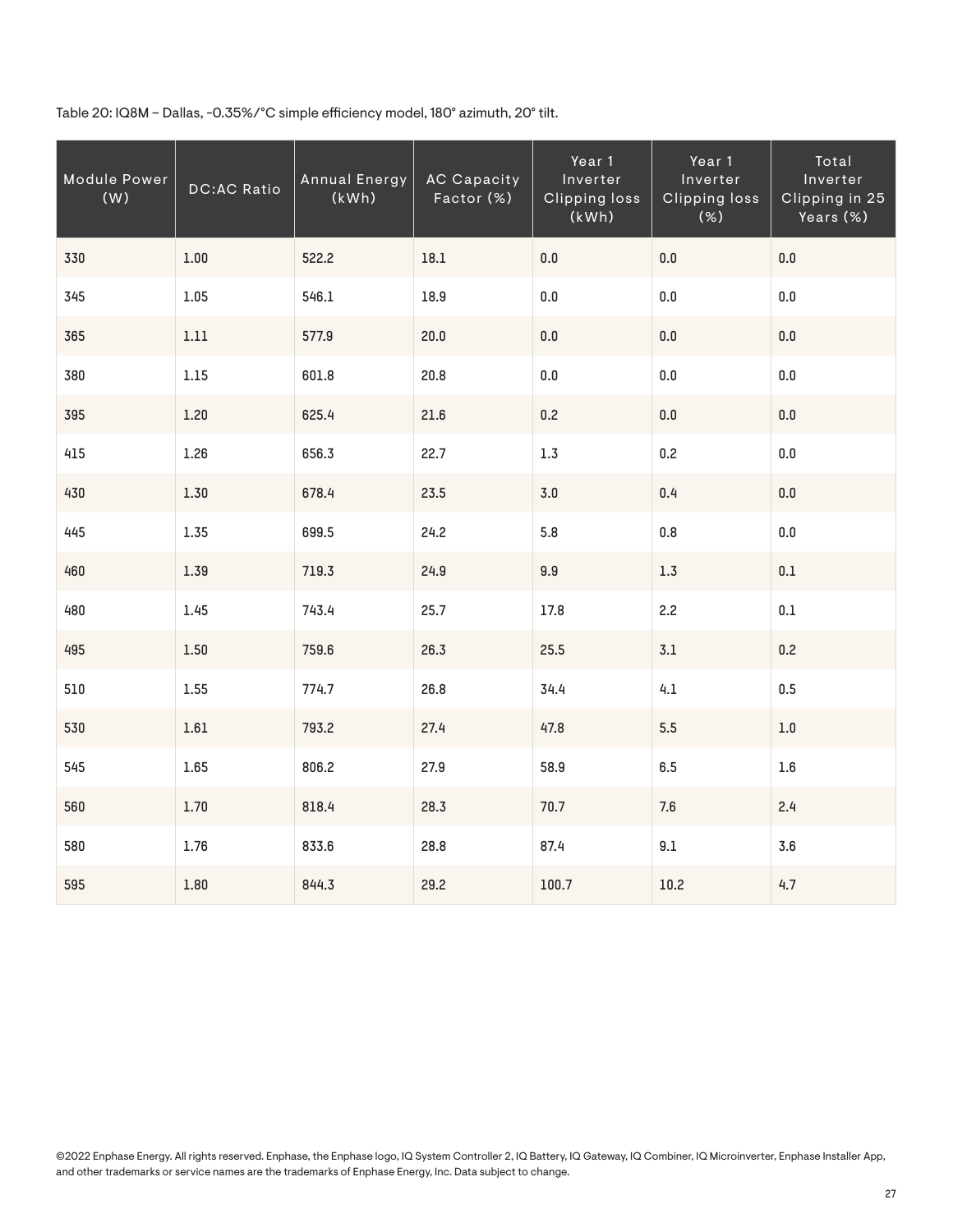Table 20: IQ8M – Dallas, -0.35%/°C simple efficiency model, 180° azimuth, 20° tilt.

| Module Power (W) | DC:AC Ratio | Annual Energy (kWh) | AC Capacity Factor (%) | Year 1 Inverter Clipping loss (kWh) | Year 1 Inverter Clipping loss (%) | Total Inverter Clipping in 25 Years (%) |
|---|---|---|---|---|---|---|
| 330 | 1.00 | 522.2 | 18.1 | 0.0 | 0.0 | 0.0 |
| 345 | 1.05 | 546.1 | 18.9 | 0.0 | 0.0 | 0.0 |
| 365 | 1.11 | 577.9 | 20.0 | 0.0 | 0.0 | 0.0 |
| 380 | 1.15 | 601.8 | 20.8 | 0.0 | 0.0 | 0.0 |
| 395 | 1.20 | 625.4 | 21.6 | 0.2 | 0.0 | 0.0 |
| 415 | 1.26 | 656.3 | 22.7 | 1.3 | 0.2 | 0.0 |
| 430 | 1.30 | 678.4 | 23.5 | 3.0 | 0.4 | 0.0 |
| 445 | 1.35 | 699.5 | 24.2 | 5.8 | 0.8 | 0.0 |
| 460 | 1.39 | 719.3 | 24.9 | 9.9 | 1.3 | 0.1 |
| 480 | 1.45 | 743.4 | 25.7 | 17.8 | 2.2 | 0.1 |
| 495 | 1.50 | 759.6 | 26.3 | 25.5 | 3.1 | 0.2 |
| 510 | 1.55 | 774.7 | 26.8 | 34.4 | 4.1 | 0.5 |
| 530 | 1.61 | 793.2 | 27.4 | 47.8 | 5.5 | 1.0 |
| 545 | 1.65 | 806.2 | 27.9 | 58.9 | 6.5 | 1.6 |
| 560 | 1.70 | 818.4 | 28.3 | 70.7 | 7.6 | 2.4 |
| 580 | 1.76 | 833.6 | 28.8 | 87.4 | 9.1 | 3.6 |
| 595 | 1.80 | 844.3 | 29.2 | 100.7 | 10.2 | 4.7 |

©2022 Enphase Energy. All rights reserved. Enphase, the Enphase logo, IQ System Controller 2, IQ Battery, IQ Gateway, IQ Combiner, IQ Microinverter, Enphase Installer App, and other trademarks or service names are the trademarks of Enphase Energy, Inc. Data subject to change.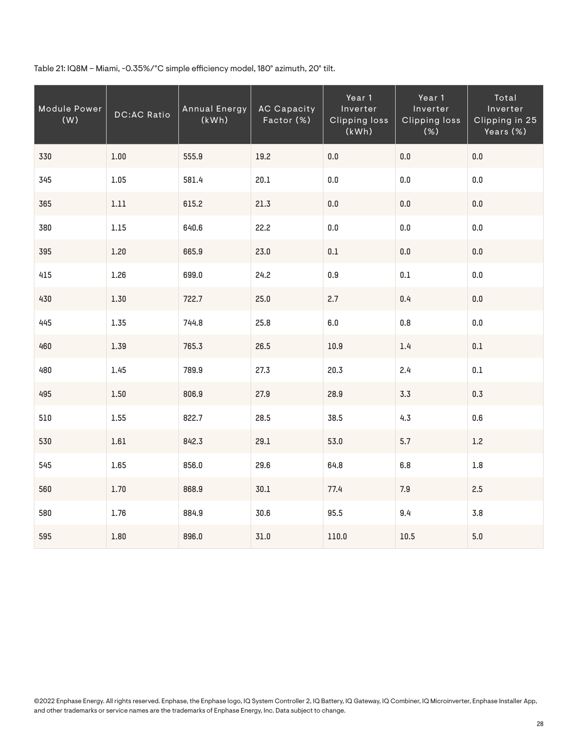Table 21: IQ8M – Miami, -0.35%/°C simple efficiency model, 180° azimuth, 20° tilt.

| Module Power (W) | DC:AC Ratio | Annual Energy (kWh) | AC Capacity Factor (%) | Year 1 Inverter Clipping loss (kWh) | Year 1 Inverter Clipping loss (%) | Total Inverter Clipping in 25 Years (%) |
|---|---|---|---|---|---|---|
| 330 | 1.00 | 555.9 | 19.2 | 0.0 | 0.0 | 0.0 |
| 345 | 1.05 | 581.4 | 20.1 | 0.0 | 0.0 | 0.0 |
| 365 | 1.11 | 615.2 | 21.3 | 0.0 | 0.0 | 0.0 |
| 380 | 1.15 | 640.6 | 22.2 | 0.0 | 0.0 | 0.0 |
| 395 | 1.20 | 665.9 | 23.0 | 0.1 | 0.0 | 0.0 |
| 415 | 1.26 | 699.0 | 24.2 | 0.9 | 0.1 | 0.0 |
| 430 | 1.30 | 722.7 | 25.0 | 2.7 | 0.4 | 0.0 |
| 445 | 1.35 | 744.8 | 25.8 | 6.0 | 0.8 | 0.0 |
| 460 | 1.39 | 765.3 | 26.5 | 10.9 | 1.4 | 0.1 |
| 480 | 1.45 | 789.9 | 27.3 | 20.3 | 2.4 | 0.1 |
| 495 | 1.50 | 806.9 | 27.9 | 28.9 | 3.3 | 0.3 |
| 510 | 1.55 | 822.7 | 28.5 | 38.5 | 4.3 | 0.6 |
| 530 | 1.61 | 842.3 | 29.1 | 53.0 | 5.7 | 1.2 |
| 545 | 1.65 | 856.0 | 29.6 | 64.8 | 6.8 | 1.8 |
| 560 | 1.70 | 868.9 | 30.1 | 77.4 | 7.9 | 2.5 |
| 580 | 1.76 | 884.9 | 30.6 | 95.5 | 9.4 | 3.8 |
| 595 | 1.80 | 896.0 | 31.0 | 110.0 | 10.5 | 5.0 |

©2022 Enphase Energy. All rights reserved. Enphase, the Enphase logo, IQ System Controller 2, IQ Battery, IQ Gateway, IQ Combiner, IQ Microinverter, Enphase Installer App, and other trademarks or service names are the trademarks of Enphase Energy, Inc. Data subject to change.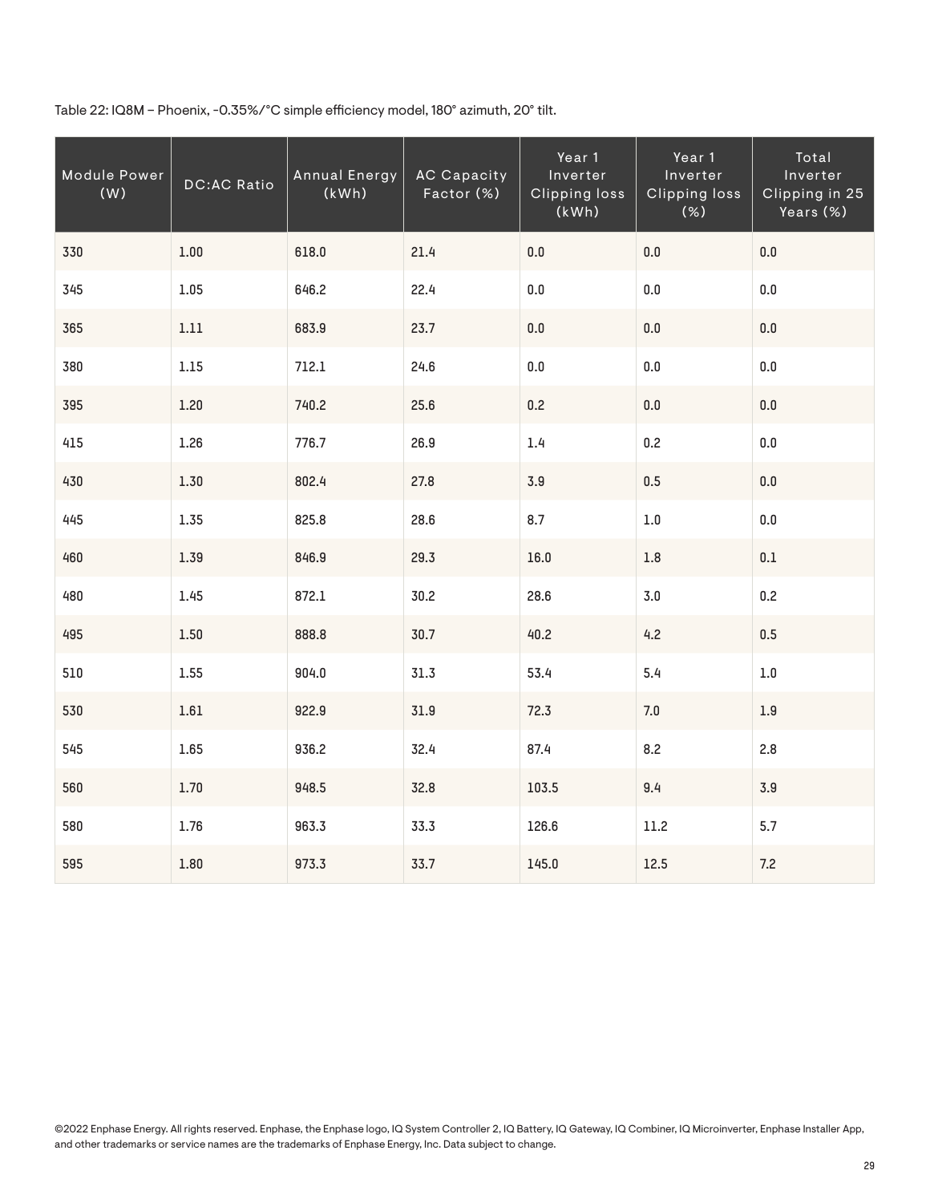Table 22: IQ8M – Phoenix, -0.35%/°C simple efficiency model, 180° azimuth, 20° tilt.

| Module Power (W) | DC:AC Ratio | Annual Energy (kWh) | AC Capacity Factor (%) | Year 1 Inverter Clipping loss (kWh) | Year 1 Inverter Clipping loss (%) | Total Inverter Clipping in 25 Years (%) |
|---|---|---|---|---|---|---|
| 330 | 1.00 | 618.0 | 21.4 | 0.0 | 0.0 | 0.0 |
| 345 | 1.05 | 646.2 | 22.4 | 0.0 | 0.0 | 0.0 |
| 365 | 1.11 | 683.9 | 23.7 | 0.0 | 0.0 | 0.0 |
| 380 | 1.15 | 712.1 | 24.6 | 0.0 | 0.0 | 0.0 |
| 395 | 1.20 | 740.2 | 25.6 | 0.2 | 0.0 | 0.0 |
| 415 | 1.26 | 776.7 | 26.9 | 1.4 | 0.2 | 0.0 |
| 430 | 1.30 | 802.4 | 27.8 | 3.9 | 0.5 | 0.0 |
| 445 | 1.35 | 825.8 | 28.6 | 8.7 | 1.0 | 0.0 |
| 460 | 1.39 | 846.9 | 29.3 | 16.0 | 1.8 | 0.1 |
| 480 | 1.45 | 872.1 | 30.2 | 28.6 | 3.0 | 0.2 |
| 495 | 1.50 | 888.8 | 30.7 | 40.2 | 4.2 | 0.5 |
| 510 | 1.55 | 904.0 | 31.3 | 53.4 | 5.4 | 1.0 |
| 530 | 1.61 | 922.9 | 31.9 | 72.3 | 7.0 | 1.9 |
| 545 | 1.65 | 936.2 | 32.4 | 87.4 | 8.2 | 2.8 |
| 560 | 1.70 | 948.5 | 32.8 | 103.5 | 9.4 | 3.9 |
| 580 | 1.76 | 963.3 | 33.3 | 126.6 | 11.2 | 5.7 |
| 595 | 1.80 | 973.3 | 33.7 | 145.0 | 12.5 | 7.2 |

©2022 Enphase Energy. All rights reserved. Enphase, the Enphase logo, IQ System Controller 2, IQ Battery, IQ Gateway, IQ Combiner, IQ Microinverter, Enphase Installer App, and other trademarks or service names are the trademarks of Enphase Energy, Inc. Data subject to change.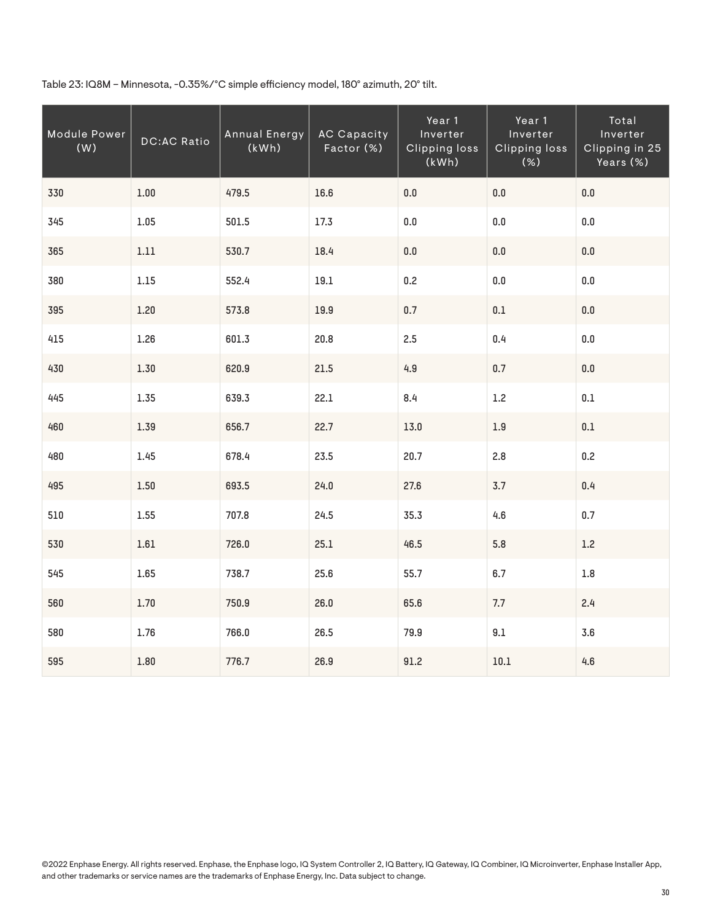Table 23: IQ8M – Minnesota, -0.35%/°C simple efficiency model, 180° azimuth, 20° tilt.

| Module Power (W) | DC:AC Ratio | Annual Energy (kWh) | AC Capacity Factor (%) | Year 1 Inverter Clipping loss (kWh) | Year 1 Inverter Clipping loss (%) | Total Inverter Clipping in 25 Years (%) |
|---|---|---|---|---|---|---|
| 330 | 1.00 | 479.5 | 16.6 | 0.0 | 0.0 | 0.0 |
| 345 | 1.05 | 501.5 | 17.3 | 0.0 | 0.0 | 0.0 |
| 365 | 1.11 | 530.7 | 18.4 | 0.0 | 0.0 | 0.0 |
| 380 | 1.15 | 552.4 | 19.1 | 0.2 | 0.0 | 0.0 |
| 395 | 1.20 | 573.8 | 19.9 | 0.7 | 0.1 | 0.0 |
| 415 | 1.26 | 601.3 | 20.8 | 2.5 | 0.4 | 0.0 |
| 430 | 1.30 | 620.9 | 21.5 | 4.9 | 0.7 | 0.0 |
| 445 | 1.35 | 639.3 | 22.1 | 8.4 | 1.2 | 0.1 |
| 460 | 1.39 | 656.7 | 22.7 | 13.0 | 1.9 | 0.1 |
| 480 | 1.45 | 678.4 | 23.5 | 20.7 | 2.8 | 0.2 |
| 495 | 1.50 | 693.5 | 24.0 | 27.6 | 3.7 | 0.4 |
| 510 | 1.55 | 707.8 | 24.5 | 35.3 | 4.6 | 0.7 |
| 530 | 1.61 | 726.0 | 25.1 | 46.5 | 5.8 | 1.2 |
| 545 | 1.65 | 738.7 | 25.6 | 55.7 | 6.7 | 1.8 |
| 560 | 1.70 | 750.9 | 26.0 | 65.6 | 7.7 | 2.4 |
| 580 | 1.76 | 766.0 | 26.5 | 79.9 | 9.1 | 3.6 |
| 595 | 1.80 | 776.7 | 26.9 | 91.2 | 10.1 | 4.6 |

©2022 Enphase Energy. All rights reserved. Enphase, the Enphase logo, IQ System Controller 2, IQ Battery, IQ Gateway, IQ Combiner, IQ Microinverter, Enphase Installer App, and other trademarks or service names are the trademarks of Enphase Energy, Inc. Data subject to change.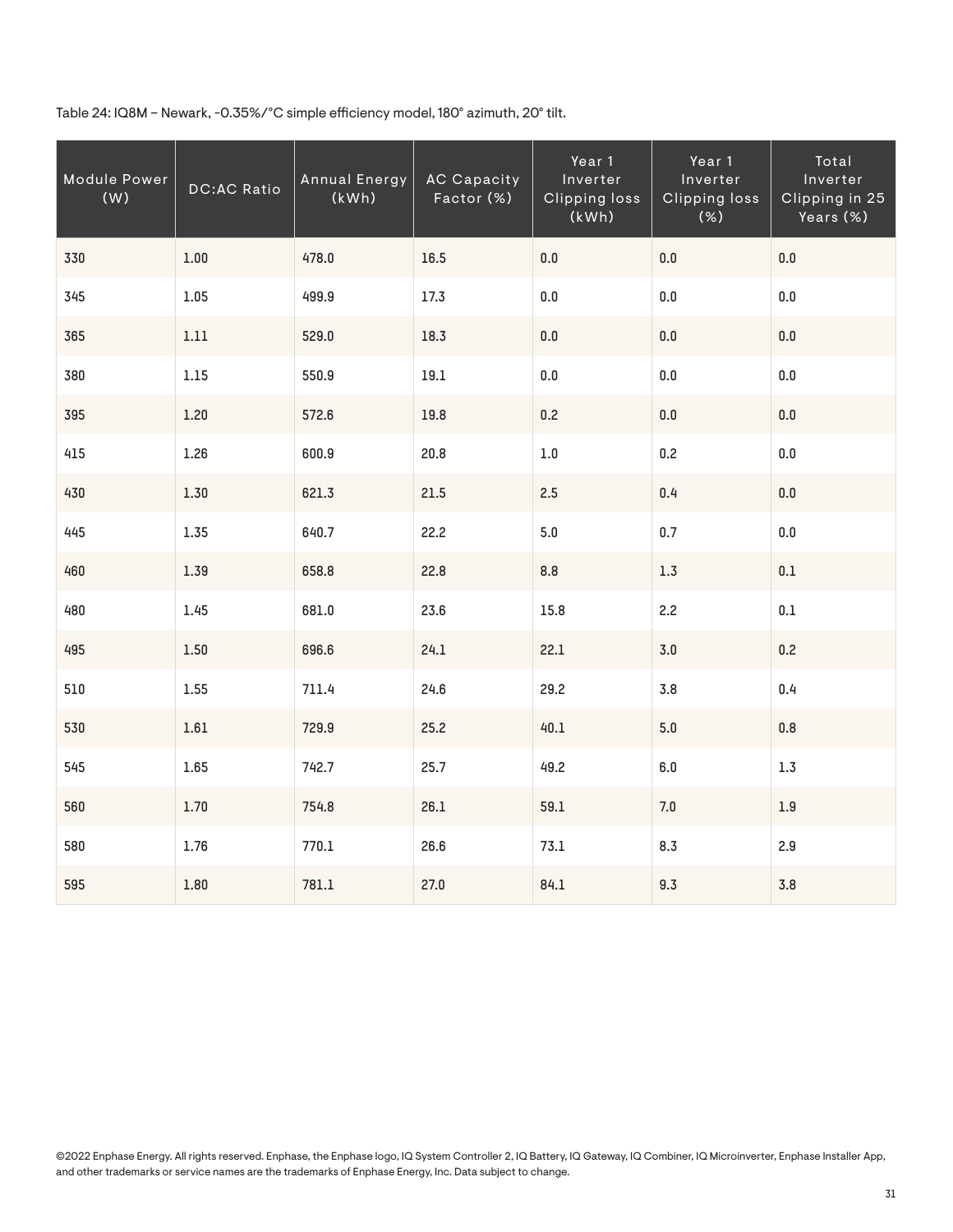Table 24: IQ8M – Newark, -0.35%/°C simple efficiency model, 180° azimuth, 20° tilt.

| Module Power (W) | DC:AC Ratio | Annual Energy (kWh) | AC Capacity Factor (%) | Year 1 Inverter Clipping loss (kWh) | Year 1 Inverter Clipping loss (%) | Total Inverter Clipping in 25 Years (%) |
|---|---|---|---|---|---|---|
| 330 | 1.00 | 478.0 | 16.5 | 0.0 | 0.0 | 0.0 |
| 345 | 1.05 | 499.9 | 17.3 | 0.0 | 0.0 | 0.0 |
| 365 | 1.11 | 529.0 | 18.3 | 0.0 | 0.0 | 0.0 |
| 380 | 1.15 | 550.9 | 19.1 | 0.0 | 0.0 | 0.0 |
| 395 | 1.20 | 572.6 | 19.8 | 0.2 | 0.0 | 0.0 |
| 415 | 1.26 | 600.9 | 20.8 | 1.0 | 0.2 | 0.0 |
| 430 | 1.30 | 621.3 | 21.5 | 2.5 | 0.4 | 0.0 |
| 445 | 1.35 | 640.7 | 22.2 | 5.0 | 0.7 | 0.0 |
| 460 | 1.39 | 658.8 | 22.8 | 8.8 | 1.3 | 0.1 |
| 480 | 1.45 | 681.0 | 23.6 | 15.8 | 2.2 | 0.1 |
| 495 | 1.50 | 696.6 | 24.1 | 22.1 | 3.0 | 0.2 |
| 510 | 1.55 | 711.4 | 24.6 | 29.2 | 3.8 | 0.4 |
| 530 | 1.61 | 729.9 | 25.2 | 40.1 | 5.0 | 0.8 |
| 545 | 1.65 | 742.7 | 25.7 | 49.2 | 6.0 | 1.3 |
| 560 | 1.70 | 754.8 | 26.1 | 59.1 | 7.0 | 1.9 |
| 580 | 1.76 | 770.1 | 26.6 | 73.1 | 8.3 | 2.9 |
| 595 | 1.80 | 781.1 | 27.0 | 84.1 | 9.3 | 3.8 |

©2022 Enphase Energy. All rights reserved. Enphase, the Enphase logo, IQ System Controller 2, IQ Battery, IQ Gateway, IQ Combiner, IQ Microinverter, Enphase Installer App, and other trademarks or service names are the trademarks of Enphase Energy, Inc. Data subject to change.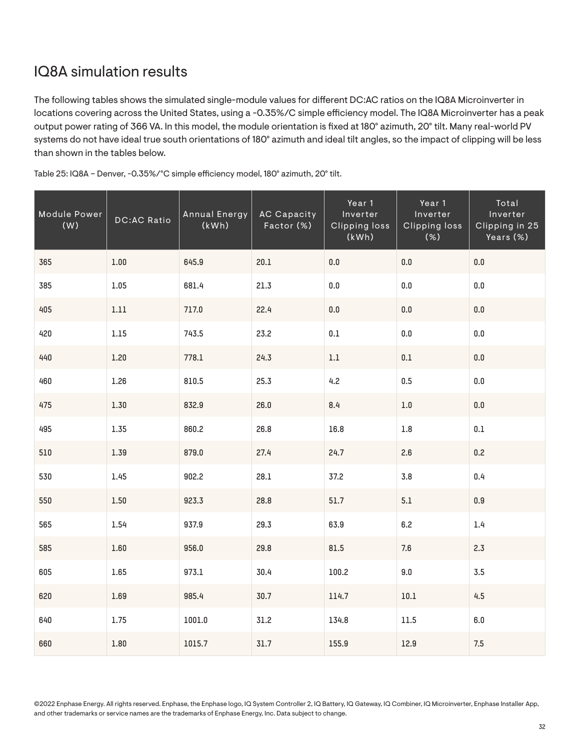## IQ8A simulation results

The following tables shows the simulated single-module values for different DC:AC ratios on the IQ8A Microinverter in locations covering across the United States, using a -0.35%/C simple efficiency model. The IQ8A Microinverter has a peak output power rating of 366 VA. In this model, the module orientation is fixed at 180° azimuth, 20° tilt. Many real-world PV systems do not have ideal true south orientations of 180° azimuth and ideal tilt angles, so the impact of clipping will be less than shown in the tables below.

Table 25: IQ8A – Denver, -0.35%/°C simple efficiency model, 180° azimuth, 20° tilt.

| Module Power (W) | DC:AC Ratio | Annual Energy (kWh) | AC Capacity Factor (%) | Year 1 Inverter Clipping loss (kWh) | Year 1 Inverter Clipping loss (%) | Total Inverter Clipping in 25 Years (%) |
|---|---|---|---|---|---|---|
| 365 | 1.00 | 645.9 | 20.1 | 0.0 | 0.0 | 0.0 |
| 385 | 1.05 | 681.4 | 21.3 | 0.0 | 0.0 | 0.0 |
| 405 | 1.11 | 717.0 | 22.4 | 0.0 | 0.0 | 0.0 |
| 420 | 1.15 | 743.5 | 23.2 | 0.1 | 0.0 | 0.0 |
| 440 | 1.20 | 778.1 | 24.3 | 1.1 | 0.1 | 0.0 |
| 460 | 1.26 | 810.5 | 25.3 | 4.2 | 0.5 | 0.0 |
| 475 | 1.30 | 832.9 | 26.0 | 8.4 | 1.0 | 0.0 |
| 495 | 1.35 | 860.2 | 26.8 | 16.8 | 1.8 | 0.1 |
| 510 | 1.39 | 879.0 | 27.4 | 24.7 | 2.6 | 0.2 |
| 530 | 1.45 | 902.2 | 28.1 | 37.2 | 3.8 | 0.4 |
| 550 | 1.50 | 923.3 | 28.8 | 51.7 | 5.1 | 0.9 |
| 565 | 1.54 | 937.9 | 29.3 | 63.9 | 6.2 | 1.4 |
| 585 | 1.60 | 956.0 | 29.8 | 81.5 | 7.6 | 2.3 |
| 605 | 1.65 | 973.1 | 30.4 | 100.2 | 9.0 | 3.5 |
| 620 | 1.69 | 985.4 | 30.7 | 114.7 | 10.1 | 4.5 |
| 640 | 1.75 | 1001.0 | 31.2 | 134.8 | 11.5 | 6.0 |
| 660 | 1.80 | 1015.7 | 31.7 | 155.9 | 12.9 | 7.5 |

©2022 Enphase Energy. All rights reserved. Enphase, the Enphase logo, IQ System Controller 2, IQ Battery, IQ Gateway, IQ Combiner, IQ Microinverter, Enphase Installer App, and other trademarks or service names are the trademarks of Enphase Energy, Inc. Data subject to change.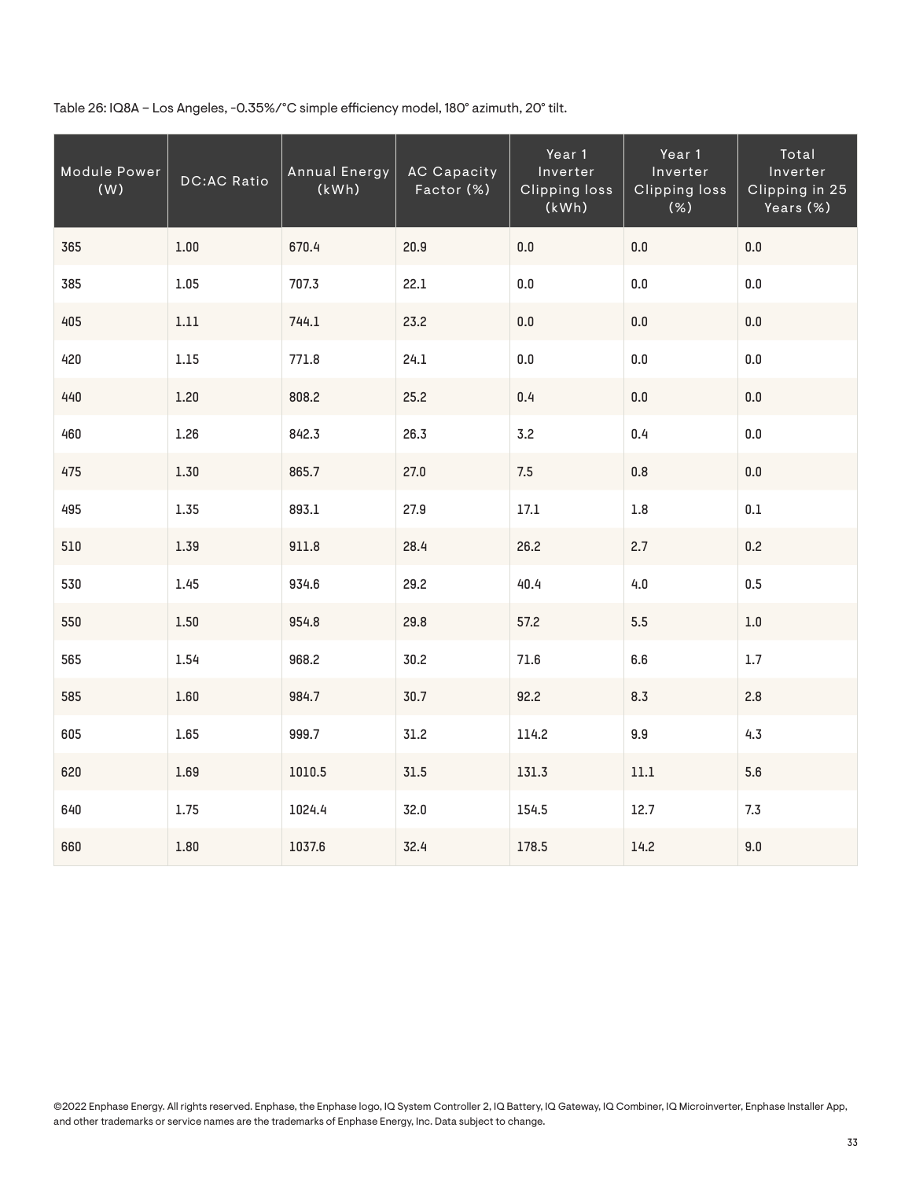Table 26: IQ8A – Los Angeles, -0.35%/°C simple efficiency model, 180° azimuth, 20° tilt.

| Module Power (W) | DC:AC Ratio | Annual Energy (kWh) | AC Capacity Factor (%) | Year 1 Inverter Clipping loss (kWh) | Year 1 Inverter Clipping loss (%) | Total Inverter Clipping in 25 Years (%) |
|---|---|---|---|---|---|---|
| 365 | 1.00 | 670.4 | 20.9 | 0.0 | 0.0 | 0.0 |
| 385 | 1.05 | 707.3 | 22.1 | 0.0 | 0.0 | 0.0 |
| 405 | 1.11 | 744.1 | 23.2 | 0.0 | 0.0 | 0.0 |
| 420 | 1.15 | 771.8 | 24.1 | 0.0 | 0.0 | 0.0 |
| 440 | 1.20 | 808.2 | 25.2 | 0.4 | 0.0 | 0.0 |
| 460 | 1.26 | 842.3 | 26.3 | 3.2 | 0.4 | 0.0 |
| 475 | 1.30 | 865.7 | 27.0 | 7.5 | 0.8 | 0.0 |
| 495 | 1.35 | 893.1 | 27.9 | 17.1 | 1.8 | 0.1 |
| 510 | 1.39 | 911.8 | 28.4 | 26.2 | 2.7 | 0.2 |
| 530 | 1.45 | 934.6 | 29.2 | 40.4 | 4.0 | 0.5 |
| 550 | 1.50 | 954.8 | 29.8 | 57.2 | 5.5 | 1.0 |
| 565 | 1.54 | 968.2 | 30.2 | 71.6 | 6.6 | 1.7 |
| 585 | 1.60 | 984.7 | 30.7 | 92.2 | 8.3 | 2.8 |
| 605 | 1.65 | 999.7 | 31.2 | 114.2 | 9.9 | 4.3 |
| 620 | 1.69 | 1010.5 | 31.5 | 131.3 | 11.1 | 5.6 |
| 640 | 1.75 | 1024.4 | 32.0 | 154.5 | 12.7 | 7.3 |
| 660 | 1.80 | 1037.6 | 32.4 | 178.5 | 14.2 | 9.0 |

©2022 Enphase Energy. All rights reserved. Enphase, the Enphase logo, IQ System Controller 2, IQ Battery, IQ Gateway, IQ Combiner, IQ Microinverter, Enphase Installer App, and other trademarks or service names are the trademarks of Enphase Energy, Inc. Data subject to change.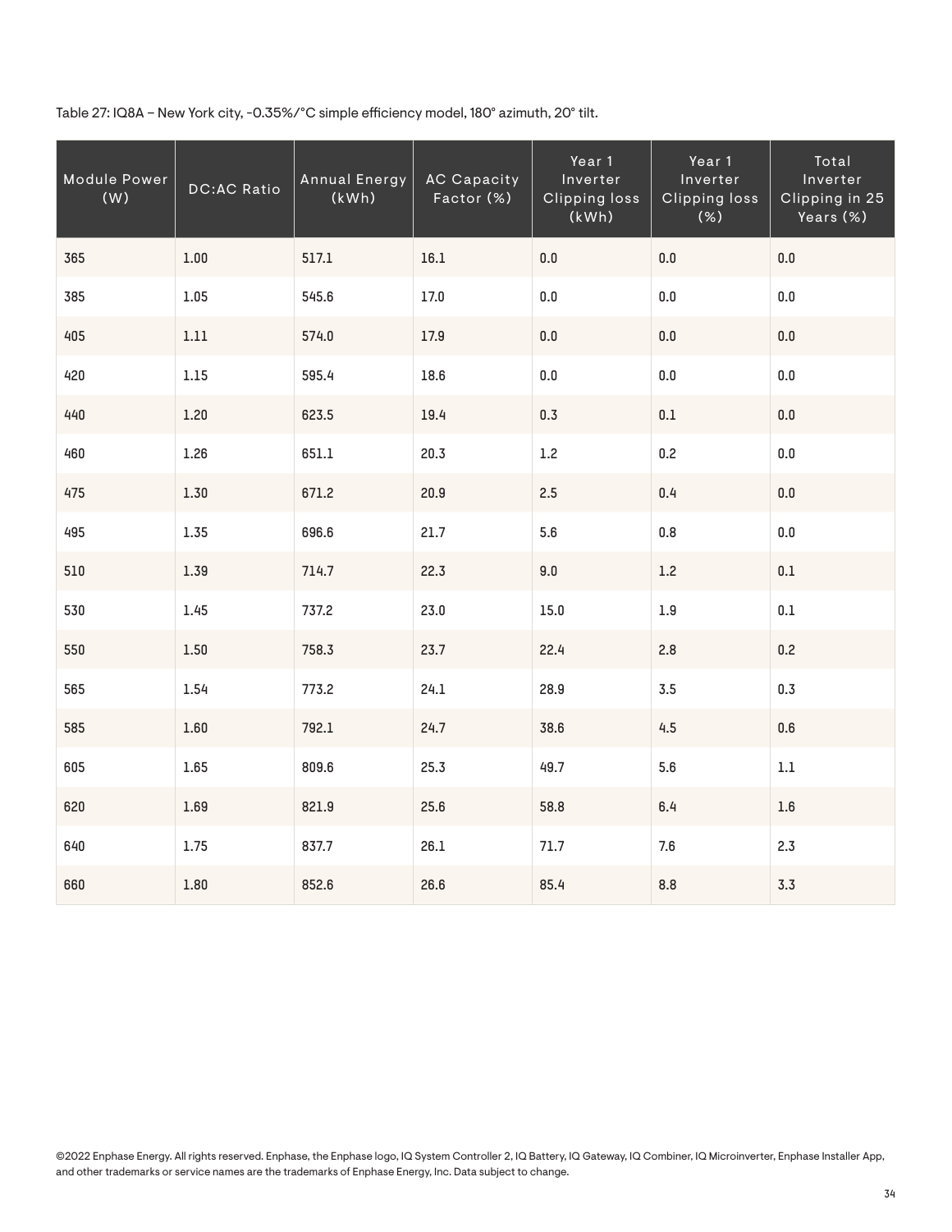Table 27: IQ8A – New York city, -0.35%/°C simple efficiency model, 180° azimuth, 20° tilt.

| Module Power (W) | DC:AC Ratio | Annual Energy (kWh) | AC Capacity Factor (%) | Year 1 Inverter Clipping loss (kWh) | Year 1 Inverter Clipping loss (%) | Total Inverter Clipping in 25 Years (%) |
|---|---|---|---|---|---|---|
| 365 | 1.00 | 517.1 | 16.1 | 0.0 | 0.0 | 0.0 |
| 385 | 1.05 | 545.6 | 17.0 | 0.0 | 0.0 | 0.0 |
| 405 | 1.11 | 574.0 | 17.9 | 0.0 | 0.0 | 0.0 |
| 420 | 1.15 | 595.4 | 18.6 | 0.0 | 0.0 | 0.0 |
| 440 | 1.20 | 623.5 | 19.4 | 0.3 | 0.1 | 0.0 |
| 460 | 1.26 | 651.1 | 20.3 | 1.2 | 0.2 | 0.0 |
| 475 | 1.30 | 671.2 | 20.9 | 2.5 | 0.4 | 0.0 |
| 495 | 1.35 | 696.6 | 21.7 | 5.6 | 0.8 | 0.0 |
| 510 | 1.39 | 714.7 | 22.3 | 9.0 | 1.2 | 0.1 |
| 530 | 1.45 | 737.2 | 23.0 | 15.0 | 1.9 | 0.1 |
| 550 | 1.50 | 758.3 | 23.7 | 22.4 | 2.8 | 0.2 |
| 565 | 1.54 | 773.2 | 24.1 | 28.9 | 3.5 | 0.3 |
| 585 | 1.60 | 792.1 | 24.7 | 38.6 | 4.5 | 0.6 |
| 605 | 1.65 | 809.6 | 25.3 | 49.7 | 5.6 | 1.1 |
| 620 | 1.69 | 821.9 | 25.6 | 58.8 | 6.4 | 1.6 |
| 640 | 1.75 | 837.7 | 26.1 | 71.7 | 7.6 | 2.3 |
| 660 | 1.80 | 852.6 | 26.6 | 85.4 | 8.8 | 3.3 |

©2022 Enphase Energy. All rights reserved. Enphase, the Enphase logo, IQ System Controller 2, IQ Battery, IQ Gateway, IQ Combiner, IQ Microinverter, Enphase Installer App, and other trademarks or service names are the trademarks of Enphase Energy, Inc. Data subject to change.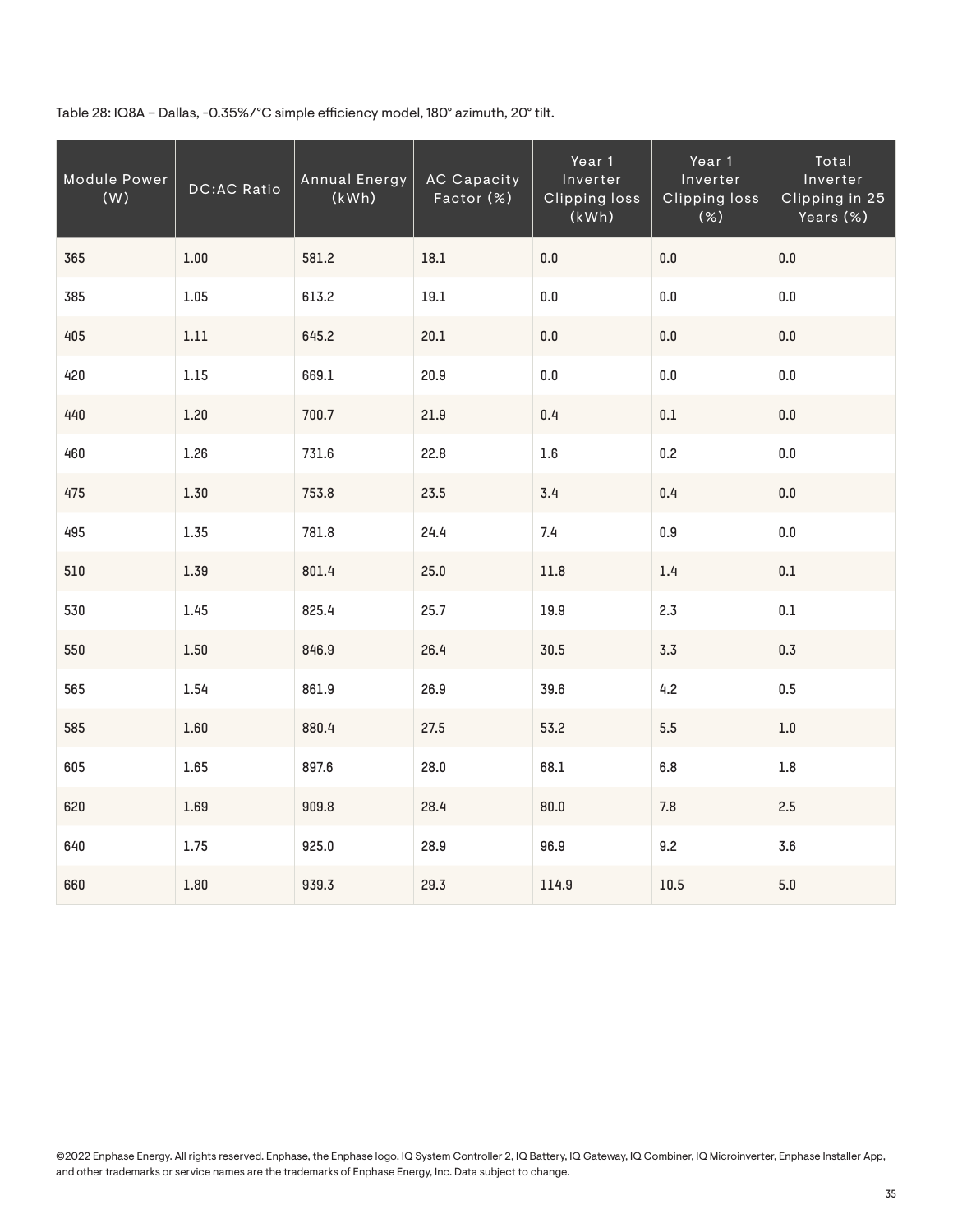Table 28: IQ8A – Dallas, -0.35%/°C simple efficiency model, 180° azimuth, 20° tilt.

| Module Power (W) | DC:AC Ratio | Annual Energy (kWh) | AC Capacity Factor (%) | Year 1 Inverter Clipping loss (kWh) | Year 1 Inverter Clipping loss (%) | Total Inverter Clipping in 25 Years (%) |
|---|---|---|---|---|---|---|
| 365 | 1.00 | 581.2 | 18.1 | 0.0 | 0.0 | 0.0 |
| 385 | 1.05 | 613.2 | 19.1 | 0.0 | 0.0 | 0.0 |
| 405 | 1.11 | 645.2 | 20.1 | 0.0 | 0.0 | 0.0 |
| 420 | 1.15 | 669.1 | 20.9 | 0.0 | 0.0 | 0.0 |
| 440 | 1.20 | 700.7 | 21.9 | 0.4 | 0.1 | 0.0 |
| 460 | 1.26 | 731.6 | 22.8 | 1.6 | 0.2 | 0.0 |
| 475 | 1.30 | 753.8 | 23.5 | 3.4 | 0.4 | 0.0 |
| 495 | 1.35 | 781.8 | 24.4 | 7.4 | 0.9 | 0.0 |
| 510 | 1.39 | 801.4 | 25.0 | 11.8 | 1.4 | 0.1 |
| 530 | 1.45 | 825.4 | 25.7 | 19.9 | 2.3 | 0.1 |
| 550 | 1.50 | 846.9 | 26.4 | 30.5 | 3.3 | 0.3 |
| 565 | 1.54 | 861.9 | 26.9 | 39.6 | 4.2 | 0.5 |
| 585 | 1.60 | 880.4 | 27.5 | 53.2 | 5.5 | 1.0 |
| 605 | 1.65 | 897.6 | 28.0 | 68.1 | 6.8 | 1.8 |
| 620 | 1.69 | 909.8 | 28.4 | 80.0 | 7.8 | 2.5 |
| 640 | 1.75 | 925.0 | 28.9 | 96.9 | 9.2 | 3.6 |
| 660 | 1.80 | 939.3 | 29.3 | 114.9 | 10.5 | 5.0 |

©2022 Enphase Energy. All rights reserved. Enphase, the Enphase logo, IQ System Controller 2, IQ Battery, IQ Gateway, IQ Combiner, IQ Microinverter, Enphase Installer App, and other trademarks or service names are the trademarks of Enphase Energy, Inc. Data subject to change.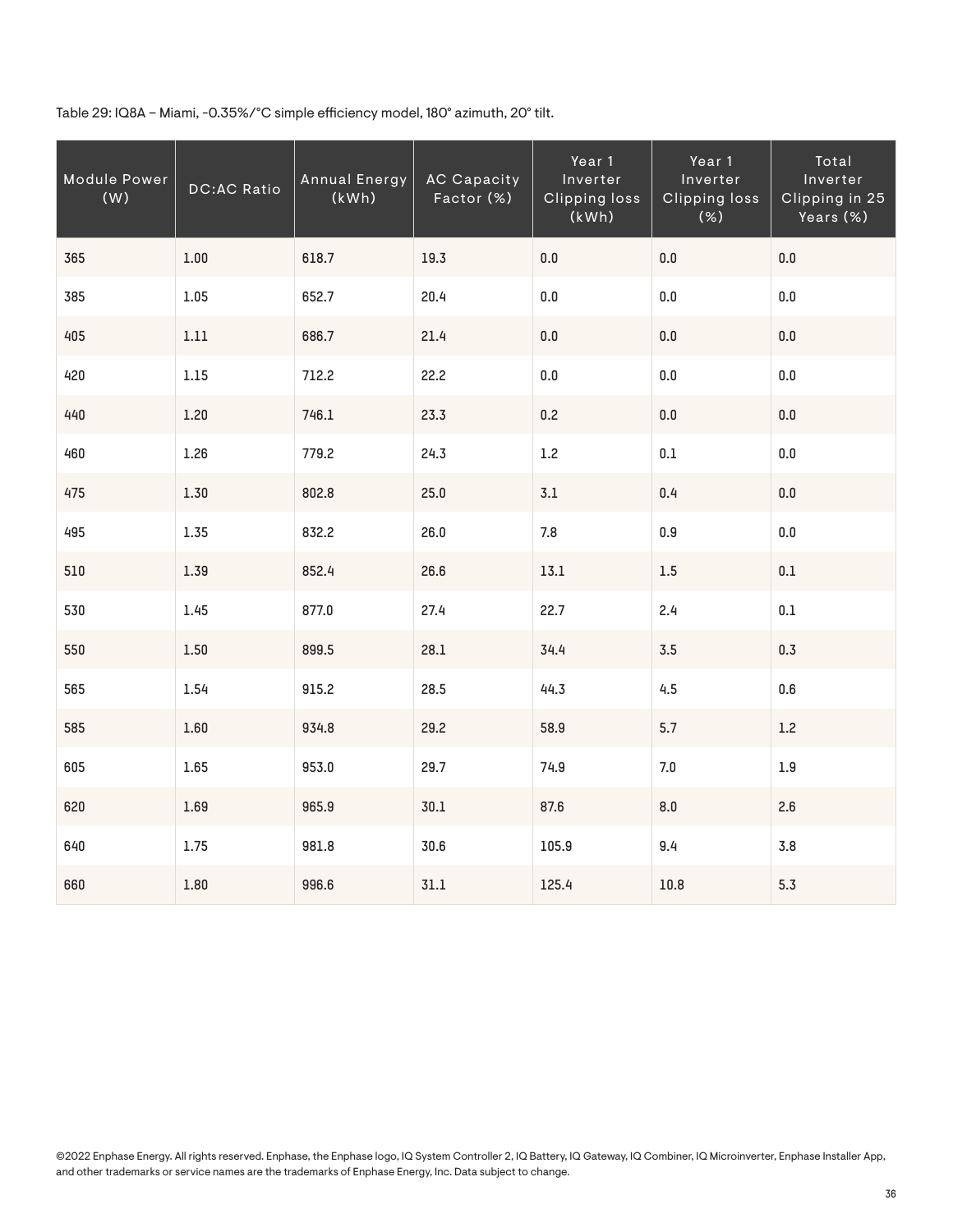Table 29: IQ8A – Miami, -0.35%/°C simple efficiency model, 180° azimuth, 20° tilt.

| Module Power (W) | DC:AC Ratio | Annual Energy (kWh) | AC Capacity Factor (%) | Year 1 Inverter Clipping loss (kWh) | Year 1 Inverter Clipping loss (%) | Total Inverter Clipping in 25 Years (%) |
|---|---|---|---|---|---|---|
| 365 | 1.00 | 618.7 | 19.3 | 0.0 | 0.0 | 0.0 |
| 385 | 1.05 | 652.7 | 20.4 | 0.0 | 0.0 | 0.0 |
| 405 | 1.11 | 686.7 | 21.4 | 0.0 | 0.0 | 0.0 |
| 420 | 1.15 | 712.2 | 22.2 | 0.0 | 0.0 | 0.0 |
| 440 | 1.20 | 746.1 | 23.3 | 0.2 | 0.0 | 0.0 |
| 460 | 1.26 | 779.2 | 24.3 | 1.2 | 0.1 | 0.0 |
| 475 | 1.30 | 802.8 | 25.0 | 3.1 | 0.4 | 0.0 |
| 495 | 1.35 | 832.2 | 26.0 | 7.8 | 0.9 | 0.0 |
| 510 | 1.39 | 852.4 | 26.6 | 13.1 | 1.5 | 0.1 |
| 530 | 1.45 | 877.0 | 27.4 | 22.7 | 2.4 | 0.1 |
| 550 | 1.50 | 899.5 | 28.1 | 34.4 | 3.5 | 0.3 |
| 565 | 1.54 | 915.2 | 28.5 | 44.3 | 4.5 | 0.6 |
| 585 | 1.60 | 934.8 | 29.2 | 58.9 | 5.7 | 1.2 |
| 605 | 1.65 | 953.0 | 29.7 | 74.9 | 7.0 | 1.9 |
| 620 | 1.69 | 965.9 | 30.1 | 87.6 | 8.0 | 2.6 |
| 640 | 1.75 | 981.8 | 30.6 | 105.9 | 9.4 | 3.8 |
| 660 | 1.80 | 996.6 | 31.1 | 125.4 | 10.8 | 5.3 |

©2022 Enphase Energy. All rights reserved. Enphase, the Enphase logo, IQ System Controller 2, IQ Battery, IQ Gateway, IQ Combiner, IQ Microinverter, Enphase Installer App, and other trademarks or service names are the trademarks of Enphase Energy, Inc. Data subject to change.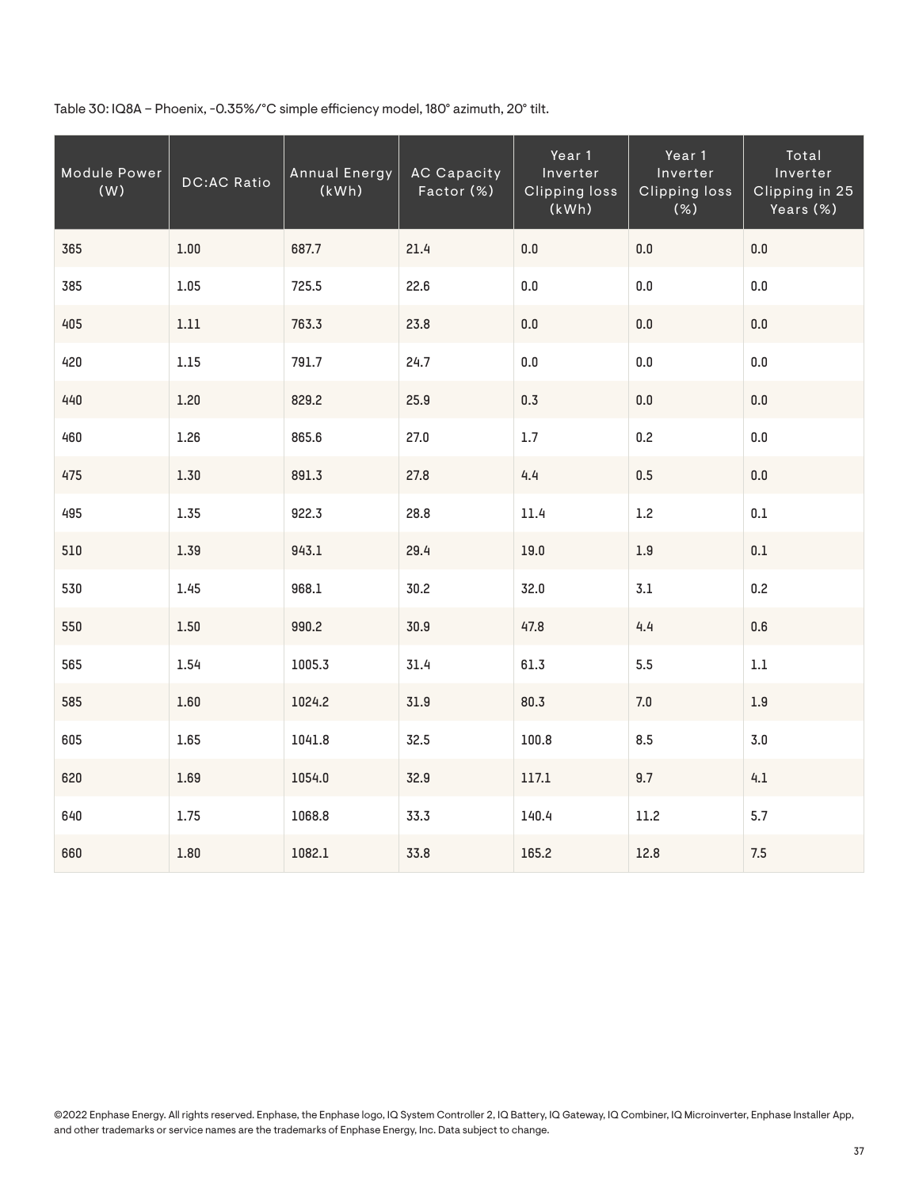Table 30: IQ8A – Phoenix, -0.35%/°C simple efficiency model, 180° azimuth, 20° tilt.

| Module Power (W) | DC:AC Ratio | Annual Energy (kWh) | AC Capacity Factor (%) | Year 1 Inverter Clipping loss (kWh) | Year 1 Inverter Clipping loss (%) | Total Inverter Clipping in 25 Years (%) |
|---|---|---|---|---|---|---|
| 365 | 1.00 | 687.7 | 21.4 | 0.0 | 0.0 | 0.0 |
| 385 | 1.05 | 725.5 | 22.6 | 0.0 | 0.0 | 0.0 |
| 405 | 1.11 | 763.3 | 23.8 | 0.0 | 0.0 | 0.0 |
| 420 | 1.15 | 791.7 | 24.7 | 0.0 | 0.0 | 0.0 |
| 440 | 1.20 | 829.2 | 25.9 | 0.3 | 0.0 | 0.0 |
| 460 | 1.26 | 865.6 | 27.0 | 1.7 | 0.2 | 0.0 |
| 475 | 1.30 | 891.3 | 27.8 | 4.4 | 0.5 | 0.0 |
| 495 | 1.35 | 922.3 | 28.8 | 11.4 | 1.2 | 0.1 |
| 510 | 1.39 | 943.1 | 29.4 | 19.0 | 1.9 | 0.1 |
| 530 | 1.45 | 968.1 | 30.2 | 32.0 | 3.1 | 0.2 |
| 550 | 1.50 | 990.2 | 30.9 | 47.8 | 4.4 | 0.6 |
| 565 | 1.54 | 1005.3 | 31.4 | 61.3 | 5.5 | 1.1 |
| 585 | 1.60 | 1024.2 | 31.9 | 80.3 | 7.0 | 1.9 |
| 605 | 1.65 | 1041.8 | 32.5 | 100.8 | 8.5 | 3.0 |
| 620 | 1.69 | 1054.0 | 32.9 | 117.1 | 9.7 | 4.1 |
| 640 | 1.75 | 1068.8 | 33.3 | 140.4 | 11.2 | 5.7 |
| 660 | 1.80 | 1082.1 | 33.8 | 165.2 | 12.8 | 7.5 |

©2022 Enphase Energy. All rights reserved. Enphase, the Enphase logo, IQ System Controller 2, IQ Battery, IQ Gateway, IQ Combiner, IQ Microinverter, Enphase Installer App, and other trademarks or service names are the trademarks of Enphase Energy, Inc. Data subject to change.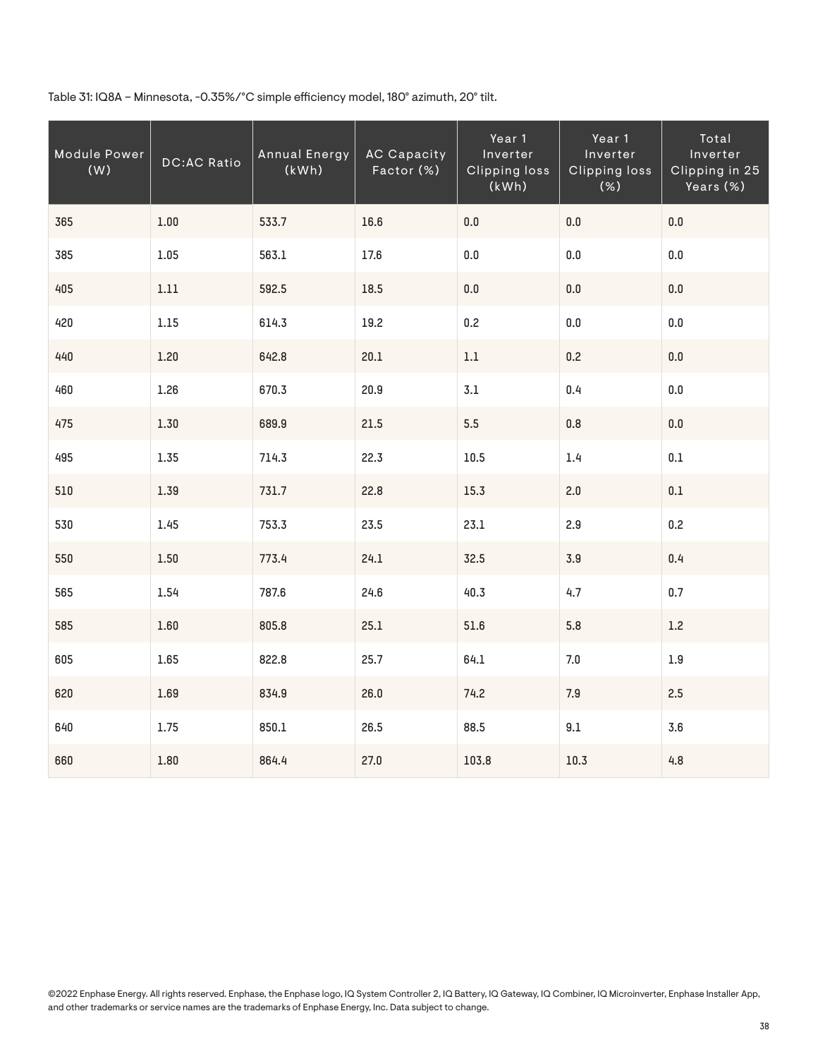Table 31: IQ8A – Minnesota, -0.35%/°C simple efficiency model, 180° azimuth, 20° tilt.

| Module Power (W) | DC:AC Ratio | Annual Energy (kWh) | AC Capacity Factor (%) | Year 1 Inverter Clipping loss (kWh) | Year 1 Inverter Clipping loss (%) | Total Inverter Clipping in 25 Years (%) |
|---|---|---|---|---|---|---|
| 365 | 1.00 | 533.7 | 16.6 | 0.0 | 0.0 | 0.0 |
| 385 | 1.05 | 563.1 | 17.6 | 0.0 | 0.0 | 0.0 |
| 405 | 1.11 | 592.5 | 18.5 | 0.0 | 0.0 | 0.0 |
| 420 | 1.15 | 614.3 | 19.2 | 0.2 | 0.0 | 0.0 |
| 440 | 1.20 | 642.8 | 20.1 | 1.1 | 0.2 | 0.0 |
| 460 | 1.26 | 670.3 | 20.9 | 3.1 | 0.4 | 0.0 |
| 475 | 1.30 | 689.9 | 21.5 | 5.5 | 0.8 | 0.0 |
| 495 | 1.35 | 714.3 | 22.3 | 10.5 | 1.4 | 0.1 |
| 510 | 1.39 | 731.7 | 22.8 | 15.3 | 2.0 | 0.1 |
| 530 | 1.45 | 753.3 | 23.5 | 23.1 | 2.9 | 0.2 |
| 550 | 1.50 | 773.4 | 24.1 | 32.5 | 3.9 | 0.4 |
| 565 | 1.54 | 787.6 | 24.6 | 40.3 | 4.7 | 0.7 |
| 585 | 1.60 | 805.8 | 25.1 | 51.6 | 5.8 | 1.2 |
| 605 | 1.65 | 822.8 | 25.7 | 64.1 | 7.0 | 1.9 |
| 620 | 1.69 | 834.9 | 26.0 | 74.2 | 7.9 | 2.5 |
| 640 | 1.75 | 850.1 | 26.5 | 88.5 | 9.1 | 3.6 |
| 660 | 1.80 | 864.4 | 27.0 | 103.8 | 10.3 | 4.8 |

©2022 Enphase Energy. All rights reserved. Enphase, the Enphase logo, IQ System Controller 2, IQ Battery, IQ Gateway, IQ Combiner, IQ Microinverter, Enphase Installer App, and other trademarks or service names are the trademarks of Enphase Energy, Inc. Data subject to change.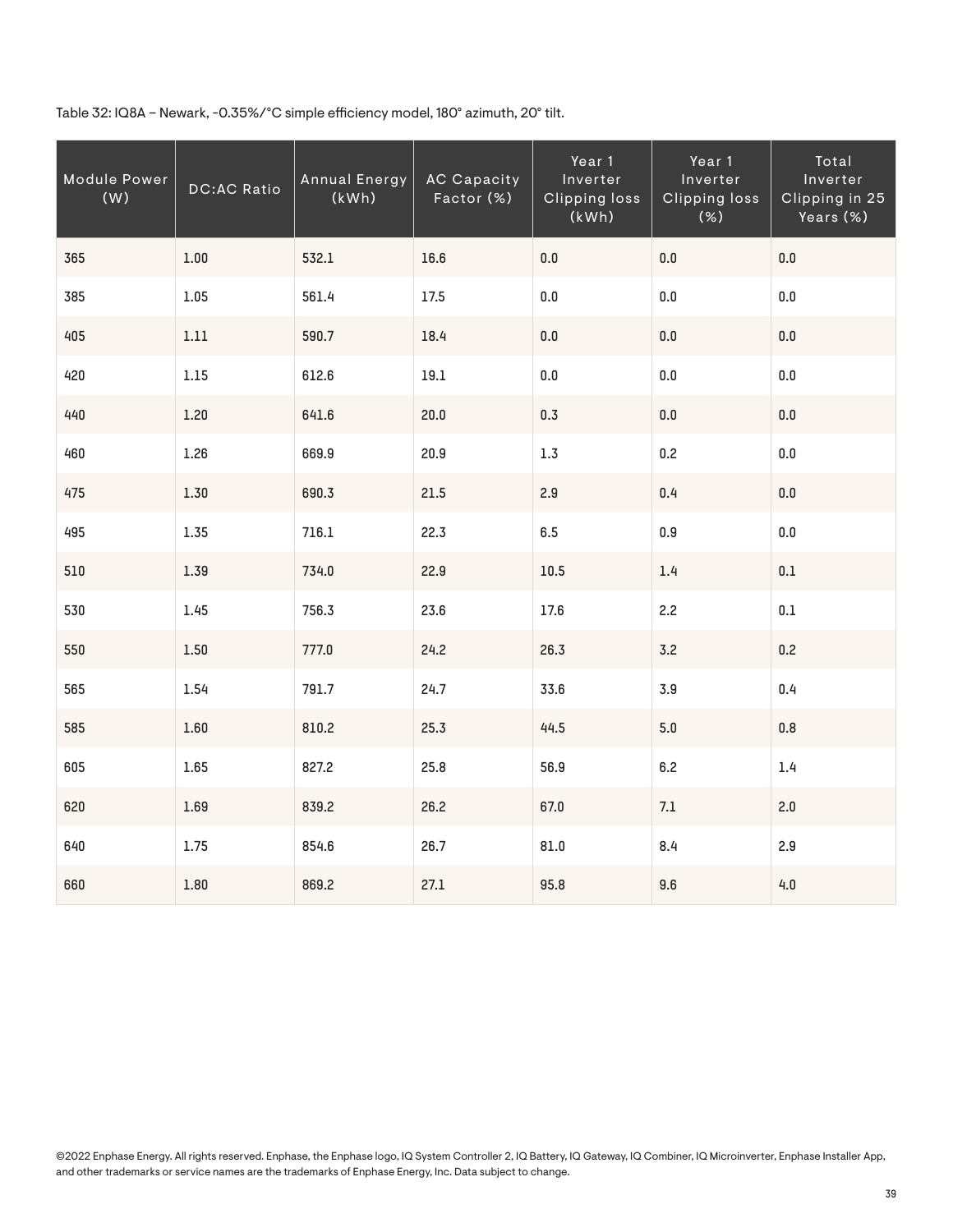Table 32: IQ8A – Newark, -0.35%/°C simple efficiency model, 180° azimuth, 20° tilt.

| Module Power (W) | DC:AC Ratio | Annual Energy (kWh) | AC Capacity Factor (%) | Year 1 Inverter Clipping loss (kWh) | Year 1 Inverter Clipping loss (%) | Total Inverter Clipping in 25 Years (%) |
|---|---|---|---|---|---|---|
| 365 | 1.00 | 532.1 | 16.6 | 0.0 | 0.0 | 0.0 |
| 385 | 1.05 | 561.4 | 17.5 | 0.0 | 0.0 | 0.0 |
| 405 | 1.11 | 590.7 | 18.4 | 0.0 | 0.0 | 0.0 |
| 420 | 1.15 | 612.6 | 19.1 | 0.0 | 0.0 | 0.0 |
| 440 | 1.20 | 641.6 | 20.0 | 0.3 | 0.0 | 0.0 |
| 460 | 1.26 | 669.9 | 20.9 | 1.3 | 0.2 | 0.0 |
| 475 | 1.30 | 690.3 | 21.5 | 2.9 | 0.4 | 0.0 |
| 495 | 1.35 | 716.1 | 22.3 | 6.5 | 0.9 | 0.0 |
| 510 | 1.39 | 734.0 | 22.9 | 10.5 | 1.4 | 0.1 |
| 530 | 1.45 | 756.3 | 23.6 | 17.6 | 2.2 | 0.1 |
| 550 | 1.50 | 777.0 | 24.2 | 26.3 | 3.2 | 0.2 |
| 565 | 1.54 | 791.7 | 24.7 | 33.6 | 3.9 | 0.4 |
| 585 | 1.60 | 810.2 | 25.3 | 44.5 | 5.0 | 0.8 |
| 605 | 1.65 | 827.2 | 25.8 | 56.9 | 6.2 | 1.4 |
| 620 | 1.69 | 839.2 | 26.2 | 67.0 | 7.1 | 2.0 |
| 640 | 1.75 | 854.6 | 26.7 | 81.0 | 8.4 | 2.9 |
| 660 | 1.80 | 869.2 | 27.1 | 95.8 | 9.6 | 4.0 |

©2022 Enphase Energy. All rights reserved. Enphase, the Enphase logo, IQ System Controller 2, IQ Battery, IQ Gateway, IQ Combiner, IQ Microinverter, Enphase Installer App, and other trademarks or service names are the trademarks of Enphase Energy, Inc. Data subject to change.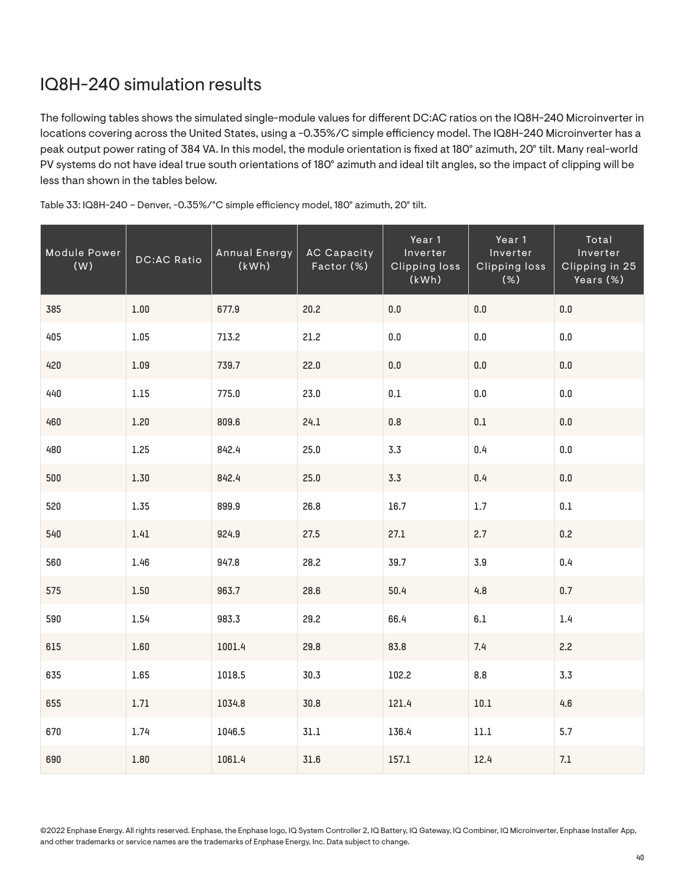## IQ8H-240 simulation results

The following tables shows the simulated single-module values for different DC:AC ratios on the IQ8H-240 Microinverter in locations covering across the United States, using a -0.35%/C simple efficiency model. The IQ8H-240 Microinverter has a peak output power rating of 384 VA. In this model, the module orientation is fixed at 180° azimuth, 20° tilt. Many real-world PV systems do not have ideal true south orientations of 180° azimuth and ideal tilt angles, so the impact of clipping will be less than shown in the tables below.

Table 33: IQ8H-240 – Denver, -0.35%/°C simple efficiency model, 180° azimuth, 20° tilt.

| Module Power (W) | DC:AC Ratio | Annual Energy (kWh) | AC Capacity Factor (%) | Year 1 Inverter Clipping loss (kWh) | Year 1 Inverter Clipping loss (%) | Total Inverter Clipping in 25 Years (%) |
|---|---|---|---|---|---|---|
| 385 | 1.00 | 677.9 | 20.2 | 0.0 | 0.0 | 0.0 |
| 405 | 1.05 | 713.2 | 21.2 | 0.0 | 0.0 | 0.0 |
| 420 | 1.09 | 739.7 | 22.0 | 0.0 | 0.0 | 0.0 |
| 440 | 1.15 | 775.0 | 23.0 | 0.1 | 0.0 | 0.0 |
| 460 | 1.20 | 809.6 | 24.1 | 0.8 | 0.1 | 0.0 |
| 480 | 1.25 | 842.4 | 25.0 | 3.3 | 0.4 | 0.0 |
| 500 | 1.30 | 842.4 | 25.0 | 3.3 | 0.4 | 0.0 |
| 520 | 1.35 | 899.9 | 26.8 | 16.7 | 1.7 | 0.1 |
| 540 | 1.41 | 924.9 | 27.5 | 27.1 | 2.7 | 0.2 |
| 560 | 1.46 | 947.8 | 28.2 | 39.7 | 3.9 | 0.4 |
| 575 | 1.50 | 963.7 | 28.6 | 50.4 | 4.8 | 0.7 |
| 590 | 1.54 | 983.3 | 29.2 | 66.4 | 6.1 | 1.4 |
| 615 | 1.60 | 1001.4 | 29.8 | 83.8 | 7.4 | 2.2 |
| 635 | 1.65 | 1018.5 | 30.3 | 102.2 | 8.8 | 3.3 |
| 655 | 1.71 | 1034.8 | 30.8 | 121.4 | 10.1 | 4.6 |
| 670 | 1.74 | 1046.5 | 31.1 | 136.4 | 11.1 | 5.7 |
| 690 | 1.80 | 1061.4 | 31.6 | 157.1 | 12.4 | 7.1 |

©2022 Enphase Energy. All rights reserved. Enphase, the Enphase logo, IQ System Controller 2, IQ Battery, IQ Gateway, IQ Combiner, IQ Microinverter, Enphase Installer App, and other trademarks or service names are the trademarks of Enphase Energy, Inc. Data subject to change.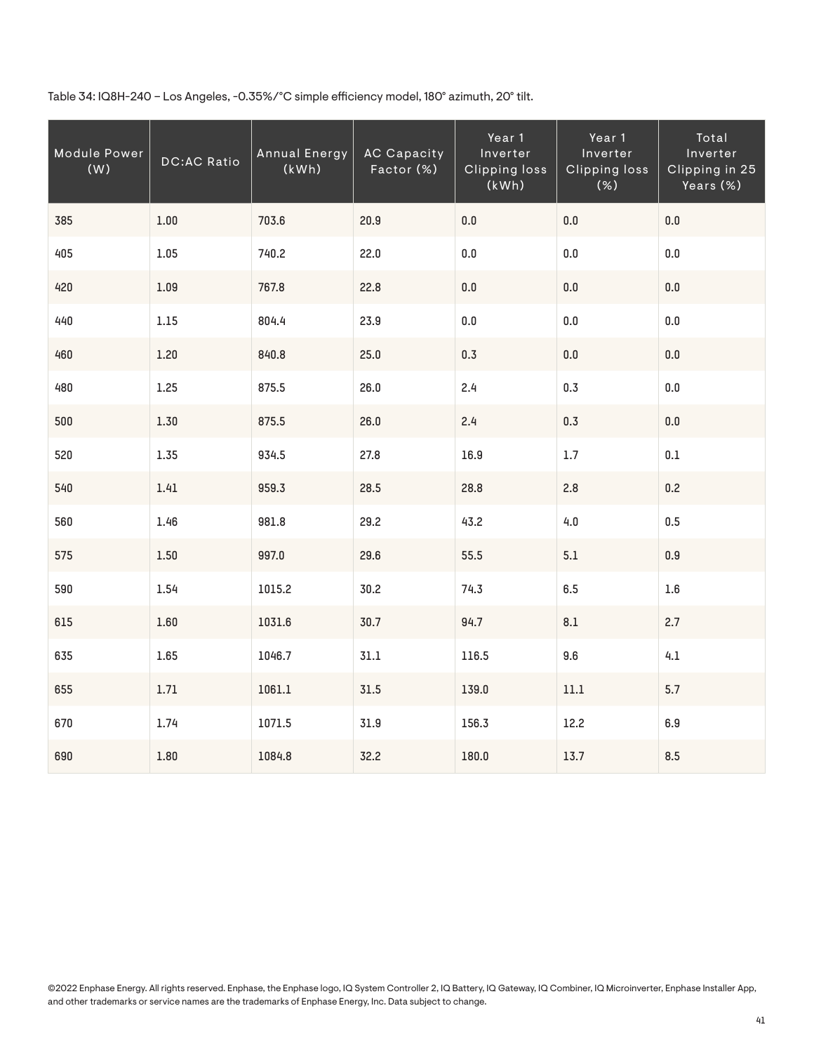Table 34: IQ8H-240 – Los Angeles, -0.35%/°C simple efficiency model, 180° azimuth, 20° tilt.

| Module Power (W) | DC:AC Ratio | Annual Energy (kWh) | AC Capacity Factor (%) | Year 1 Inverter Clipping loss (kWh) | Year 1 Inverter Clipping loss (%) | Total Inverter Clipping in 25 Years (%) |
|---|---|---|---|---|---|---|
| 385 | 1.00 | 703.6 | 20.9 | 0.0 | 0.0 | 0.0 |
| 405 | 1.05 | 740.2 | 22.0 | 0.0 | 0.0 | 0.0 |
| 420 | 1.09 | 767.8 | 22.8 | 0.0 | 0.0 | 0.0 |
| 440 | 1.15 | 804.4 | 23.9 | 0.0 | 0.0 | 0.0 |
| 460 | 1.20 | 840.8 | 25.0 | 0.3 | 0.0 | 0.0 |
| 480 | 1.25 | 875.5 | 26.0 | 2.4 | 0.3 | 0.0 |
| 500 | 1.30 | 875.5 | 26.0 | 2.4 | 0.3 | 0.0 |
| 520 | 1.35 | 934.5 | 27.8 | 16.9 | 1.7 | 0.1 |
| 540 | 1.41 | 959.3 | 28.5 | 28.8 | 2.8 | 0.2 |
| 560 | 1.46 | 981.8 | 29.2 | 43.2 | 4.0 | 0.5 |
| 575 | 1.50 | 997.0 | 29.6 | 55.5 | 5.1 | 0.9 |
| 590 | 1.54 | 1015.2 | 30.2 | 74.3 | 6.5 | 1.6 |
| 615 | 1.60 | 1031.6 | 30.7 | 94.7 | 8.1 | 2.7 |
| 635 | 1.65 | 1046.7 | 31.1 | 116.5 | 9.6 | 4.1 |
| 655 | 1.71 | 1061.1 | 31.5 | 139.0 | 11.1 | 5.7 |
| 670 | 1.74 | 1071.5 | 31.9 | 156.3 | 12.2 | 6.9 |
| 690 | 1.80 | 1084.8 | 32.2 | 180.0 | 13.7 | 8.5 |

©2022 Enphase Energy. All rights reserved. Enphase, the Enphase logo, IQ System Controller 2, IQ Battery, IQ Gateway, IQ Combiner, IQ Microinverter, Enphase Installer App, and other trademarks or service names are the trademarks of Enphase Energy, Inc. Data subject to change.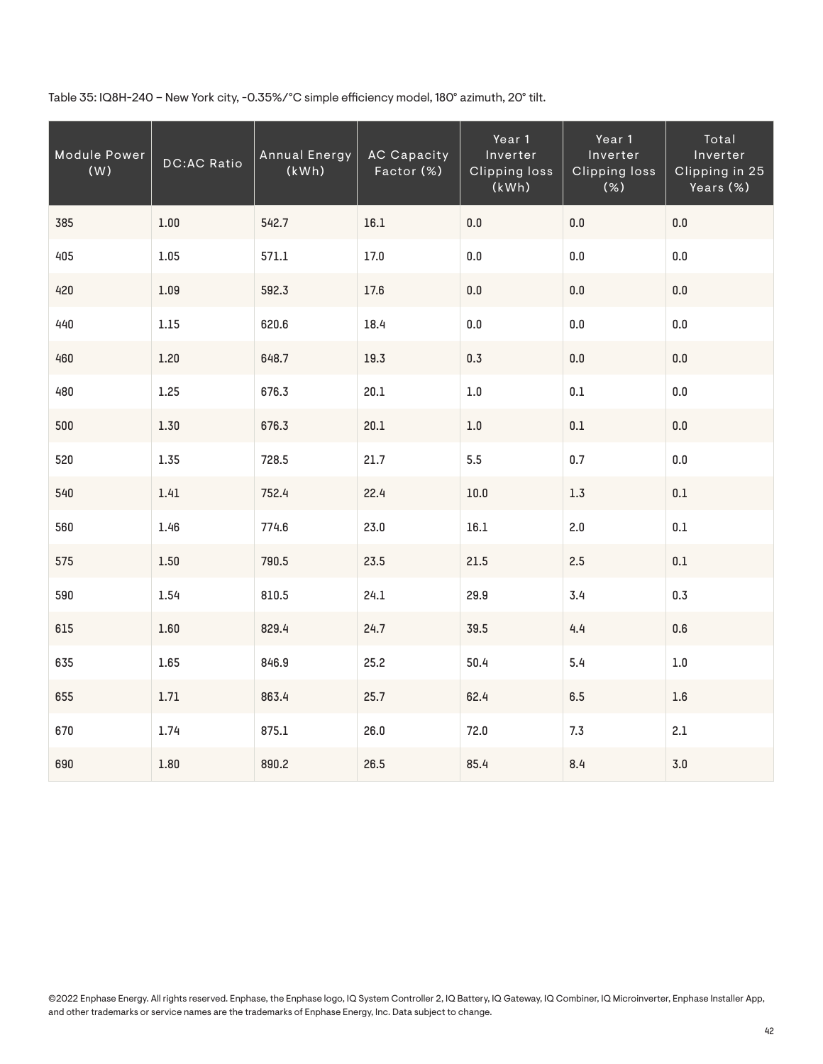Table 35: IQ8H-240 – New York city, -0.35%/°C simple efficiency model, 180° azimuth, 20° tilt.

| Module Power (W) | DC:AC Ratio | Annual Energy (kWh) | AC Capacity Factor (%) | Year 1 Inverter Clipping loss (kWh) | Year 1 Inverter Clipping loss (%) | Total Inverter Clipping in 25 Years (%) |
|---|---|---|---|---|---|---|
| 385 | 1.00 | 542.7 | 16.1 | 0.0 | 0.0 | 0.0 |
| 405 | 1.05 | 571.1 | 17.0 | 0.0 | 0.0 | 0.0 |
| 420 | 1.09 | 592.3 | 17.6 | 0.0 | 0.0 | 0.0 |
| 440 | 1.15 | 620.6 | 18.4 | 0.0 | 0.0 | 0.0 |
| 460 | 1.20 | 648.7 | 19.3 | 0.3 | 0.0 | 0.0 |
| 480 | 1.25 | 676.3 | 20.1 | 1.0 | 0.1 | 0.0 |
| 500 | 1.30 | 676.3 | 20.1 | 1.0 | 0.1 | 0.0 |
| 520 | 1.35 | 728.5 | 21.7 | 5.5 | 0.7 | 0.0 |
| 540 | 1.41 | 752.4 | 22.4 | 10.0 | 1.3 | 0.1 |
| 560 | 1.46 | 774.6 | 23.0 | 16.1 | 2.0 | 0.1 |
| 575 | 1.50 | 790.5 | 23.5 | 21.5 | 2.5 | 0.1 |
| 590 | 1.54 | 810.5 | 24.1 | 29.9 | 3.4 | 0.3 |
| 615 | 1.60 | 829.4 | 24.7 | 39.5 | 4.4 | 0.6 |
| 635 | 1.65 | 846.9 | 25.2 | 50.4 | 5.4 | 1.0 |
| 655 | 1.71 | 863.4 | 25.7 | 62.4 | 6.5 | 1.6 |
| 670 | 1.74 | 875.1 | 26.0 | 72.0 | 7.3 | 2.1 |
| 690 | 1.80 | 890.2 | 26.5 | 85.4 | 8.4 | 3.0 |

©2022 Enphase Energy. All rights reserved. Enphase, the Enphase logo, IQ System Controller 2, IQ Battery, IQ Gateway, IQ Combiner, IQ Microinverter, Enphase Installer App, and other trademarks or service names are the trademarks of Enphase Energy, Inc. Data subject to change.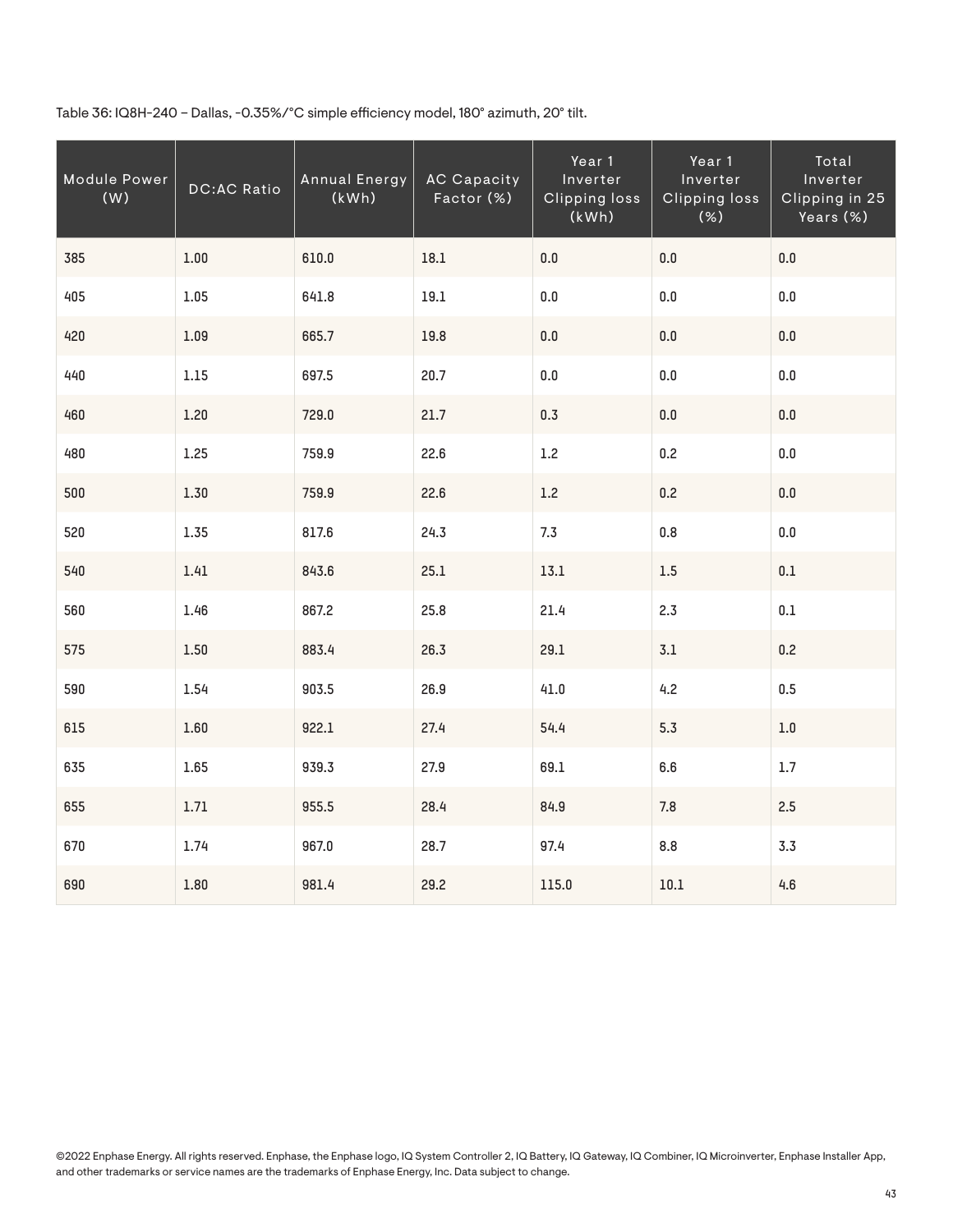Table 36: IQ8H-240 – Dallas, -0.35%/°C simple efficiency model, 180° azimuth, 20° tilt.

| Module Power (W) | DC:AC Ratio | Annual Energy (kWh) | AC Capacity Factor (%) | Year 1 Inverter Clipping loss (kWh) | Year 1 Inverter Clipping loss (%) | Total Inverter Clipping in 25 Years (%) |
|---|---|---|---|---|---|---|
| 385 | 1.00 | 610.0 | 18.1 | 0.0 | 0.0 | 0.0 |
| 405 | 1.05 | 641.8 | 19.1 | 0.0 | 0.0 | 0.0 |
| 420 | 1.09 | 665.7 | 19.8 | 0.0 | 0.0 | 0.0 |
| 440 | 1.15 | 697.5 | 20.7 | 0.0 | 0.0 | 0.0 |
| 460 | 1.20 | 729.0 | 21.7 | 0.3 | 0.0 | 0.0 |
| 480 | 1.25 | 759.9 | 22.6 | 1.2 | 0.2 | 0.0 |
| 500 | 1.30 | 759.9 | 22.6 | 1.2 | 0.2 | 0.0 |
| 520 | 1.35 | 817.6 | 24.3 | 7.3 | 0.8 | 0.0 |
| 540 | 1.41 | 843.6 | 25.1 | 13.1 | 1.5 | 0.1 |
| 560 | 1.46 | 867.2 | 25.8 | 21.4 | 2.3 | 0.1 |
| 575 | 1.50 | 883.4 | 26.3 | 29.1 | 3.1 | 0.2 |
| 590 | 1.54 | 903.5 | 26.9 | 41.0 | 4.2 | 0.5 |
| 615 | 1.60 | 922.1 | 27.4 | 54.4 | 5.3 | 1.0 |
| 635 | 1.65 | 939.3 | 27.9 | 69.1 | 6.6 | 1.7 |
| 655 | 1.71 | 955.5 | 28.4 | 84.9 | 7.8 | 2.5 |
| 670 | 1.74 | 967.0 | 28.7 | 97.4 | 8.8 | 3.3 |
| 690 | 1.80 | 981.4 | 29.2 | 115.0 | 10.1 | 4.6 |

©2022 Enphase Energy. All rights reserved. Enphase, the Enphase logo, IQ System Controller 2, IQ Battery, IQ Gateway, IQ Combiner, IQ Microinverter, Enphase Installer App, and other trademarks or service names are the trademarks of Enphase Energy, Inc. Data subject to change.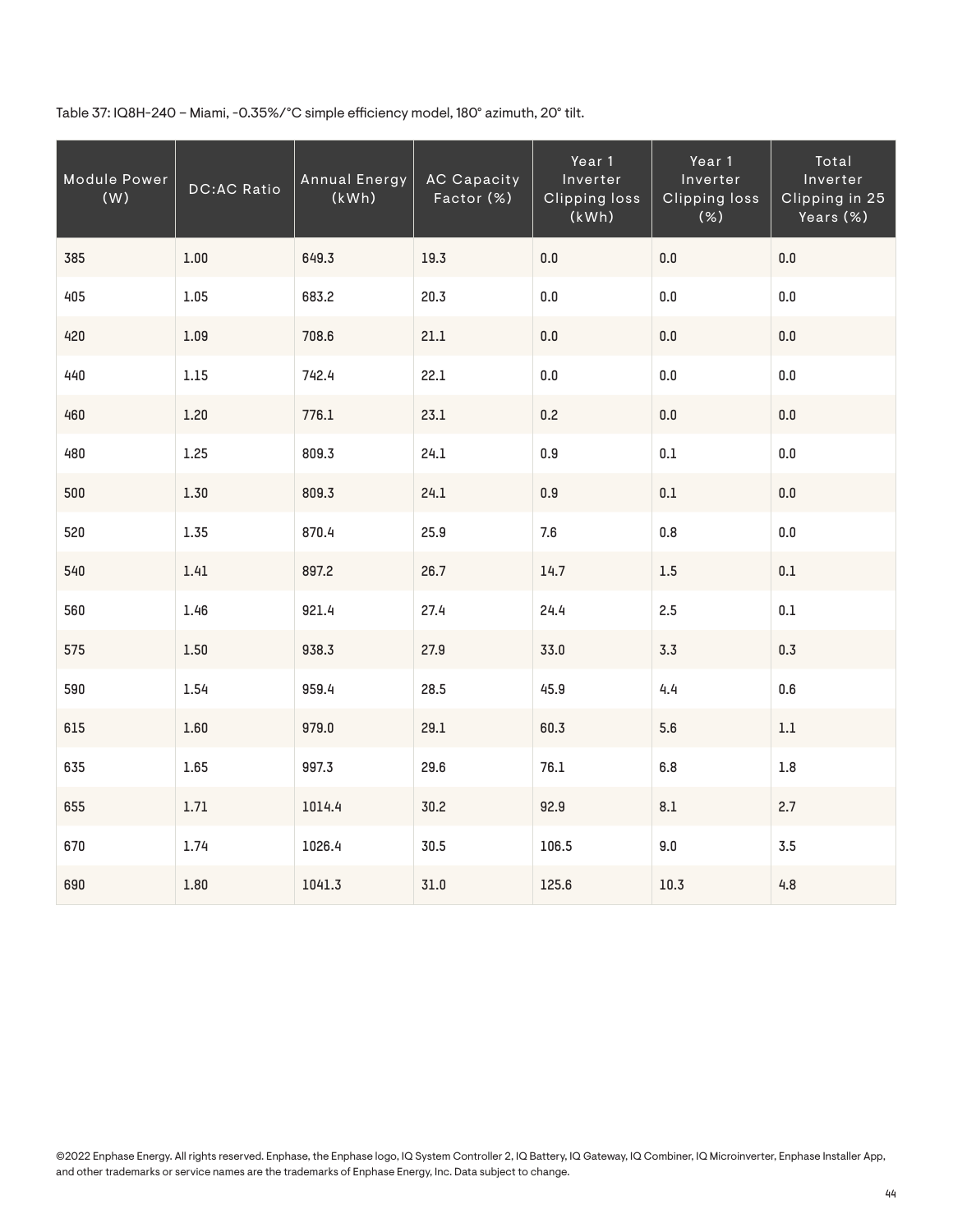Table 37: IQ8H-240 – Miami, -0.35%/°C simple efficiency model, 180° azimuth, 20° tilt.

| Module Power (W) | DC:AC Ratio | Annual Energy (kWh) | AC Capacity Factor (%) | Year 1 Inverter Clipping loss (kWh) | Year 1 Inverter Clipping loss (%) | Total Inverter Clipping in 25 Years (%) |
|---|---|---|---|---|---|---|
| 385 | 1.00 | 649.3 | 19.3 | 0.0 | 0.0 | 0.0 |
| 405 | 1.05 | 683.2 | 20.3 | 0.0 | 0.0 | 0.0 |
| 420 | 1.09 | 708.6 | 21.1 | 0.0 | 0.0 | 0.0 |
| 440 | 1.15 | 742.4 | 22.1 | 0.0 | 0.0 | 0.0 |
| 460 | 1.20 | 776.1 | 23.1 | 0.2 | 0.0 | 0.0 |
| 480 | 1.25 | 809.3 | 24.1 | 0.9 | 0.1 | 0.0 |
| 500 | 1.30 | 809.3 | 24.1 | 0.9 | 0.1 | 0.0 |
| 520 | 1.35 | 870.4 | 25.9 | 7.6 | 0.8 | 0.0 |
| 540 | 1.41 | 897.2 | 26.7 | 14.7 | 1.5 | 0.1 |
| 560 | 1.46 | 921.4 | 27.4 | 24.4 | 2.5 | 0.1 |
| 575 | 1.50 | 938.3 | 27.9 | 33.0 | 3.3 | 0.3 |
| 590 | 1.54 | 959.4 | 28.5 | 45.9 | 4.4 | 0.6 |
| 615 | 1.60 | 979.0 | 29.1 | 60.3 | 5.6 | 1.1 |
| 635 | 1.65 | 997.3 | 29.6 | 76.1 | 6.8 | 1.8 |
| 655 | 1.71 | 1014.4 | 30.2 | 92.9 | 8.1 | 2.7 |
| 670 | 1.74 | 1026.4 | 30.5 | 106.5 | 9.0 | 3.5 |
| 690 | 1.80 | 1041.3 | 31.0 | 125.6 | 10.3 | 4.8 |

©2022 Enphase Energy. All rights reserved. Enphase, the Enphase logo, IQ System Controller 2, IQ Battery, IQ Gateway, IQ Combiner, IQ Microinverter, Enphase Installer App, and other trademarks or service names are the trademarks of Enphase Energy, Inc. Data subject to change.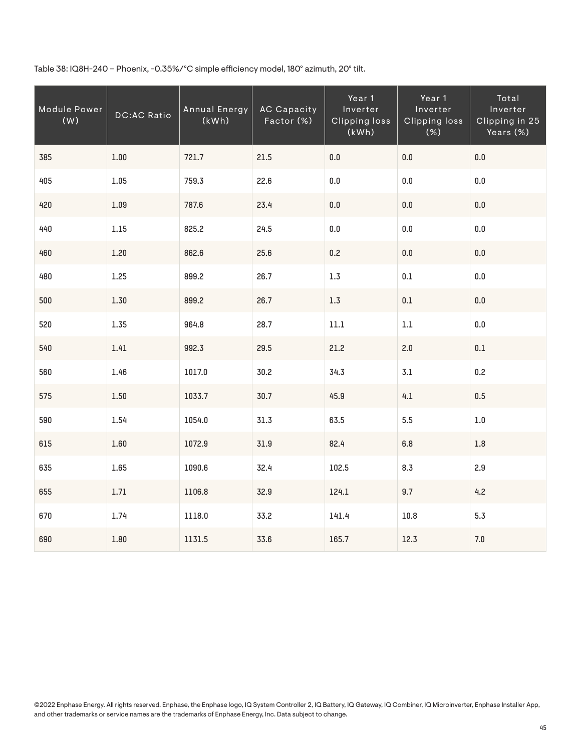Table 38: IQ8H-240 – Phoenix, -0.35%/°C simple efficiency model, 180° azimuth, 20° tilt.

| Module Power (W) | DC:AC Ratio | Annual Energy (kWh) | AC Capacity Factor (%) | Year 1 Inverter Clipping loss (kWh) | Year 1 Inverter Clipping loss (%) | Total Inverter Clipping in 25 Years (%) |
|---|---|---|---|---|---|---|
| 385 | 1.00 | 721.7 | 21.5 | 0.0 | 0.0 | 0.0 |
| 405 | 1.05 | 759.3 | 22.6 | 0.0 | 0.0 | 0.0 |
| 420 | 1.09 | 787.6 | 23.4 | 0.0 | 0.0 | 0.0 |
| 440 | 1.15 | 825.2 | 24.5 | 0.0 | 0.0 | 0.0 |
| 460 | 1.20 | 862.6 | 25.6 | 0.2 | 0.0 | 0.0 |
| 480 | 1.25 | 899.2 | 26.7 | 1.3 | 0.1 | 0.0 |
| 500 | 1.30 | 899.2 | 26.7 | 1.3 | 0.1 | 0.0 |
| 520 | 1.35 | 964.8 | 28.7 | 11.1 | 1.1 | 0.0 |
| 540 | 1.41 | 992.3 | 29.5 | 21.2 | 2.0 | 0.1 |
| 560 | 1.46 | 1017.0 | 30.2 | 34.3 | 3.1 | 0.2 |
| 575 | 1.50 | 1033.7 | 30.7 | 45.9 | 4.1 | 0.5 |
| 590 | 1.54 | 1054.0 | 31.3 | 63.5 | 5.5 | 1.0 |
| 615 | 1.60 | 1072.9 | 31.9 | 82.4 | 6.8 | 1.8 |
| 635 | 1.65 | 1090.6 | 32.4 | 102.5 | 8.3 | 2.9 |
| 655 | 1.71 | 1106.8 | 32.9 | 124.1 | 9.7 | 4.2 |
| 670 | 1.74 | 1118.0 | 33.2 | 141.4 | 10.8 | 5.3 |
| 690 | 1.80 | 1131.5 | 33.6 | 165.7 | 12.3 | 7.0 |

©2022 Enphase Energy. All rights reserved. Enphase, the Enphase logo, IQ System Controller 2, IQ Battery, IQ Gateway, IQ Combiner, IQ Microinverter, Enphase Installer App, and other trademarks or service names are the trademarks of Enphase Energy, Inc. Data subject to change.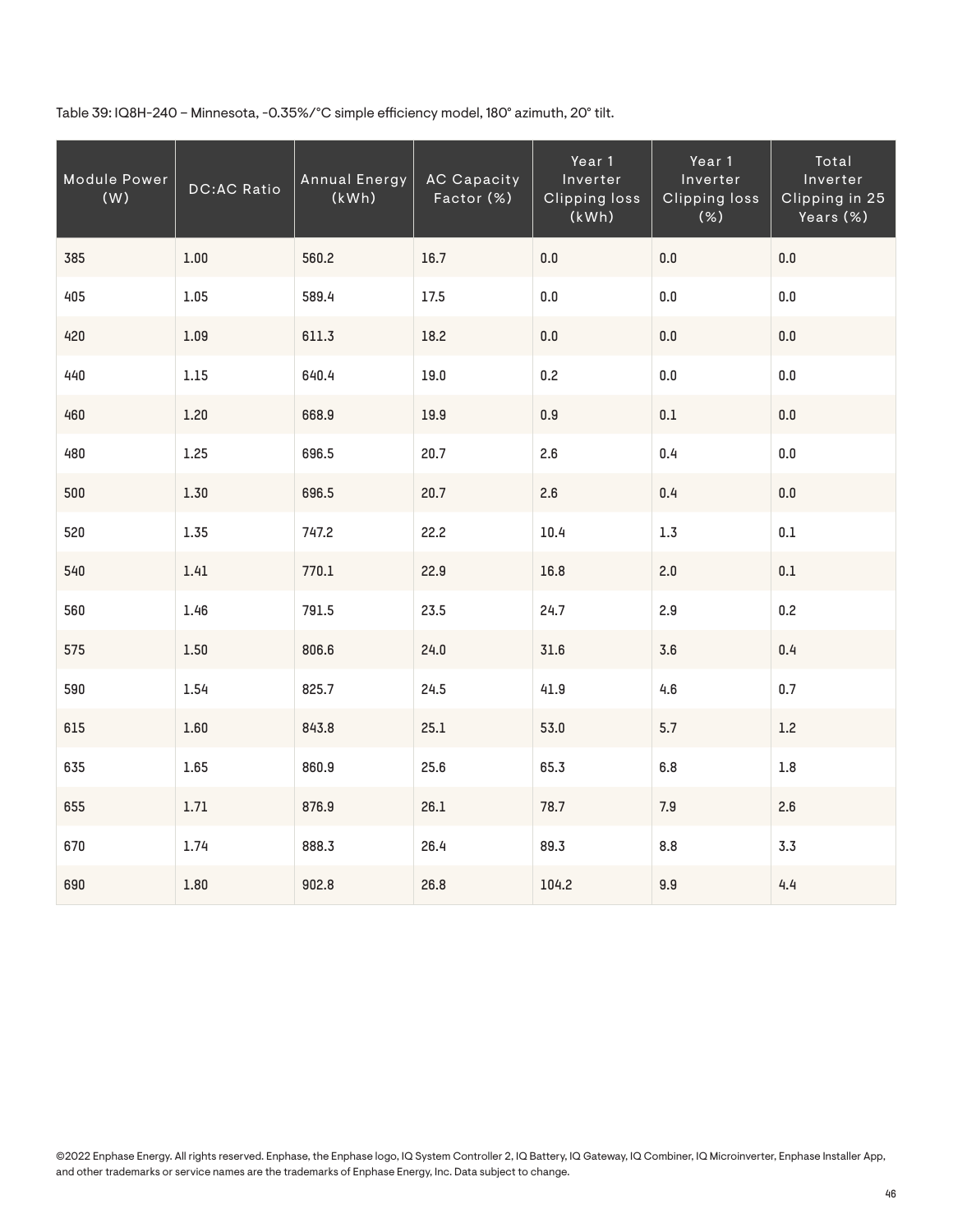Table 39: IQ8H-240 – Minnesota, -0.35%/°C simple efficiency model, 180° azimuth, 20° tilt.

| Module Power (W) | DC:AC Ratio | Annual Energy (kWh) | AC Capacity Factor (%) | Year 1 Inverter Clipping loss (kWh) | Year 1 Inverter Clipping loss (%) | Total Inverter Clipping in 25 Years (%) |
|---|---|---|---|---|---|---|
| 385 | 1.00 | 560.2 | 16.7 | 0.0 | 0.0 | 0.0 |
| 405 | 1.05 | 589.4 | 17.5 | 0.0 | 0.0 | 0.0 |
| 420 | 1.09 | 611.3 | 18.2 | 0.0 | 0.0 | 0.0 |
| 440 | 1.15 | 640.4 | 19.0 | 0.2 | 0.0 | 0.0 |
| 460 | 1.20 | 668.9 | 19.9 | 0.9 | 0.1 | 0.0 |
| 480 | 1.25 | 696.5 | 20.7 | 2.6 | 0.4 | 0.0 |
| 500 | 1.30 | 696.5 | 20.7 | 2.6 | 0.4 | 0.0 |
| 520 | 1.35 | 747.2 | 22.2 | 10.4 | 1.3 | 0.1 |
| 540 | 1.41 | 770.1 | 22.9 | 16.8 | 2.0 | 0.1 |
| 560 | 1.46 | 791.5 | 23.5 | 24.7 | 2.9 | 0.2 |
| 575 | 1.50 | 806.6 | 24.0 | 31.6 | 3.6 | 0.4 |
| 590 | 1.54 | 825.7 | 24.5 | 41.9 | 4.6 | 0.7 |
| 615 | 1.60 | 843.8 | 25.1 | 53.0 | 5.7 | 1.2 |
| 635 | 1.65 | 860.9 | 25.6 | 65.3 | 6.8 | 1.8 |
| 655 | 1.71 | 876.9 | 26.1 | 78.7 | 7.9 | 2.6 |
| 670 | 1.74 | 888.3 | 26.4 | 89.3 | 8.8 | 3.3 |
| 690 | 1.80 | 902.8 | 26.8 | 104.2 | 9.9 | 4.4 |

©2022 Enphase Energy. All rights reserved. Enphase, the Enphase logo, IQ System Controller 2, IQ Battery, IQ Gateway, IQ Combiner, IQ Microinverter, Enphase Installer App, and other trademarks or service names are the trademarks of Enphase Energy, Inc. Data subject to change.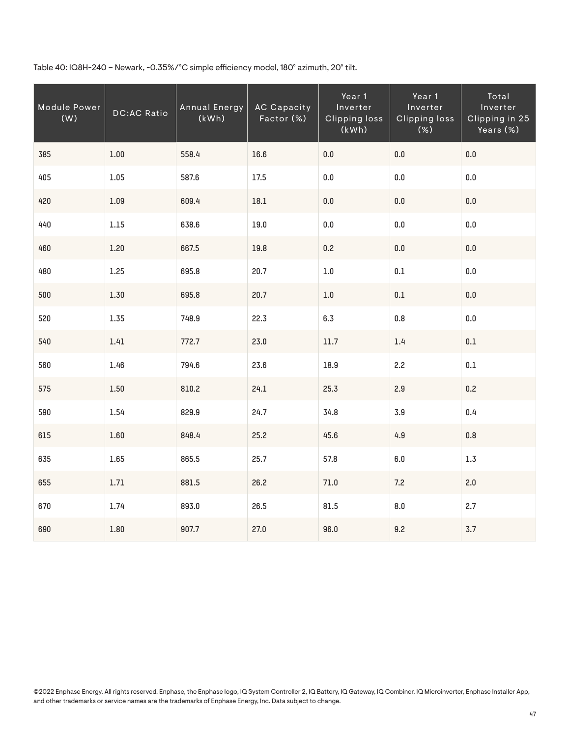Table 40: IQ8H-240 – Newark, -0.35%/°C simple efficiency model, 180° azimuth, 20° tilt.

| Module Power (W) | DC:AC Ratio | Annual Energy (kWh) | AC Capacity Factor (%) | Year 1 Inverter Clipping loss (kWh) | Year 1 Inverter Clipping loss (%) | Total Inverter Clipping in 25 Years (%) |
|---|---|---|---|---|---|---|
| 385 | 1.00 | 558.4 | 16.6 | 0.0 | 0.0 | 0.0 |
| 405 | 1.05 | 587.6 | 17.5 | 0.0 | 0.0 | 0.0 |
| 420 | 1.09 | 609.4 | 18.1 | 0.0 | 0.0 | 0.0 |
| 440 | 1.15 | 638.6 | 19.0 | 0.0 | 0.0 | 0.0 |
| 460 | 1.20 | 667.5 | 19.8 | 0.2 | 0.0 | 0.0 |
| 480 | 1.25 | 695.8 | 20.7 | 1.0 | 0.1 | 0.0 |
| 500 | 1.30 | 695.8 | 20.7 | 1.0 | 0.1 | 0.0 |
| 520 | 1.35 | 748.9 | 22.3 | 6.3 | 0.8 | 0.0 |
| 540 | 1.41 | 772.7 | 23.0 | 11.7 | 1.4 | 0.1 |
| 560 | 1.46 | 794.6 | 23.6 | 18.9 | 2.2 | 0.1 |
| 575 | 1.50 | 810.2 | 24.1 | 25.3 | 2.9 | 0.2 |
| 590 | 1.54 | 829.9 | 24.7 | 34.8 | 3.9 | 0.4 |
| 615 | 1.60 | 848.4 | 25.2 | 45.6 | 4.9 | 0.8 |
| 635 | 1.65 | 865.5 | 25.7 | 57.8 | 6.0 | 1.3 |
| 655 | 1.71 | 881.5 | 26.2 | 71.0 | 7.2 | 2.0 |
| 670 | 1.74 | 893.0 | 26.5 | 81.5 | 8.0 | 2.7 |
| 690 | 1.80 | 907.7 | 27.0 | 96.0 | 9.2 | 3.7 |

©2022 Enphase Energy. All rights reserved. Enphase, the Enphase logo, IQ System Controller 2, IQ Battery, IQ Gateway, IQ Combiner, IQ Microinverter, Enphase Installer App, and other trademarks or service names are the trademarks of Enphase Energy, Inc. Data subject to change.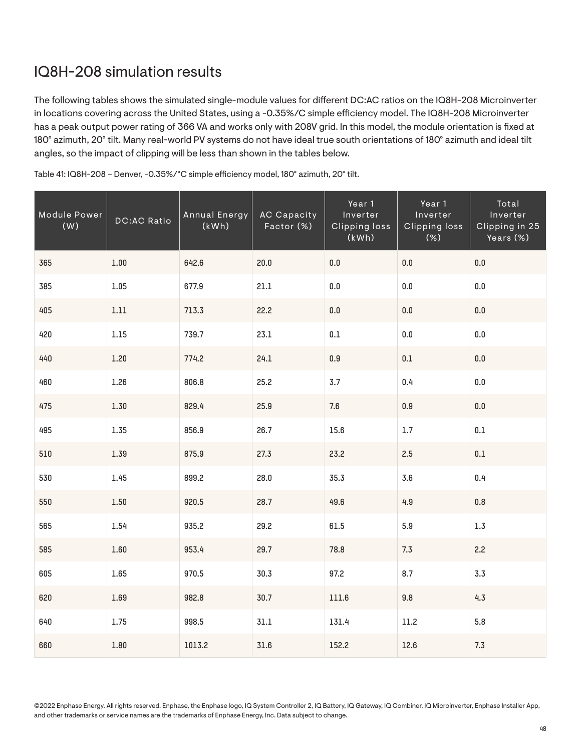## IQ8H-208 simulation results

The following tables shows the simulated single-module values for different DC:AC ratios on the IQ8H-208 Microinverter in locations covering across the United States, using a -0.35%/C simple efficiency model. The IQ8H-208 Microinverter has a peak output power rating of 366 VA and works only with 208V grid. In this model, the module orientation is fixed at 180° azimuth, 20° tilt. Many real-world PV systems do not have ideal true south orientations of 180° azimuth and ideal tilt angles, so the impact of clipping will be less than shown in the tables below.

Table 41: IQ8H-208 – Denver, -0.35%/°C simple efficiency model, 180° azimuth, 20° tilt.

| Module Power (W) | DC:AC Ratio | Annual Energy (kWh) | AC Capacity Factor (%) | Year 1 Inverter Clipping loss (kWh) | Year 1 Inverter Clipping loss (%) | Total Inverter Clipping in 25 Years (%) |
|---|---|---|---|---|---|---|
| 365 | 1.00 | 642.6 | 20.0 | 0.0 | 0.0 | 0.0 |
| 385 | 1.05 | 677.9 | 21.1 | 0.0 | 0.0 | 0.0 |
| 405 | 1.11 | 713.3 | 22.2 | 0.0 | 0.0 | 0.0 |
| 420 | 1.15 | 739.7 | 23.1 | 0.1 | 0.0 | 0.0 |
| 440 | 1.20 | 774.2 | 24.1 | 0.9 | 0.1 | 0.0 |
| 460 | 1.26 | 806.8 | 25.2 | 3.7 | 0.4 | 0.0 |
| 475 | 1.30 | 829.4 | 25.9 | 7.6 | 0.9 | 0.0 |
| 495 | 1.35 | 856.9 | 26.7 | 15.6 | 1.7 | 0.1 |
| 510 | 1.39 | 875.9 | 27.3 | 23.2 | 2.5 | 0.1 |
| 530 | 1.45 | 899.2 | 28.0 | 35.3 | 3.6 | 0.4 |
| 550 | 1.50 | 920.5 | 28.7 | 49.6 | 4.9 | 0.8 |
| 565 | 1.54 | 935.2 | 29.2 | 61.5 | 5.9 | 1.3 |
| 585 | 1.60 | 953.4 | 29.7 | 78.8 | 7.3 | 2.2 |
| 605 | 1.65 | 970.5 | 30.3 | 97.2 | 8.7 | 3.3 |
| 620 | 1.69 | 982.8 | 30.7 | 111.6 | 9.8 | 4.3 |
| 640 | 1.75 | 998.5 | 31.1 | 131.4 | 11.2 | 5.8 |
| 660 | 1.80 | 1013.2 | 31.6 | 152.2 | 12.6 | 7.3 |

©2022 Enphase Energy. All rights reserved. Enphase, the Enphase logo, IQ System Controller 2, IQ Battery, IQ Gateway, IQ Combiner, IQ Microinverter, Enphase Installer App, and other trademarks or service names are the trademarks of Enphase Energy, Inc. Data subject to change.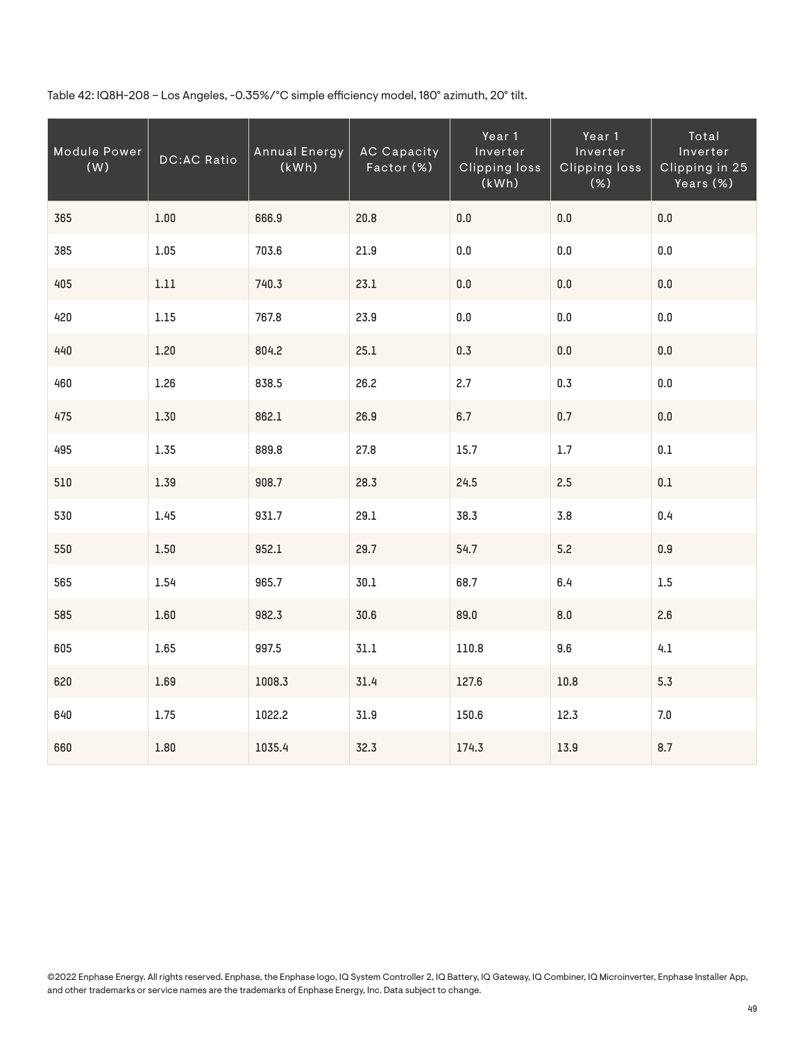Table 42: IQ8H-208 – Los Angeles, -0.35%/°C simple efficiency model, 180° azimuth, 20° tilt.

| Module Power (W) | DC:AC Ratio | Annual Energy (kWh) | AC Capacity Factor (%) | Year 1 Inverter Clipping loss (kWh) | Year 1 Inverter Clipping loss (%) | Total Inverter Clipping in 25 Years (%) |
|---|---|---|---|---|---|---|
| 365 | 1.00 | 666.9 | 20.8 | 0.0 | 0.0 | 0.0 |
| 385 | 1.05 | 703.6 | 21.9 | 0.0 | 0.0 | 0.0 |
| 405 | 1.11 | 740.3 | 23.1 | 0.0 | 0.0 | 0.0 |
| 420 | 1.15 | 767.8 | 23.9 | 0.0 | 0.0 | 0.0 |
| 440 | 1.20 | 804.2 | 25.1 | 0.3 | 0.0 | 0.0 |
| 460 | 1.26 | 838.5 | 26.2 | 2.7 | 0.3 | 0.0 |
| 475 | 1.30 | 862.1 | 26.9 | 6.7 | 0.7 | 0.0 |
| 495 | 1.35 | 889.8 | 27.8 | 15.7 | 1.7 | 0.1 |
| 510 | 1.39 | 908.7 | 28.3 | 24.5 | 2.5 | 0.1 |
| 530 | 1.45 | 931.7 | 29.1 | 38.3 | 3.8 | 0.4 |
| 550 | 1.50 | 952.1 | 29.7 | 54.7 | 5.2 | 0.9 |
| 565 | 1.54 | 965.7 | 30.1 | 68.7 | 6.4 | 1.5 |
| 585 | 1.60 | 982.3 | 30.6 | 89.0 | 8.0 | 2.6 |
| 605 | 1.65 | 997.5 | 31.1 | 110.8 | 9.6 | 4.1 |
| 620 | 1.69 | 1008.3 | 31.4 | 127.6 | 10.8 | 5.3 |
| 640 | 1.75 | 1022.2 | 31.9 | 150.6 | 12.3 | 7.0 |
| 660 | 1.80 | 1035.4 | 32.3 | 174.3 | 13.9 | 8.7 |

©2022 Enphase Energy. All rights reserved. Enphase, the Enphase logo, IQ System Controller 2, IQ Battery, IQ Gateway, IQ Combiner, IQ Microinverter, Enphase Installer App, and other trademarks or service names are the trademarks of Enphase Energy, Inc. Data subject to change.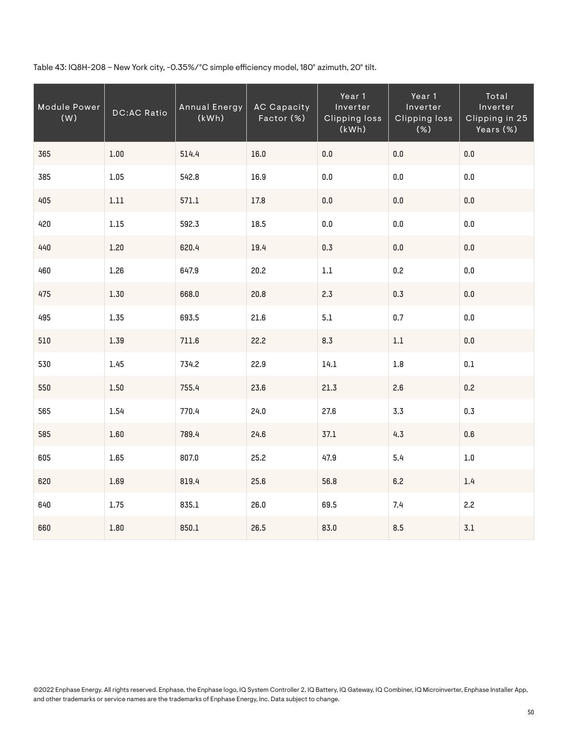Table 43: IQ8H-208 – New York city, -0.35%/°C simple efficiency model, 180° azimuth, 20° tilt.

| Module Power (W) | DC:AC Ratio | Annual Energy (kWh) | AC Capacity Factor (%) | Year 1 Inverter Clipping loss (kWh) | Year 1 Inverter Clipping loss (%) | Total Inverter Clipping in 25 Years (%) |
|---|---|---|---|---|---|---|
| 365 | 1.00 | 514.4 | 16.0 | 0.0 | 0.0 | 0.0 |
| 385 | 1.05 | 542.8 | 16.9 | 0.0 | 0.0 | 0.0 |
| 405 | 1.11 | 571.1 | 17.8 | 0.0 | 0.0 | 0.0 |
| 420 | 1.15 | 592.3 | 18.5 | 0.0 | 0.0 | 0.0 |
| 440 | 1.20 | 620.4 | 19.4 | 0.3 | 0.0 | 0.0 |
| 460 | 1.26 | 647.9 | 20.2 | 1.1 | 0.2 | 0.0 |
| 475 | 1.30 | 668.0 | 20.8 | 2.3 | 0.3 | 0.0 |
| 495 | 1.35 | 693.5 | 21.6 | 5.1 | 0.7 | 0.0 |
| 510 | 1.39 | 711.6 | 22.2 | 8.3 | 1.1 | 0.0 |
| 530 | 1.45 | 734.2 | 22.9 | 14.1 | 1.8 | 0.1 |
| 550 | 1.50 | 755.4 | 23.6 | 21.3 | 2.6 | 0.2 |
| 565 | 1.54 | 770.4 | 24.0 | 27.6 | 3.3 | 0.3 |
| 585 | 1.60 | 789.4 | 24.6 | 37.1 | 4.3 | 0.6 |
| 605 | 1.65 | 807.0 | 25.2 | 47.9 | 5.4 | 1.0 |
| 620 | 1.69 | 819.4 | 25.6 | 56.8 | 6.2 | 1.4 |
| 640 | 1.75 | 835.1 | 26.0 | 69.5 | 7.4 | 2.2 |
| 660 | 1.80 | 850.1 | 26.5 | 83.0 | 8.5 | 3.1 |

©2022 Enphase Energy. All rights reserved. Enphase, the Enphase logo, IQ System Controller 2, IQ Battery, IQ Gateway, IQ Combiner, IQ Microinverter, Enphase Installer App, and other trademarks or service names are the trademarks of Enphase Energy, Inc. Data subject to change.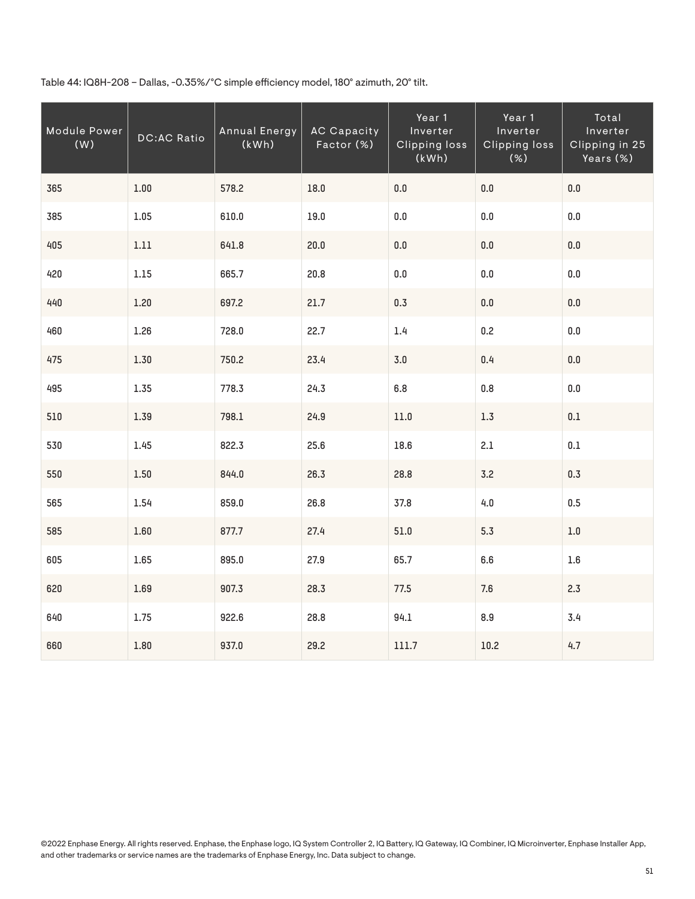Table 44: IQ8H-208 – Dallas, -0.35%/°C simple efficiency model, 180° azimuth, 20° tilt.

| Module Power (W) | DC:AC Ratio | Annual Energy (kWh) | AC Capacity Factor (%) | Year 1 Inverter Clipping loss (kWh) | Year 1 Inverter Clipping loss (%) | Total Inverter Clipping in 25 Years (%) |
|---|---|---|---|---|---|---|
| 365 | 1.00 | 578.2 | 18.0 | 0.0 | 0.0 | 0.0 |
| 385 | 1.05 | 610.0 | 19.0 | 0.0 | 0.0 | 0.0 |
| 405 | 1.11 | 641.8 | 20.0 | 0.0 | 0.0 | 0.0 |
| 420 | 1.15 | 665.7 | 20.8 | 0.0 | 0.0 | 0.0 |
| 440 | 1.20 | 697.2 | 21.7 | 0.3 | 0.0 | 0.0 |
| 460 | 1.26 | 728.0 | 22.7 | 1.4 | 0.2 | 0.0 |
| 475 | 1.30 | 750.2 | 23.4 | 3.0 | 0.4 | 0.0 |
| 495 | 1.35 | 778.3 | 24.3 | 6.8 | 0.8 | 0.0 |
| 510 | 1.39 | 798.1 | 24.9 | 11.0 | 1.3 | 0.1 |
| 530 | 1.45 | 822.3 | 25.6 | 18.6 | 2.1 | 0.1 |
| 550 | 1.50 | 844.0 | 26.3 | 28.8 | 3.2 | 0.3 |
| 565 | 1.54 | 859.0 | 26.8 | 37.8 | 4.0 | 0.5 |
| 585 | 1.60 | 877.7 | 27.4 | 51.0 | 5.3 | 1.0 |
| 605 | 1.65 | 895.0 | 27.9 | 65.7 | 6.6 | 1.6 |
| 620 | 1.69 | 907.3 | 28.3 | 77.5 | 7.6 | 2.3 |
| 640 | 1.75 | 922.6 | 28.8 | 94.1 | 8.9 | 3.4 |
| 660 | 1.80 | 937.0 | 29.2 | 111.7 | 10.2 | 4.7 |

©2022 Enphase Energy. All rights reserved. Enphase, the Enphase logo, IQ System Controller 2, IQ Battery, IQ Gateway, IQ Combiner, IQ Microinverter, Enphase Installer App, and other trademarks or service names are the trademarks of Enphase Energy, Inc. Data subject to change.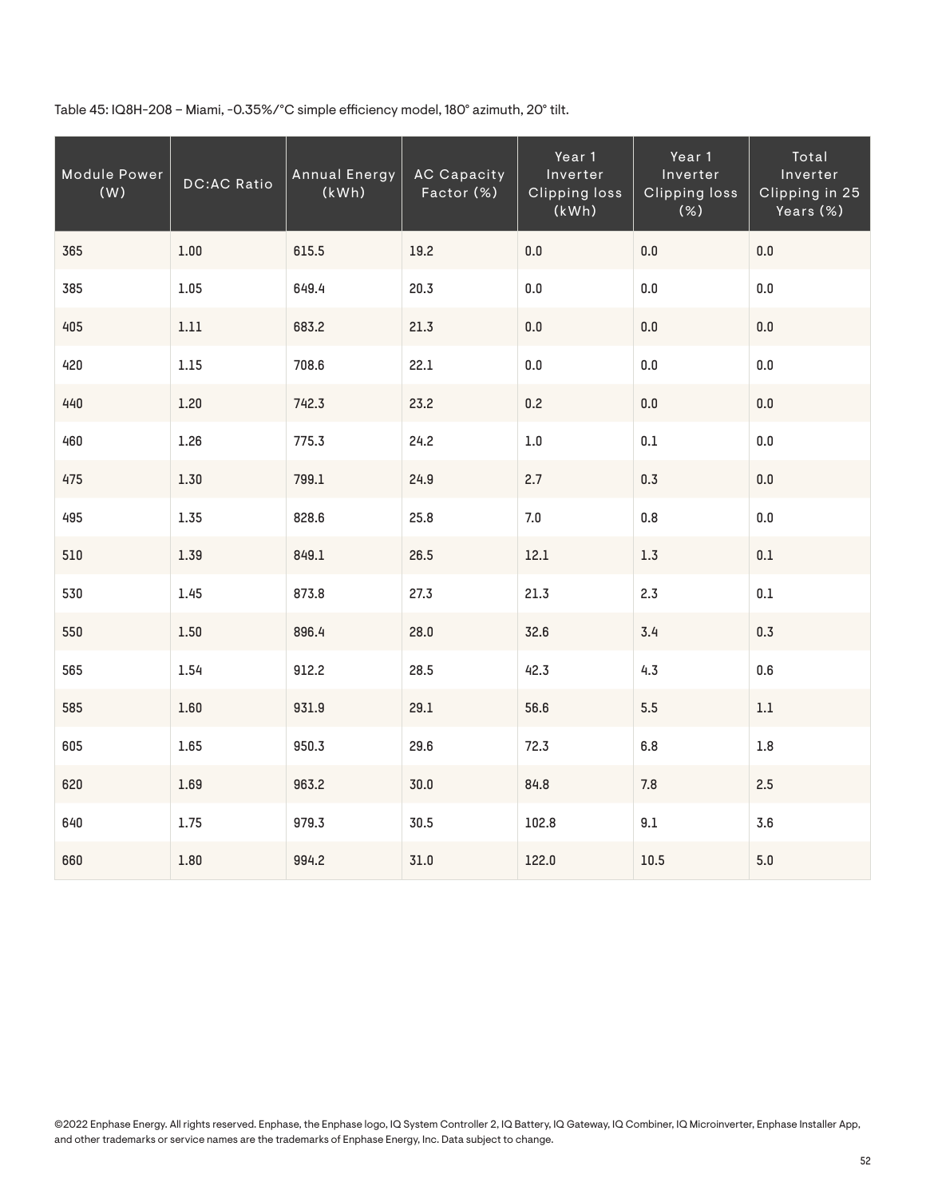Table 45: IQ8H-208 – Miami, -0.35%/°C simple efficiency model, 180° azimuth, 20° tilt.

| Module Power (W) | DC:AC Ratio | Annual Energy (kWh) | AC Capacity Factor (%) | Year 1 Inverter Clipping loss (kWh) | Year 1 Inverter Clipping loss (%) | Total Inverter Clipping in 25 Years (%) |
|---|---|---|---|---|---|---|
| 365 | 1.00 | 615.5 | 19.2 | 0.0 | 0.0 | 0.0 |
| 385 | 1.05 | 649.4 | 20.3 | 0.0 | 0.0 | 0.0 |
| 405 | 1.11 | 683.2 | 21.3 | 0.0 | 0.0 | 0.0 |
| 420 | 1.15 | 708.6 | 22.1 | 0.0 | 0.0 | 0.0 |
| 440 | 1.20 | 742.3 | 23.2 | 0.2 | 0.0 | 0.0 |
| 460 | 1.26 | 775.3 | 24.2 | 1.0 | 0.1 | 0.0 |
| 475 | 1.30 | 799.1 | 24.9 | 2.7 | 0.3 | 0.0 |
| 495 | 1.35 | 828.6 | 25.8 | 7.0 | 0.8 | 0.0 |
| 510 | 1.39 | 849.1 | 26.5 | 12.1 | 1.3 | 0.1 |
| 530 | 1.45 | 873.8 | 27.3 | 21.3 | 2.3 | 0.1 |
| 550 | 1.50 | 896.4 | 28.0 | 32.6 | 3.4 | 0.3 |
| 565 | 1.54 | 912.2 | 28.5 | 42.3 | 4.3 | 0.6 |
| 585 | 1.60 | 931.9 | 29.1 | 56.6 | 5.5 | 1.1 |
| 605 | 1.65 | 950.3 | 29.6 | 72.3 | 6.8 | 1.8 |
| 620 | 1.69 | 963.2 | 30.0 | 84.8 | 7.8 | 2.5 |
| 640 | 1.75 | 979.3 | 30.5 | 102.8 | 9.1 | 3.6 |
| 660 | 1.80 | 994.2 | 31.0 | 122.0 | 10.5 | 5.0 |

©2022 Enphase Energy. All rights reserved. Enphase, the Enphase logo, IQ System Controller 2, IQ Battery, IQ Gateway, IQ Combiner, IQ Microinverter, Enphase Installer App, and other trademarks or service names are the trademarks of Enphase Energy, Inc. Data subject to change.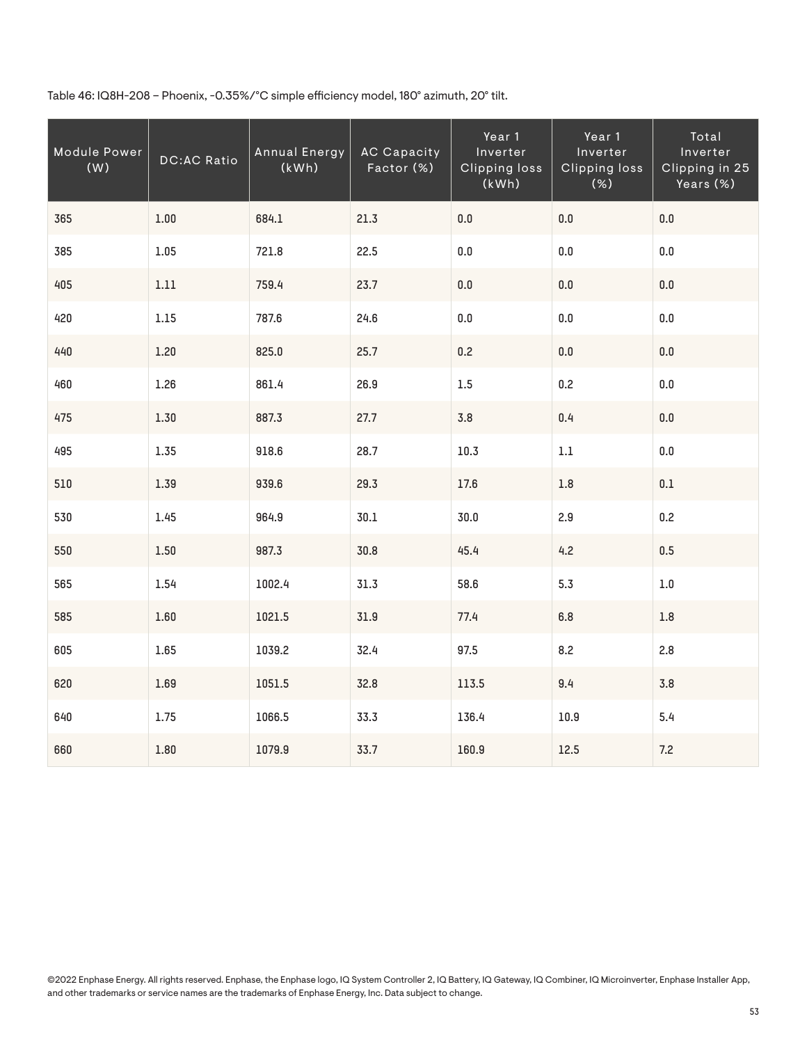Table 46: IQ8H-208 – Phoenix, -0.35%/°C simple efficiency model, 180° azimuth, 20° tilt.

| Module Power (W) | DC:AC Ratio | Annual Energy (kWh) | AC Capacity Factor (%) | Year 1 Inverter Clipping loss (kWh) | Year 1 Inverter Clipping loss (%) | Total Inverter Clipping in 25 Years (%) |
|---|---|---|---|---|---|---|
| 365 | 1.00 | 684.1 | 21.3 | 0.0 | 0.0 | 0.0 |
| 385 | 1.05 | 721.8 | 22.5 | 0.0 | 0.0 | 0.0 |
| 405 | 1.11 | 759.4 | 23.7 | 0.0 | 0.0 | 0.0 |
| 420 | 1.15 | 787.6 | 24.6 | 0.0 | 0.0 | 0.0 |
| 440 | 1.20 | 825.0 | 25.7 | 0.2 | 0.0 | 0.0 |
| 460 | 1.26 | 861.4 | 26.9 | 1.5 | 0.2 | 0.0 |
| 475 | 1.30 | 887.3 | 27.7 | 3.8 | 0.4 | 0.0 |
| 495 | 1.35 | 918.6 | 28.7 | 10.3 | 1.1 | 0.0 |
| 510 | 1.39 | 939.6 | 29.3 | 17.6 | 1.8 | 0.1 |
| 530 | 1.45 | 964.9 | 30.1 | 30.0 | 2.9 | 0.2 |
| 550 | 1.50 | 987.3 | 30.8 | 45.4 | 4.2 | 0.5 |
| 565 | 1.54 | 1002.4 | 31.3 | 58.6 | 5.3 | 1.0 |
| 585 | 1.60 | 1021.5 | 31.9 | 77.4 | 6.8 | 1.8 |
| 605 | 1.65 | 1039.2 | 32.4 | 97.5 | 8.2 | 2.8 |
| 620 | 1.69 | 1051.5 | 32.8 | 113.5 | 9.4 | 3.8 |
| 640 | 1.75 | 1066.5 | 33.3 | 136.4 | 10.9 | 5.4 |
| 660 | 1.80 | 1079.9 | 33.7 | 160.9 | 12.5 | 7.2 |

©2022 Enphase Energy. All rights reserved. Enphase, the Enphase logo, IQ System Controller 2, IQ Battery, IQ Gateway, IQ Combiner, IQ Microinverter, Enphase Installer App, and other trademarks or service names are the trademarks of Enphase Energy, Inc. Data subject to change.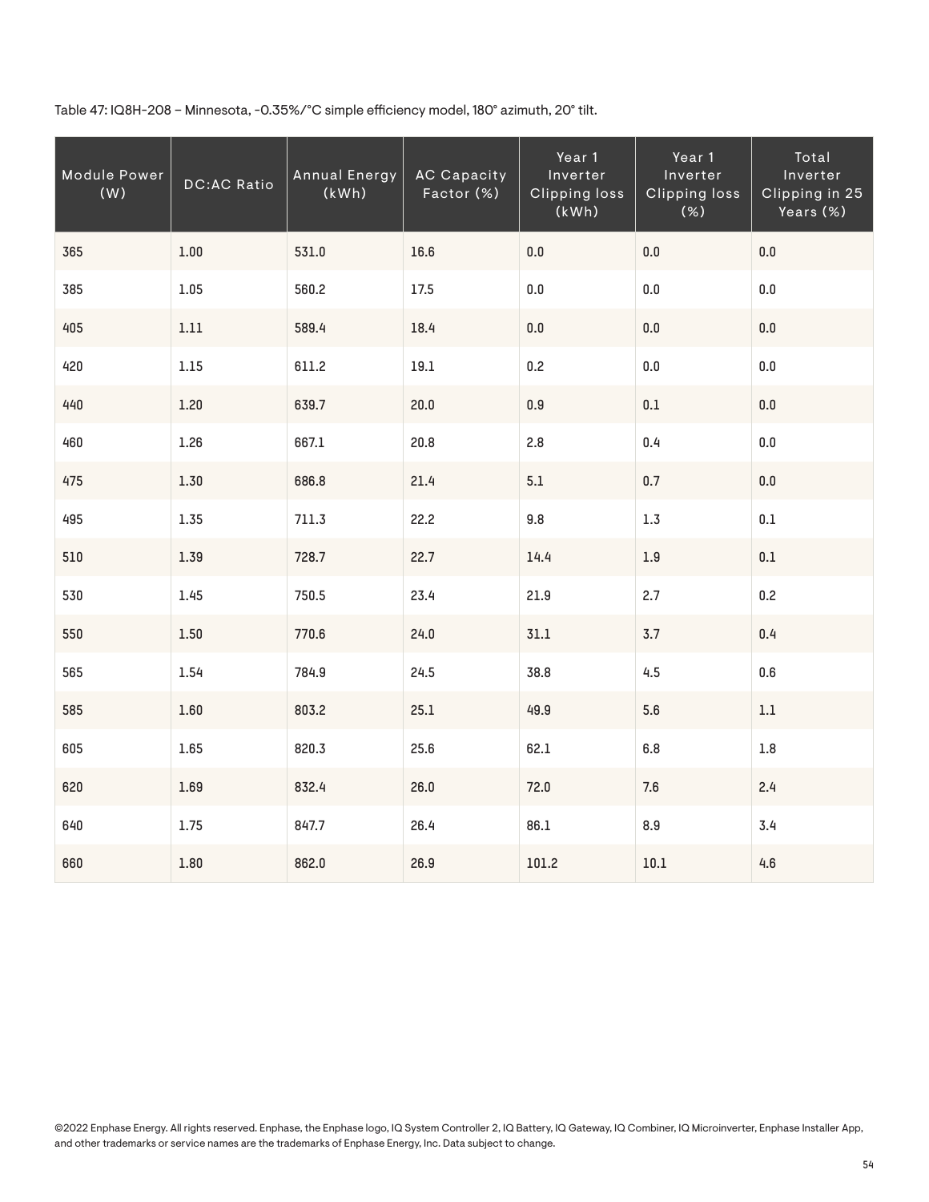Table 47: IQ8H-208 – Minnesota, -0.35%/°C simple efficiency model, 180° azimuth, 20° tilt.

| Module Power (W) | DC:AC Ratio | Annual Energy (kWh) | AC Capacity Factor (%) | Year 1 Inverter Clipping loss (kWh) | Year 1 Inverter Clipping loss (%) | Total Inverter Clipping in 25 Years (%) |
|---|---|---|---|---|---|---|
| 365 | 1.00 | 531.0 | 16.6 | 0.0 | 0.0 | 0.0 |
| 385 | 1.05 | 560.2 | 17.5 | 0.0 | 0.0 | 0.0 |
| 405 | 1.11 | 589.4 | 18.4 | 0.0 | 0.0 | 0.0 |
| 420 | 1.15 | 611.2 | 19.1 | 0.2 | 0.0 | 0.0 |
| 440 | 1.20 | 639.7 | 20.0 | 0.9 | 0.1 | 0.0 |
| 460 | 1.26 | 667.1 | 20.8 | 2.8 | 0.4 | 0.0 |
| 475 | 1.30 | 686.8 | 21.4 | 5.1 | 0.7 | 0.0 |
| 495 | 1.35 | 711.3 | 22.2 | 9.8 | 1.3 | 0.1 |
| 510 | 1.39 | 728.7 | 22.7 | 14.4 | 1.9 | 0.1 |
| 530 | 1.45 | 750.5 | 23.4 | 21.9 | 2.7 | 0.2 |
| 550 | 1.50 | 770.6 | 24.0 | 31.1 | 3.7 | 0.4 |
| 565 | 1.54 | 784.9 | 24.5 | 38.8 | 4.5 | 0.6 |
| 585 | 1.60 | 803.2 | 25.1 | 49.9 | 5.6 | 1.1 |
| 605 | 1.65 | 820.3 | 25.6 | 62.1 | 6.8 | 1.8 |
| 620 | 1.69 | 832.4 | 26.0 | 72.0 | 7.6 | 2.4 |
| 640 | 1.75 | 847.7 | 26.4 | 86.1 | 8.9 | 3.4 |
| 660 | 1.80 | 862.0 | 26.9 | 101.2 | 10.1 | 4.6 |

©2022 Enphase Energy. All rights reserved. Enphase, the Enphase logo, IQ System Controller 2, IQ Battery, IQ Gateway, IQ Combiner, IQ Microinverter, Enphase Installer App, and other trademarks or service names are the trademarks of Enphase Energy, Inc. Data subject to change.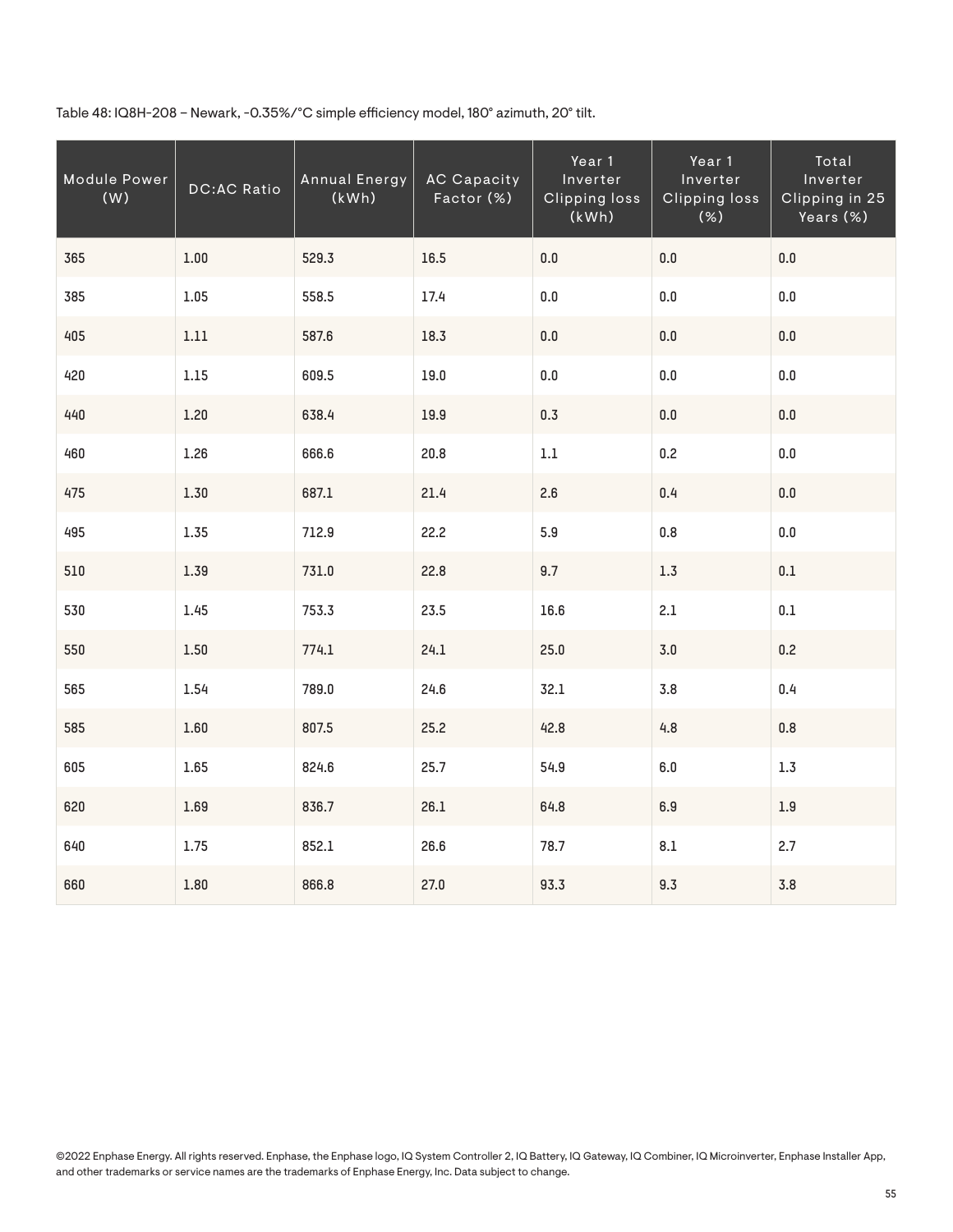Table 48: IQ8H-208 – Newark, -0.35%/°C simple efficiency model, 180° azimuth, 20° tilt.

| Module Power (W) | DC:AC Ratio | Annual Energy (kWh) | AC Capacity Factor (%) | Year 1 Inverter Clipping loss (kWh) | Year 1 Inverter Clipping loss (%) | Total Inverter Clipping in 25 Years (%) |
|---|---|---|---|---|---|---|
| 365 | 1.00 | 529.3 | 16.5 | 0.0 | 0.0 | 0.0 |
| 385 | 1.05 | 558.5 | 17.4 | 0.0 | 0.0 | 0.0 |
| 405 | 1.11 | 587.6 | 18.3 | 0.0 | 0.0 | 0.0 |
| 420 | 1.15 | 609.5 | 19.0 | 0.0 | 0.0 | 0.0 |
| 440 | 1.20 | 638.4 | 19.9 | 0.3 | 0.0 | 0.0 |
| 460 | 1.26 | 666.6 | 20.8 | 1.1 | 0.2 | 0.0 |
| 475 | 1.30 | 687.1 | 21.4 | 2.6 | 0.4 | 0.0 |
| 495 | 1.35 | 712.9 | 22.2 | 5.9 | 0.8 | 0.0 |
| 510 | 1.39 | 731.0 | 22.8 | 9.7 | 1.3 | 0.1 |
| 530 | 1.45 | 753.3 | 23.5 | 16.6 | 2.1 | 0.1 |
| 550 | 1.50 | 774.1 | 24.1 | 25.0 | 3.0 | 0.2 |
| 565 | 1.54 | 789.0 | 24.6 | 32.1 | 3.8 | 0.4 |
| 585 | 1.60 | 807.5 | 25.2 | 42.8 | 4.8 | 0.8 |
| 605 | 1.65 | 824.6 | 25.7 | 54.9 | 6.0 | 1.3 |
| 620 | 1.69 | 836.7 | 26.1 | 64.8 | 6.9 | 1.9 |
| 640 | 1.75 | 852.1 | 26.6 | 78.7 | 8.1 | 2.7 |
| 660 | 1.80 | 866.8 | 27.0 | 93.3 | 9.3 | 3.8 |

©2022 Enphase Energy. All rights reserved. Enphase, the Enphase logo, IQ System Controller 2, IQ Battery, IQ Gateway, IQ Combiner, IQ Microinverter, Enphase Installer App, and other trademarks or service names are the trademarks of Enphase Energy, Inc. Data subject to change.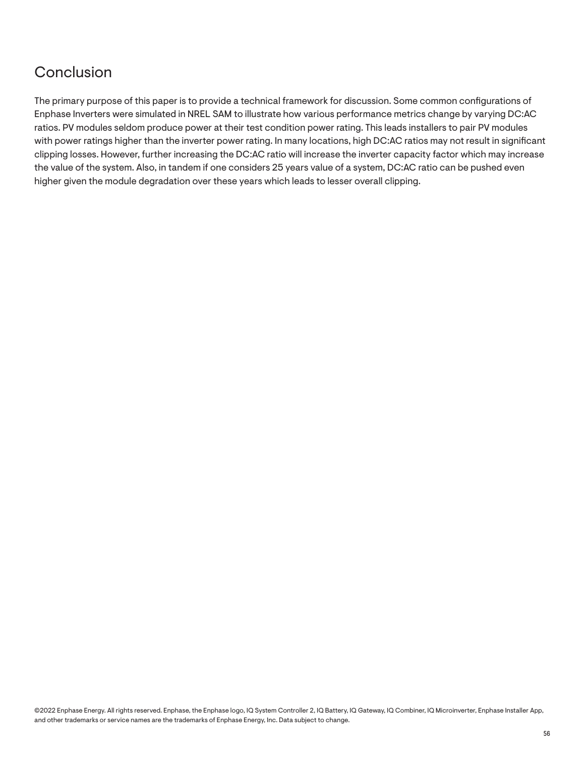## Conclusion

The primary purpose of this paper is to provide a technical framework for discussion. Some common configurations of Enphase Inverters were simulated in NREL SAM to illustrate how various performance metrics change by varying DC:AC ratios. PV modules seldom produce power at their test condition power rating. This leads installers to pair PV modules with power ratings higher than the inverter power rating. In many locations, high DC:AC ratios may not result in significant clipping losses. However, further increasing the DC:AC ratio will increase the inverter capacity factor which may increase the value of the system. Also, in tandem if one considers 25 years value of a system, DC:AC ratio can be pushed even higher given the module degradation over these years which leads to lesser overall clipping.

©2022 Enphase Energy. All rights reserved. Enphase, the Enphase logo, IQ System Controller 2, IQ Battery, IQ Gateway, IQ Combiner, IQ Microinverter, Enphase Installer App, and other trademarks or service names are the trademarks of Enphase Energy, Inc. Data subject to change.